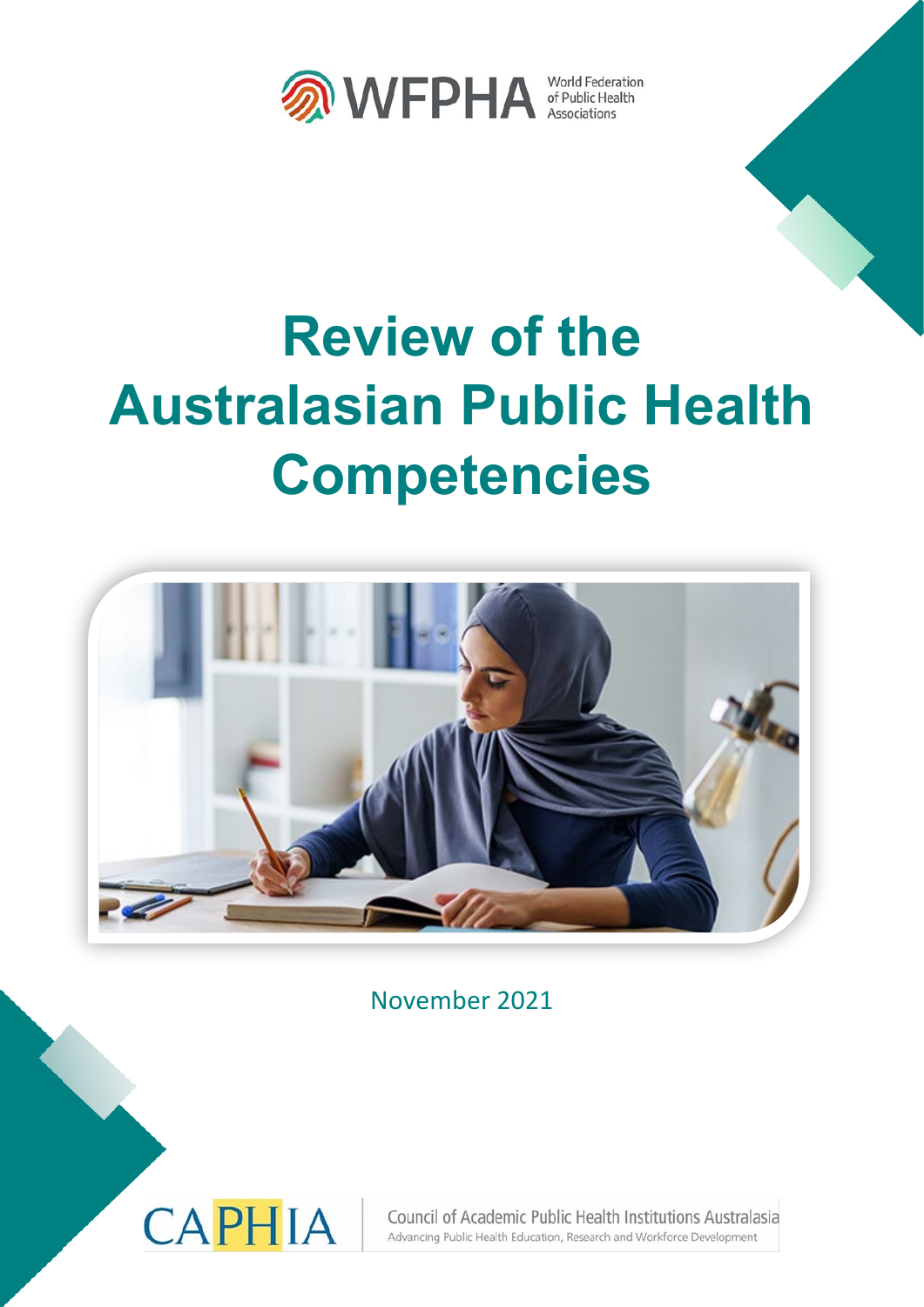WFPHA World Federation of Public Health Associations

# Review of the Australasian Public Health Competencies

November 2021

CAPHIA Council of Academic Public Health Institutions Australasia

Advancing Public Health Education, Research and Workforce Development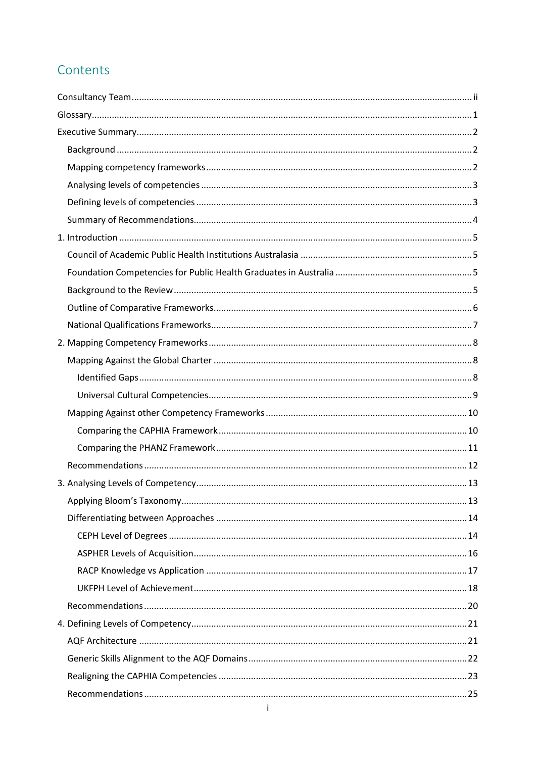# Contents

Consultancy Team ........ ii

Glossary ........ 1

Executive Summary ........ 2

- Background ........ 2
- Mapping competency frameworks ........ 2
- Analysing levels of competencies ........ 3
- Defining levels of competencies ........ 3
- Summary of Recommendations ........ 4

1. Introduction ........ 5
   - Council of Academic Public Health Institutions Australasia ........ 5
   - Foundation Competencies for Public Health Graduates in Australia ........ 5
   - Background to the Review ........ 5
   - Outline of Comparative Frameworks ........ 6
   - National Qualifications Frameworks ........ 7
2. Mapping Competency Frameworks ........ 8
   - Mapping Against the Global Charter ........ 8
     - Identified Gaps ........ 8
     - Universal Cultural Competencies ........ 9
   - Mapping Against other Competency Frameworks ........ 10
     - Comparing the CAPHIA Framework ........ 10
     - Comparing the PHANZ Framework ........ 11
   - Recommendations ........ 12
3. Analysing Levels of Competency ........ 13
   - Applying Bloom's Taxonomy ........ 13
   - Differentiating between Approaches ........ 14
     - CEPH Level of Degrees ........ 14
     - ASPHER Levels of Acquisition ........ 16
     - RACP Knowledge vs Application ........ 17
     - UKFPH Level of Achievement ........ 18
   - Recommendations ........ 20
4. Defining Levels of Competency ........ 21
   - AQF Architecture ........ 21
   - Generic Skills Alignment to the AQF Domains ........ 22
   - Realigning the CAPHIA Competencies ........ 23
   - Recommendations ........ 25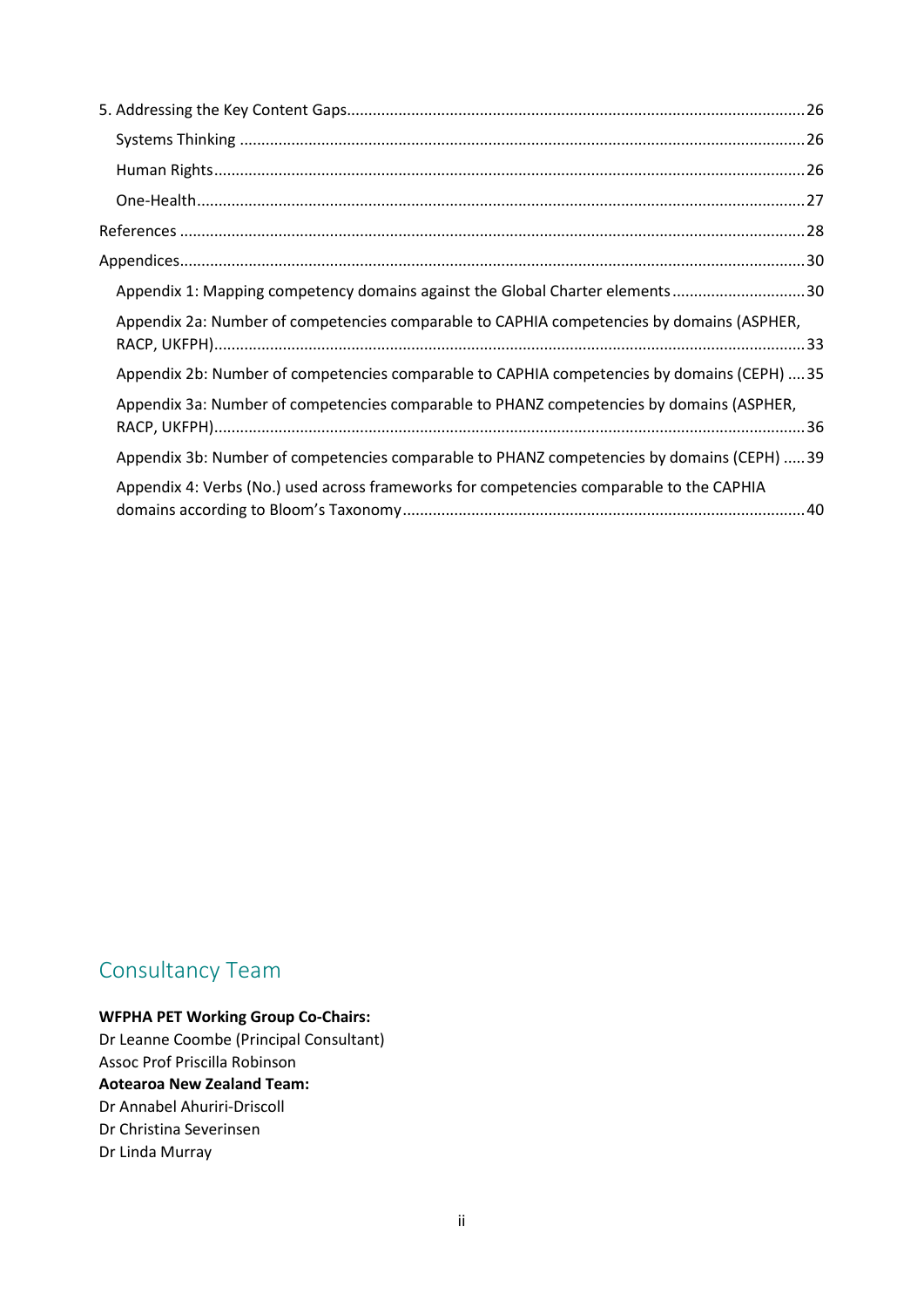5. Addressing the Key Content Gaps....26

- Systems Thinking....26
- Human Rights....26
- One-Health....27

References....28

Appendices....30

- Appendix 1: Mapping competency domains against the Global Charter elements....30
- Appendix 2a: Number of competencies comparable to CAPHIA competencies by domains (ASPHER, RACP, UKFPH)....33
- Appendix 2b: Number of competencies comparable to CAPHIA competencies by domains (CEPH)....35
- Appendix 3a: Number of competencies comparable to PHANZ competencies by domains (ASPHER, RACP, UKFPH)....36
- Appendix 3b: Number of competencies comparable to PHANZ competencies by domains (CEPH)....39
- Appendix 4: Verbs (No.) used across frameworks for competencies comparable to the CAPHIA domains according to Bloom's Taxonomy....40

## Consultancy Team

**WFPHA PET Working Group Co-Chairs:**
Dr Leanne Coombe (Principal Consultant)
Assoc Prof Priscilla Robinson
**Aotearoa New Zealand Team:**
Dr Annabel Ahuriri-Driscoll
Dr Christina Severinsen
Dr Linda Murray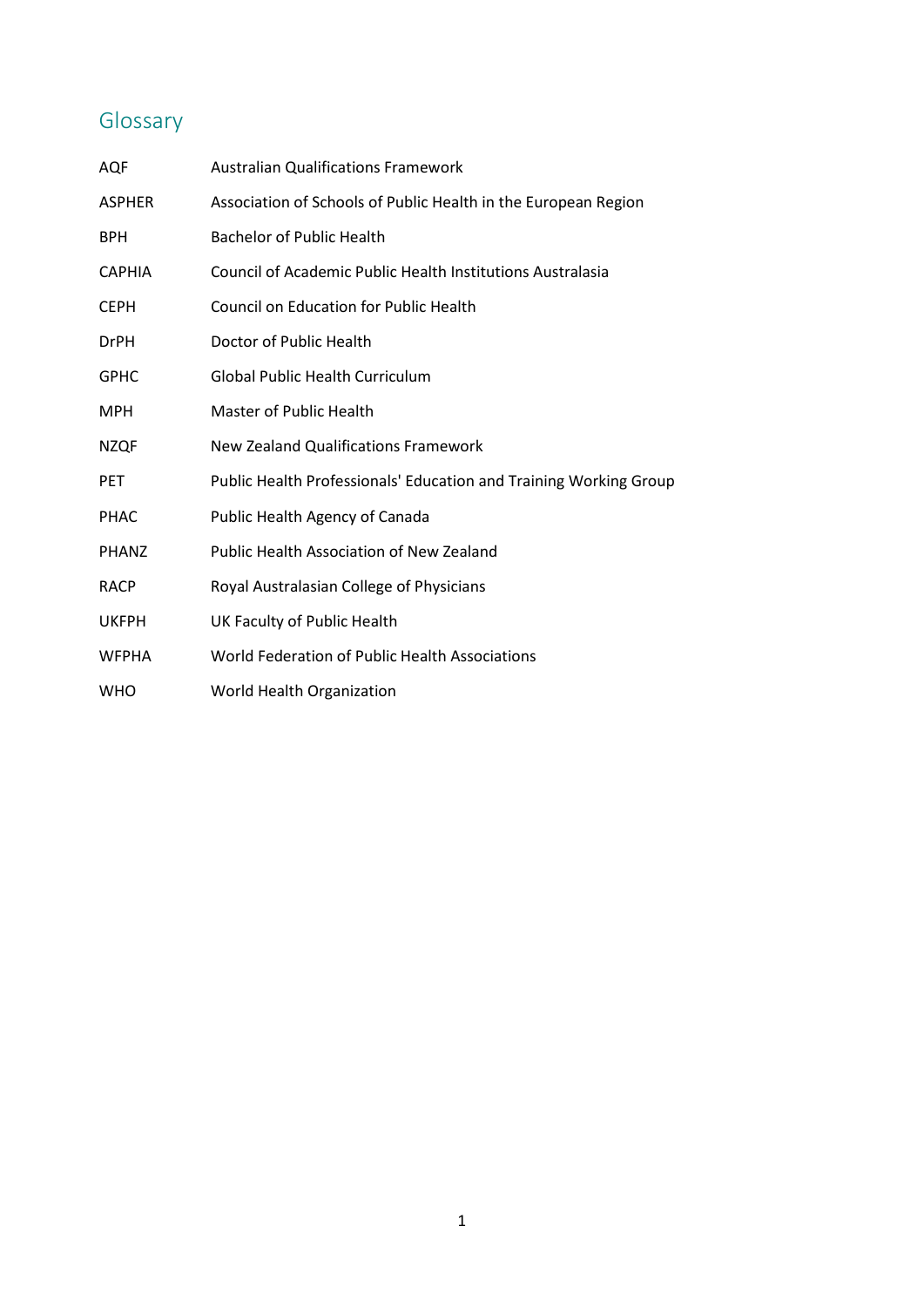## Glossary

| | |
|---|---|
| AQF | Australian Qualifications Framework |
| ASPHER | Association of Schools of Public Health in the European Region |
| BPH | Bachelor of Public Health |
| CAPHIA | Council of Academic Public Health Institutions Australasia |
| CEPH | Council on Education for Public Health |
| DrPH | Doctor of Public Health |
| GPHC | Global Public Health Curriculum |
| MPH | Master of Public Health |
| NZQF | New Zealand Qualifications Framework |
| PET | Public Health Professionals' Education and Training Working Group |
| PHAC | Public Health Agency of Canada |
| PHANZ | Public Health Association of New Zealand |
| RACP | Royal Australasian College of Physicians |
| UKFPH | UK Faculty of Public Health |
| WFPHA | World Federation of Public Health Associations |
| WHO | World Health Organization |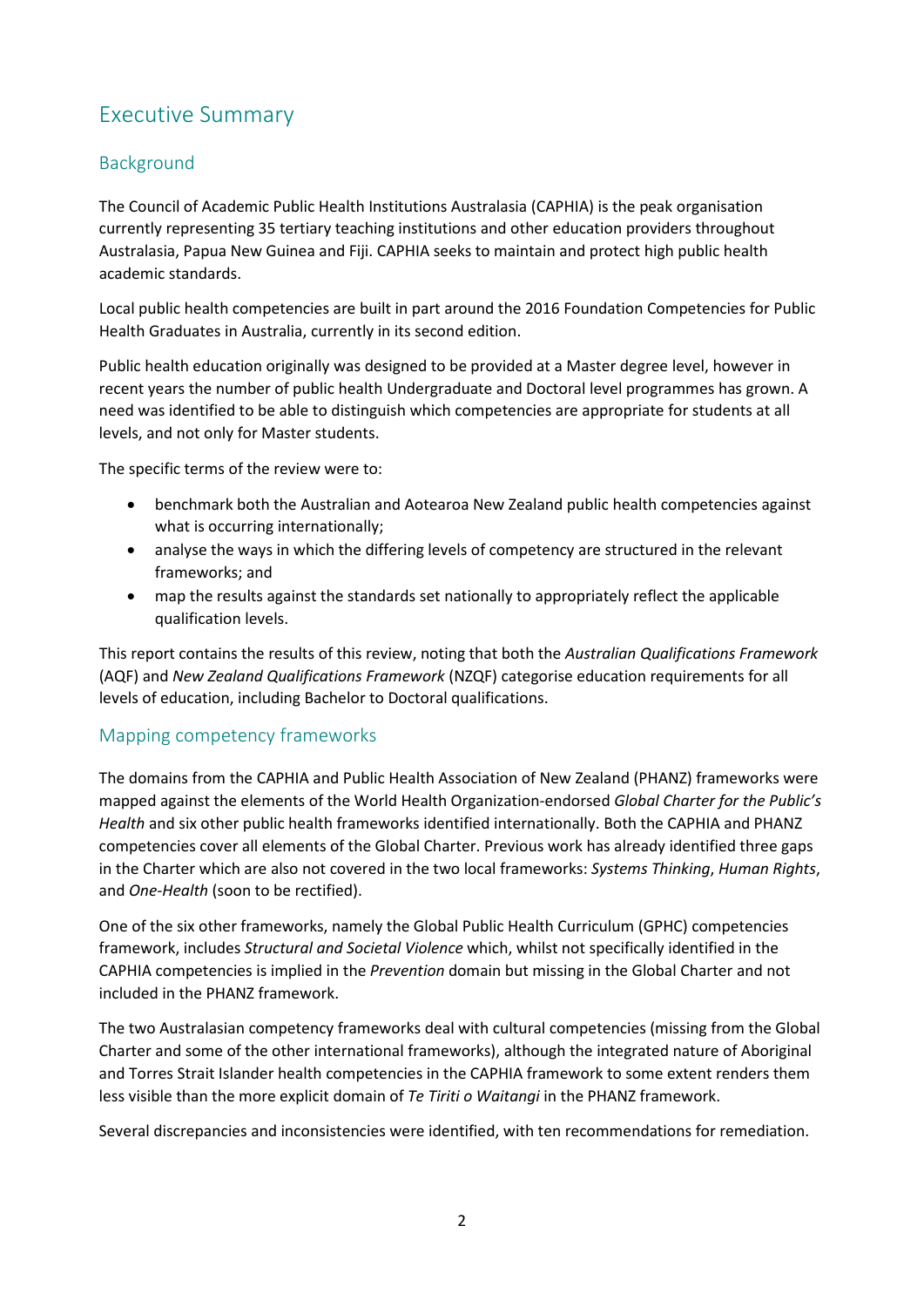# Executive Summary

## Background

The Council of Academic Public Health Institutions Australasia (CAPHIA) is the peak organisation currently representing 35 tertiary teaching institutions and other education providers throughout Australasia, Papua New Guinea and Fiji. CAPHIA seeks to maintain and protect high public health academic standards.

Local public health competencies are built in part around the 2016 Foundation Competencies for Public Health Graduates in Australia, currently in its second edition.

Public health education originally was designed to be provided at a Master degree level, however in recent years the number of public health Undergraduate and Doctoral level programmes has grown. A need was identified to be able to distinguish which competencies are appropriate for students at all levels, and not only for Master students.

The specific terms of the review were to:

- benchmark both the Australian and Aotearoa New Zealand public health competencies against what is occurring internationally;
- analyse the ways in which the differing levels of competency are structured in the relevant frameworks; and
- map the results against the standards set nationally to appropriately reflect the applicable qualification levels.

This report contains the results of this review, noting that both the *Australian Qualifications Framework* (AQF) and *New Zealand Qualifications Framework* (NZQF) categorise education requirements for all levels of education, including Bachelor to Doctoral qualifications.

## Mapping competency frameworks

The domains from the CAPHIA and Public Health Association of New Zealand (PHANZ) frameworks were mapped against the elements of the World Health Organization-endorsed *Global Charter for the Public's Health* and six other public health frameworks identified internationally. Both the CAPHIA and PHANZ competencies cover all elements of the Global Charter. Previous work has already identified three gaps in the Charter which are also not covered in the two local frameworks: *Systems Thinking*, *Human Rights*, and *One-Health* (soon to be rectified).

One of the six other frameworks, namely the Global Public Health Curriculum (GPHC) competencies framework, includes *Structural and Societal Violence* which, whilst not specifically identified in the CAPHIA competencies is implied in the *Prevention* domain but missing in the Global Charter and not included in the PHANZ framework.

The two Australasian competency frameworks deal with cultural competencies (missing from the Global Charter and some of the other international frameworks), although the integrated nature of Aboriginal and Torres Strait Islander health competencies in the CAPHIA framework to some extent renders them less visible than the more explicit domain of *Te Tiriti o Waitangi* in the PHANZ framework.

Several discrepancies and inconsistencies were identified, with ten recommendations for remediation.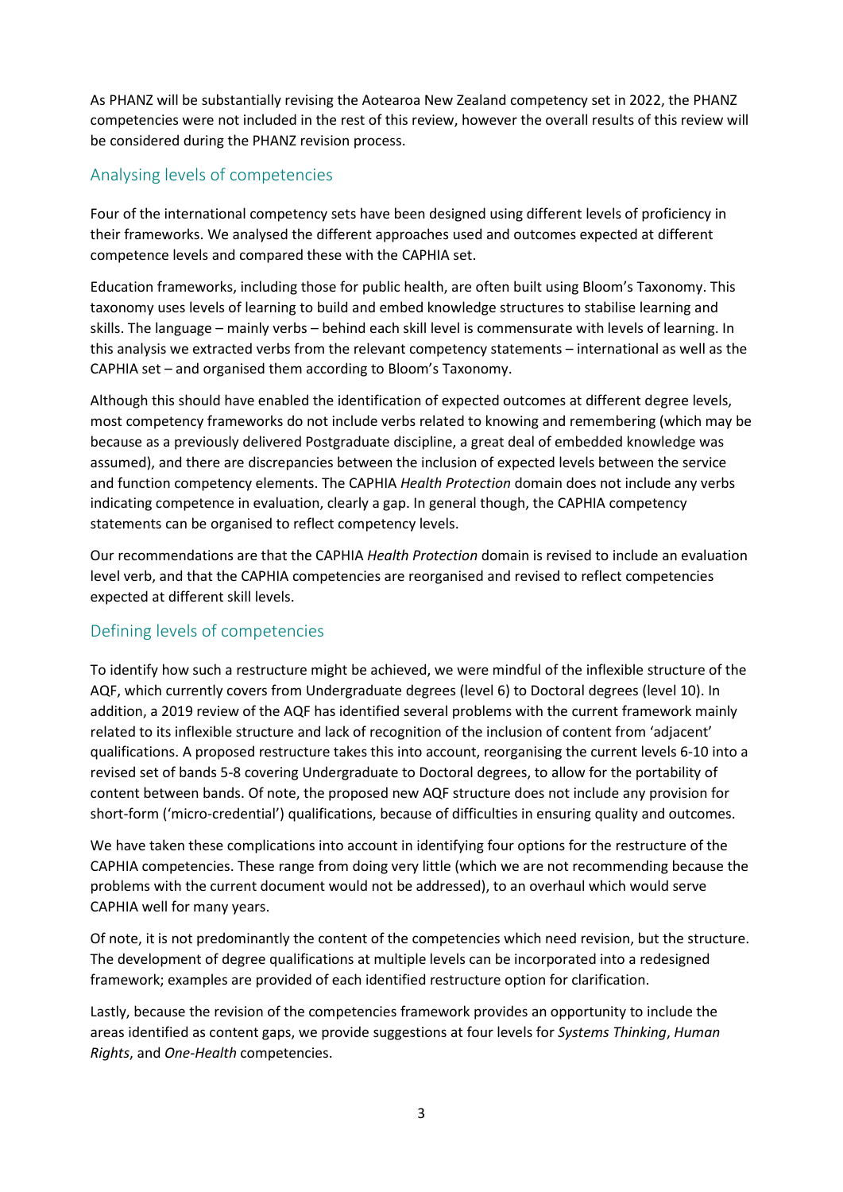As PHANZ will be substantially revising the Aotearoa New Zealand competency set in 2022, the PHANZ competencies were not included in the rest of this review, however the overall results of this review will be considered during the PHANZ revision process.

## Analysing levels of competencies

Four of the international competency sets have been designed using different levels of proficiency in their frameworks. We analysed the different approaches used and outcomes expected at different competence levels and compared these with the CAPHIA set.

Education frameworks, including those for public health, are often built using Bloom's Taxonomy. This taxonomy uses levels of learning to build and embed knowledge structures to stabilise learning and skills. The language – mainly verbs – behind each skill level is commensurate with levels of learning. In this analysis we extracted verbs from the relevant competency statements – international as well as the CAPHIA set – and organised them according to Bloom's Taxonomy.

Although this should have enabled the identification of expected outcomes at different degree levels, most competency frameworks do not include verbs related to knowing and remembering (which may be because as a previously delivered Postgraduate discipline, a great deal of embedded knowledge was assumed), and there are discrepancies between the inclusion of expected levels between the service and function competency elements. The CAPHIA *Health Protection* domain does not include any verbs indicating competence in evaluation, clearly a gap. In general though, the CAPHIA competency statements can be organised to reflect competency levels.

Our recommendations are that the CAPHIA *Health Protection* domain is revised to include an evaluation level verb, and that the CAPHIA competencies are reorganised and revised to reflect competencies expected at different skill levels.

## Defining levels of competencies

To identify how such a restructure might be achieved, we were mindful of the inflexible structure of the AQF, which currently covers from Undergraduate degrees (level 6) to Doctoral degrees (level 10). In addition, a 2019 review of the AQF has identified several problems with the current framework mainly related to its inflexible structure and lack of recognition of the inclusion of content from 'adjacent' qualifications. A proposed restructure takes this into account, reorganising the current levels 6-10 into a revised set of bands 5-8 covering Undergraduate to Doctoral degrees, to allow for the portability of content between bands. Of note, the proposed new AQF structure does not include any provision for short-form ('micro-credential') qualifications, because of difficulties in ensuring quality and outcomes.

We have taken these complications into account in identifying four options for the restructure of the CAPHIA competencies. These range from doing very little (which we are not recommending because the problems with the current document would not be addressed), to an overhaul which would serve CAPHIA well for many years.

Of note, it is not predominantly the content of the competencies which need revision, but the structure. The development of degree qualifications at multiple levels can be incorporated into a redesigned framework; examples are provided of each identified restructure option for clarification.

Lastly, because the revision of the competencies framework provides an opportunity to include the areas identified as content gaps, we provide suggestions at four levels for *Systems Thinking*, *Human Rights*, and *One-Health* competencies.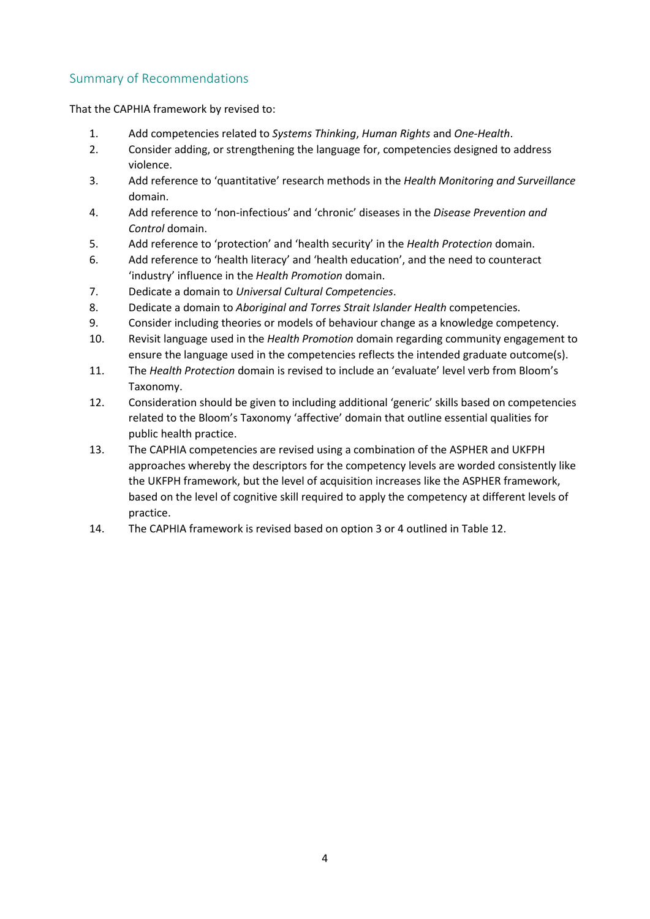## Summary of Recommendations

That the CAPHIA framework by revised to:

1. Add competencies related to *Systems Thinking*, *Human Rights* and *One-Health*.
2. Consider adding, or strengthening the language for, competencies designed to address violence.
3. Add reference to 'quantitative' research methods in the *Health Monitoring and Surveillance* domain.
4. Add reference to 'non-infectious' and 'chronic' diseases in the *Disease Prevention and Control* domain.
5. Add reference to 'protection' and 'health security' in the *Health Protection* domain.
6. Add reference to 'health literacy' and 'health education', and the need to counteract 'industry' influence in the *Health Promotion* domain.
7. Dedicate a domain to *Universal Cultural Competencies*.
8. Dedicate a domain to *Aboriginal and Torres Strait Islander Health* competencies.
9. Consider including theories or models of behaviour change as a knowledge competency.
10. Revisit language used in the *Health Promotion* domain regarding community engagement to ensure the language used in the competencies reflects the intended graduate outcome(s).
11. The *Health Protection* domain is revised to include an 'evaluate' level verb from Bloom's Taxonomy.
12. Consideration should be given to including additional 'generic' skills based on competencies related to the Bloom's Taxonomy 'affective' domain that outline essential qualities for public health practice.
13. The CAPHIA competencies are revised using a combination of the ASPHER and UKFPH approaches whereby the descriptors for the competency levels are worded consistently like the UKFPH framework, but the level of acquisition increases like the ASPHER framework, based on the level of cognitive skill required to apply the competency at different levels of practice.
14. The CAPHIA framework is revised based on option 3 or 4 outlined in Table 12.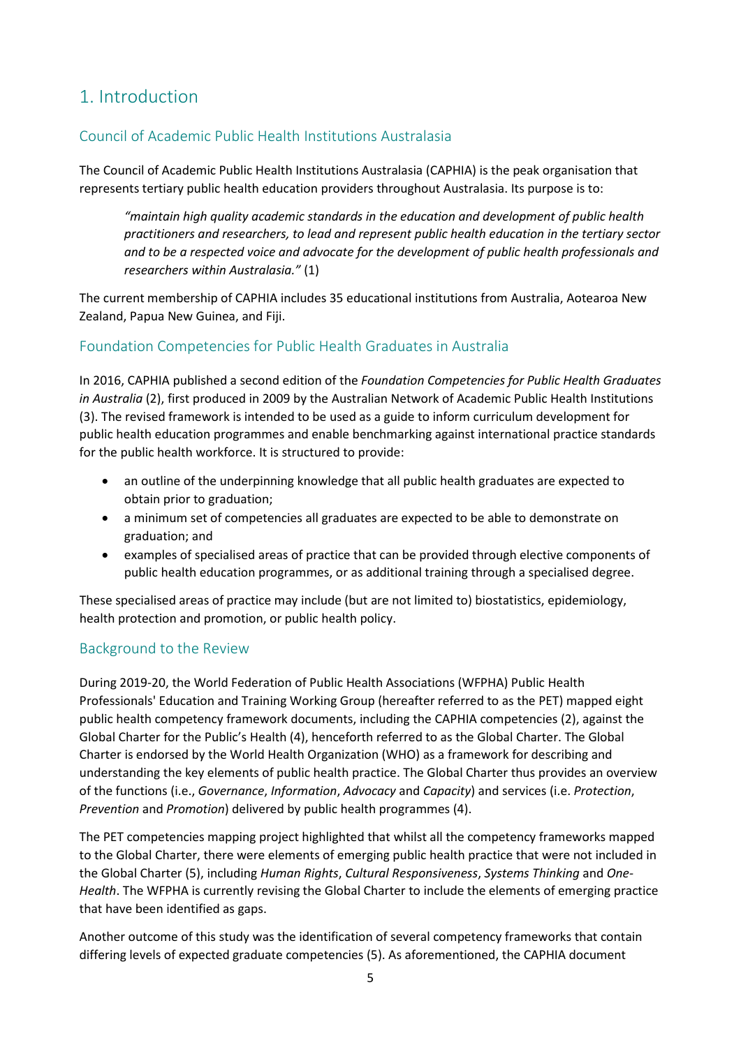# 1. Introduction

## Council of Academic Public Health Institutions Australasia

The Council of Academic Public Health Institutions Australasia (CAPHIA) is the peak organisation that represents tertiary public health education providers throughout Australasia. Its purpose is to:

> *"maintain high quality academic standards in the education and development of public health practitioners and researchers, to lead and represent public health education in the tertiary sector and to be a respected voice and advocate for the development of public health professionals and researchers within Australasia."* (1)

The current membership of CAPHIA includes 35 educational institutions from Australia, Aotearoa New Zealand, Papua New Guinea, and Fiji.

## Foundation Competencies for Public Health Graduates in Australia

In 2016, CAPHIA published a second edition of the *Foundation Competencies for Public Health Graduates in Australia* (2), first produced in 2009 by the Australian Network of Academic Public Health Institutions (3). The revised framework is intended to be used as a guide to inform curriculum development for public health education programmes and enable benchmarking against international practice standards for the public health workforce. It is structured to provide:

- an outline of the underpinning knowledge that all public health graduates are expected to obtain prior to graduation;
- a minimum set of competencies all graduates are expected to be able to demonstrate on graduation; and
- examples of specialised areas of practice that can be provided through elective components of public health education programmes, or as additional training through a specialised degree.

These specialised areas of practice may include (but are not limited to) biostatistics, epidemiology, health protection and promotion, or public health policy.

## Background to the Review

During 2019-20, the World Federation of Public Health Associations (WFPHA) Public Health Professionals' Education and Training Working Group (hereafter referred to as the PET) mapped eight public health competency framework documents, including the CAPHIA competencies (2), against the Global Charter for the Public's Health (4), henceforth referred to as the Global Charter. The Global Charter is endorsed by the World Health Organization (WHO) as a framework for describing and understanding the key elements of public health practice. The Global Charter thus provides an overview of the functions (i.e., *Governance*, *Information*, *Advocacy* and *Capacity*) and services (i.e. *Protection*, *Prevention* and *Promotion*) delivered by public health programmes (4).

The PET competencies mapping project highlighted that whilst all the competency frameworks mapped to the Global Charter, there were elements of emerging public health practice that were not included in the Global Charter (5), including *Human Rights*, *Cultural Responsiveness*, *Systems Thinking* and *One-Health*. The WFPHA is currently revising the Global Charter to include the elements of emerging practice that have been identified as gaps.

Another outcome of this study was the identification of several competency frameworks that contain differing levels of expected graduate competencies (5). As aforementioned, the CAPHIA document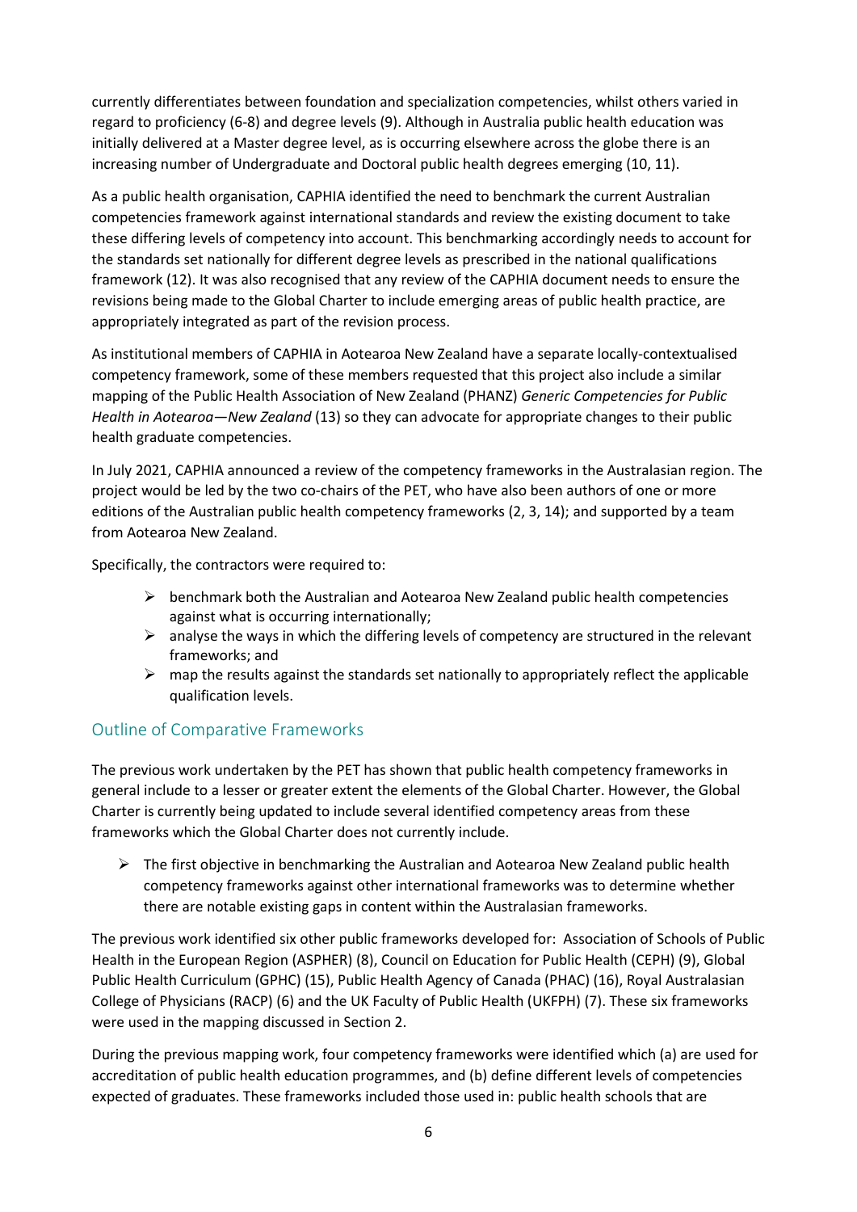currently differentiates between foundation and specialization competencies, whilst others varied in regard to proficiency (6-8) and degree levels (9). Although in Australia public health education was initially delivered at a Master degree level, as is occurring elsewhere across the globe there is an increasing number of Undergraduate and Doctoral public health degrees emerging (10, 11).

As a public health organisation, CAPHIA identified the need to benchmark the current Australian competencies framework against international standards and review the existing document to take these differing levels of competency into account. This benchmarking accordingly needs to account for the standards set nationally for different degree levels as prescribed in the national qualifications framework (12). It was also recognised that any review of the CAPHIA document needs to ensure the revisions being made to the Global Charter to include emerging areas of public health practice, are appropriately integrated as part of the revision process.

As institutional members of CAPHIA in Aotearoa New Zealand have a separate locally-contextualised competency framework, some of these members requested that this project also include a similar mapping of the Public Health Association of New Zealand (PHANZ) *Generic Competencies for Public Health in Aotearoa—New Zealand* (13) so they can advocate for appropriate changes to their public health graduate competencies.

In July 2021, CAPHIA announced a review of the competency frameworks in the Australasian region. The project would be led by the two co-chairs of the PET, who have also been authors of one or more editions of the Australian public health competency frameworks (2, 3, 14); and supported by a team from Aotearoa New Zealand.

Specifically, the contractors were required to:

- benchmark both the Australian and Aotearoa New Zealand public health competencies against what is occurring internationally;
- analyse the ways in which the differing levels of competency are structured in the relevant frameworks; and
- map the results against the standards set nationally to appropriately reflect the applicable qualification levels.

## Outline of Comparative Frameworks

The previous work undertaken by the PET has shown that public health competency frameworks in general include to a lesser or greater extent the elements of the Global Charter. However, the Global Charter is currently being updated to include several identified competency areas from these frameworks which the Global Charter does not currently include.

- The first objective in benchmarking the Australian and Aotearoa New Zealand public health competency frameworks against other international frameworks was to determine whether there are notable existing gaps in content within the Australasian frameworks.

The previous work identified six other public frameworks developed for: Association of Schools of Public Health in the European Region (ASPHER) (8), Council on Education for Public Health (CEPH) (9), Global Public Health Curriculum (GPHC) (15), Public Health Agency of Canada (PHAC) (16), Royal Australasian College of Physicians (RACP) (6) and the UK Faculty of Public Health (UKFPH) (7). These six frameworks were used in the mapping discussed in Section 2.

During the previous mapping work, four competency frameworks were identified which (a) are used for accreditation of public health education programmes, and (b) define different levels of competencies expected of graduates. These frameworks included those used in: public health schools that are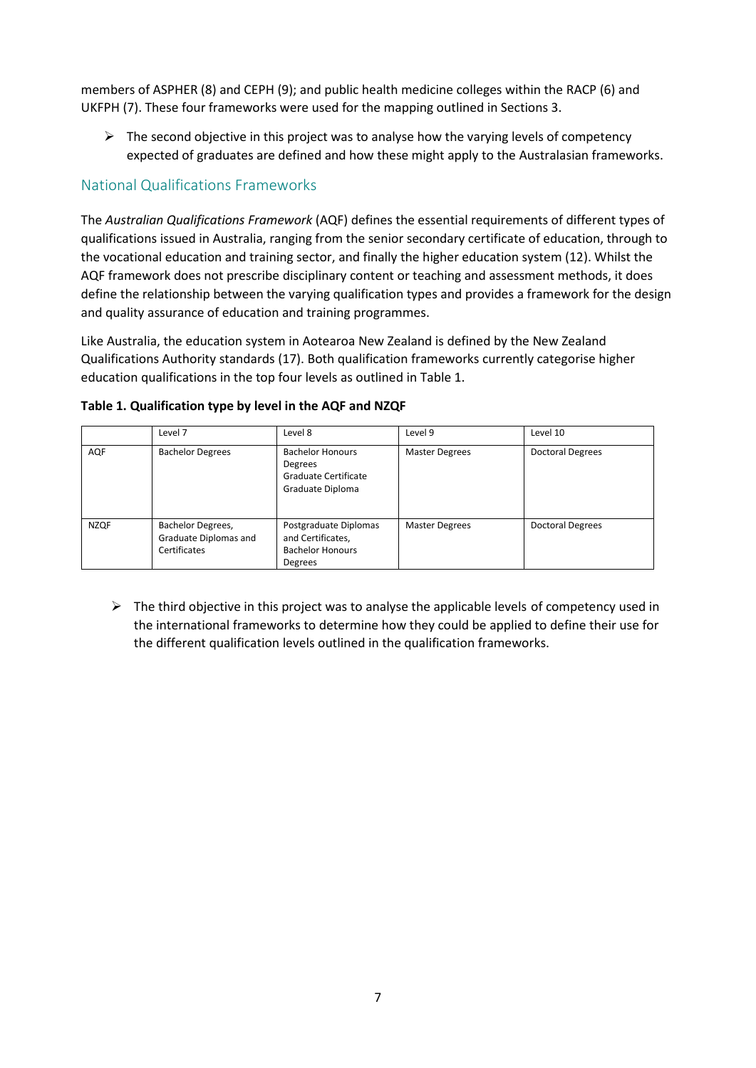members of ASPHER (8) and CEPH (9); and public health medicine colleges within the RACP (6) and UKFPH (7). These four frameworks were used for the mapping outlined in Sections 3.

- The second objective in this project was to analyse how the varying levels of competency expected of graduates are defined and how these might apply to the Australasian frameworks.

## National Qualifications Frameworks

The *Australian Qualifications Framework* (AQF) defines the essential requirements of different types of qualifications issued in Australia, ranging from the senior secondary certificate of education, through to the vocational education and training sector, and finally the higher education system (12). Whilst the AQF framework does not prescribe disciplinary content or teaching and assessment methods, it does define the relationship between the varying qualification types and provides a framework for the design and quality assurance of education and training programmes.

Like Australia, the education system in Aotearoa New Zealand is defined by the New Zealand Qualifications Authority standards (17). Both qualification frameworks currently categorise higher education qualifications in the top four levels as outlined in Table 1.

**Table 1. Qualification type by level in the AQF and NZQF**

| | Level 7 | Level 8 | Level 9 | Level 10 |
|---|---|---|---|---|
| AQF | Bachelor Degrees | Bachelor Honours Degrees<br>Graduate Certificate<br>Graduate Diploma | Master Degrees | Doctoral Degrees |
| NZQF | Bachelor Degrees, Graduate Diplomas and Certificates | Postgraduate Diplomas and Certificates, Bachelor Honours Degrees | Master Degrees | Doctoral Degrees |

- The third objective in this project was to analyse the applicable levels of competency used in the international frameworks to determine how they could be applied to define their use for the different qualification levels outlined in the qualification frameworks.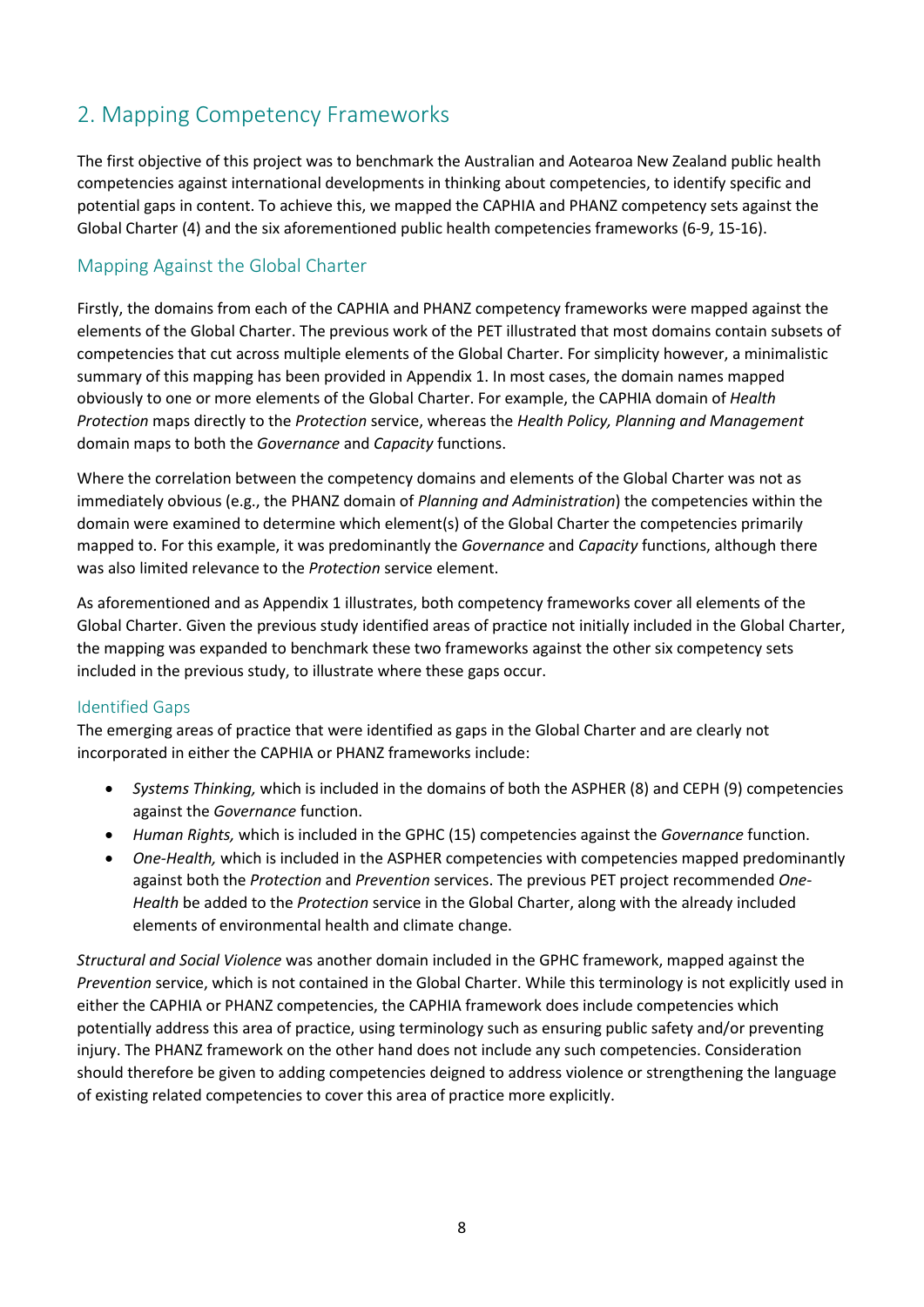## 2. Mapping Competency Frameworks

The first objective of this project was to benchmark the Australian and Aotearoa New Zealand public health competencies against international developments in thinking about competencies, to identify specific and potential gaps in content. To achieve this, we mapped the CAPHIA and PHANZ competency sets against the Global Charter (4) and the six aforementioned public health competencies frameworks (6-9, 15-16).

### Mapping Against the Global Charter

Firstly, the domains from each of the CAPHIA and PHANZ competency frameworks were mapped against the elements of the Global Charter. The previous work of the PET illustrated that most domains contain subsets of competencies that cut across multiple elements of the Global Charter. For simplicity however, a minimalistic summary of this mapping has been provided in Appendix 1. In most cases, the domain names mapped obviously to one or more elements of the Global Charter. For example, the CAPHIA domain of *Health Protection* maps directly to the *Protection* service, whereas the *Health Policy, Planning and Management* domain maps to both the *Governance* and *Capacity* functions.

Where the correlation between the competency domains and elements of the Global Charter was not as immediately obvious (e.g., the PHANZ domain of *Planning and Administration*) the competencies within the domain were examined to determine which element(s) of the Global Charter the competencies primarily mapped to. For this example, it was predominantly the *Governance* and *Capacity* functions, although there was also limited relevance to the *Protection* service element.

As aforementioned and as Appendix 1 illustrates, both competency frameworks cover all elements of the Global Charter. Given the previous study identified areas of practice not initially included in the Global Charter, the mapping was expanded to benchmark these two frameworks against the other six competency sets included in the previous study, to illustrate where these gaps occur.

#### Identified Gaps

The emerging areas of practice that were identified as gaps in the Global Charter and are clearly not incorporated in either the CAPHIA or PHANZ frameworks include:

- *Systems Thinking,* which is included in the domains of both the ASPHER (8) and CEPH (9) competencies against the *Governance* function.
- *Human Rights,* which is included in the GPHC (15) competencies against the *Governance* function.
- *One-Health,* which is included in the ASPHER competencies with competencies mapped predominantly against both the *Protection* and *Prevention* services. The previous PET project recommended *One-Health* be added to the *Protection* service in the Global Charter, along with the already included elements of environmental health and climate change.

*Structural and Social Violence* was another domain included in the GPHC framework, mapped against the *Prevention* service, which is not contained in the Global Charter. While this terminology is not explicitly used in either the CAPHIA or PHANZ competencies, the CAPHIA framework does include competencies which potentially address this area of practice, using terminology such as ensuring public safety and/or preventing injury. The PHANZ framework on the other hand does not include any such competencies. Consideration should therefore be given to adding competencies deigned to address violence or strengthening the language of existing related competencies to cover this area of practice more explicitly.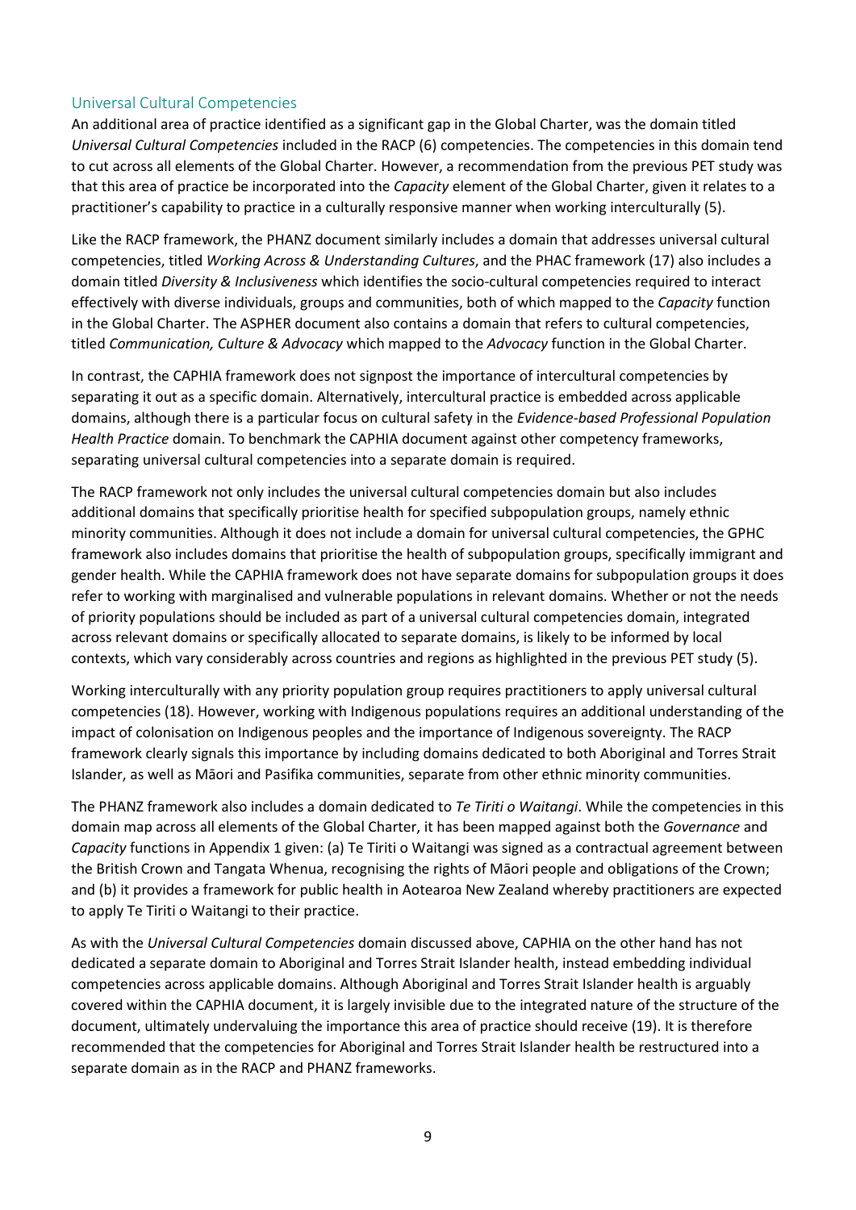## Universal Cultural Competencies

An additional area of practice identified as a significant gap in the Global Charter, was the domain titled *Universal Cultural Competencies* included in the RACP (6) competencies. The competencies in this domain tend to cut across all elements of the Global Charter. However, a recommendation from the previous PET study was that this area of practice be incorporated into the *Capacity* element of the Global Charter, given it relates to a practitioner's capability to practice in a culturally responsive manner when working interculturally (5).

Like the RACP framework, the PHANZ document similarly includes a domain that addresses universal cultural competencies, titled *Working Across & Understanding Cultures*, and the PHAC framework (17) also includes a domain titled *Diversity & Inclusiveness* which identifies the socio-cultural competencies required to interact effectively with diverse individuals, groups and communities, both of which mapped to the *Capacity* function in the Global Charter. The ASPHER document also contains a domain that refers to cultural competencies, titled *Communication, Culture & Advocacy* which mapped to the *Advocacy* function in the Global Charter.

In contrast, the CAPHIA framework does not signpost the importance of intercultural competencies by separating it out as a specific domain. Alternatively, intercultural practice is embedded across applicable domains, although there is a particular focus on cultural safety in the *Evidence-based Professional Population Health Practice* domain. To benchmark the CAPHIA document against other competency frameworks, separating universal cultural competencies into a separate domain is required.

The RACP framework not only includes the universal cultural competencies domain but also includes additional domains that specifically prioritise health for specified subpopulation groups, namely ethnic minority communities. Although it does not include a domain for universal cultural competencies, the GPHC framework also includes domains that prioritise the health of subpopulation groups, specifically immigrant and gender health. While the CAPHIA framework does not have separate domains for subpopulation groups it does refer to working with marginalised and vulnerable populations in relevant domains. Whether or not the needs of priority populations should be included as part of a universal cultural competencies domain, integrated across relevant domains or specifically allocated to separate domains, is likely to be informed by local contexts, which vary considerably across countries and regions as highlighted in the previous PET study (5).

Working interculturally with any priority population group requires practitioners to apply universal cultural competencies (18). However, working with Indigenous populations requires an additional understanding of the impact of colonisation on Indigenous peoples and the importance of Indigenous sovereignty. The RACP framework clearly signals this importance by including domains dedicated to both Aboriginal and Torres Strait Islander, as well as Māori and Pasifika communities, separate from other ethnic minority communities.

The PHANZ framework also includes a domain dedicated to *Te Tiriti o Waitangi*. While the competencies in this domain map across all elements of the Global Charter, it has been mapped against both the *Governance* and *Capacity* functions in Appendix 1 given: (a) Te Tiriti o Waitangi was signed as a contractual agreement between the British Crown and Tangata Whenua, recognising the rights of Māori people and obligations of the Crown; and (b) it provides a framework for public health in Aotearoa New Zealand whereby practitioners are expected to apply Te Tiriti o Waitangi to their practice.

As with the *Universal Cultural Competencies* domain discussed above, CAPHIA on the other hand has not dedicated a separate domain to Aboriginal and Torres Strait Islander health, instead embedding individual competencies across applicable domains. Although Aboriginal and Torres Strait Islander health is arguably covered within the CAPHIA document, it is largely invisible due to the integrated nature of the structure of the document, ultimately undervaluing the importance this area of practice should receive (19). It is therefore recommended that the competencies for Aboriginal and Torres Strait Islander health be restructured into a separate domain as in the RACP and PHANZ frameworks.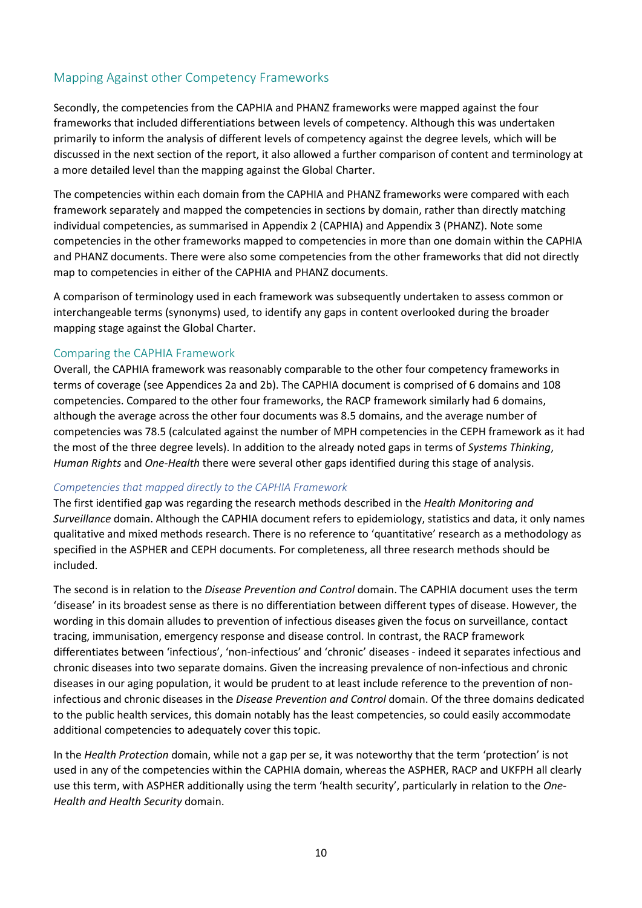## Mapping Against other Competency Frameworks

Secondly, the competencies from the CAPHIA and PHANZ frameworks were mapped against the four frameworks that included differentiations between levels of competency. Although this was undertaken primarily to inform the analysis of different levels of competency against the degree levels, which will be discussed in the next section of the report, it also allowed a further comparison of content and terminology at a more detailed level than the mapping against the Global Charter.

The competencies within each domain from the CAPHIA and PHANZ frameworks were compared with each framework separately and mapped the competencies in sections by domain, rather than directly matching individual competencies, as summarised in Appendix 2 (CAPHIA) and Appendix 3 (PHANZ). Note some competencies in the other frameworks mapped to competencies in more than one domain within the CAPHIA and PHANZ documents. There were also some competencies from the other frameworks that did not directly map to competencies in either of the CAPHIA and PHANZ documents.

A comparison of terminology used in each framework was subsequently undertaken to assess common or interchangeable terms (synonyms) used, to identify any gaps in content overlooked during the broader mapping stage against the Global Charter.

### Comparing the CAPHIA Framework

Overall, the CAPHIA framework was reasonably comparable to the other four competency frameworks in terms of coverage (see Appendices 2a and 2b). The CAPHIA document is comprised of 6 domains and 108 competencies. Compared to the other four frameworks, the RACP framework similarly had 6 domains, although the average across the other four documents was 8.5 domains, and the average number of competencies was 78.5 (calculated against the number of MPH competencies in the CEPH framework as it had the most of the three degree levels). In addition to the already noted gaps in terms of *Systems Thinking*, *Human Rights* and *One-Health* there were several other gaps identified during this stage of analysis.

#### *Competencies that mapped directly to the CAPHIA Framework*

The first identified gap was regarding the research methods described in the *Health Monitoring and Surveillance* domain. Although the CAPHIA document refers to epidemiology, statistics and data, it only names qualitative and mixed methods research. There is no reference to 'quantitative' research as a methodology as specified in the ASPHER and CEPH documents. For completeness, all three research methods should be included.

The second is in relation to the *Disease Prevention and Control* domain. The CAPHIA document uses the term 'disease' in its broadest sense as there is no differentiation between different types of disease. However, the wording in this domain alludes to prevention of infectious diseases given the focus on surveillance, contact tracing, immunisation, emergency response and disease control. In contrast, the RACP framework differentiates between 'infectious', 'non-infectious' and 'chronic' diseases - indeed it separates infectious and chronic diseases into two separate domains. Given the increasing prevalence of non-infectious and chronic diseases in our aging population, it would be prudent to at least include reference to the prevention of non-infectious and chronic diseases in the *Disease Prevention and Control* domain. Of the three domains dedicated to the public health services, this domain notably has the least competencies, so could easily accommodate additional competencies to adequately cover this topic.

In the *Health Protection* domain, while not a gap per se, it was noteworthy that the term 'protection' is not used in any of the competencies within the CAPHIA domain, whereas the ASPHER, RACP and UKFPH all clearly use this term, with ASPHER additionally using the term 'health security', particularly in relation to the *One-Health and Health Security* domain.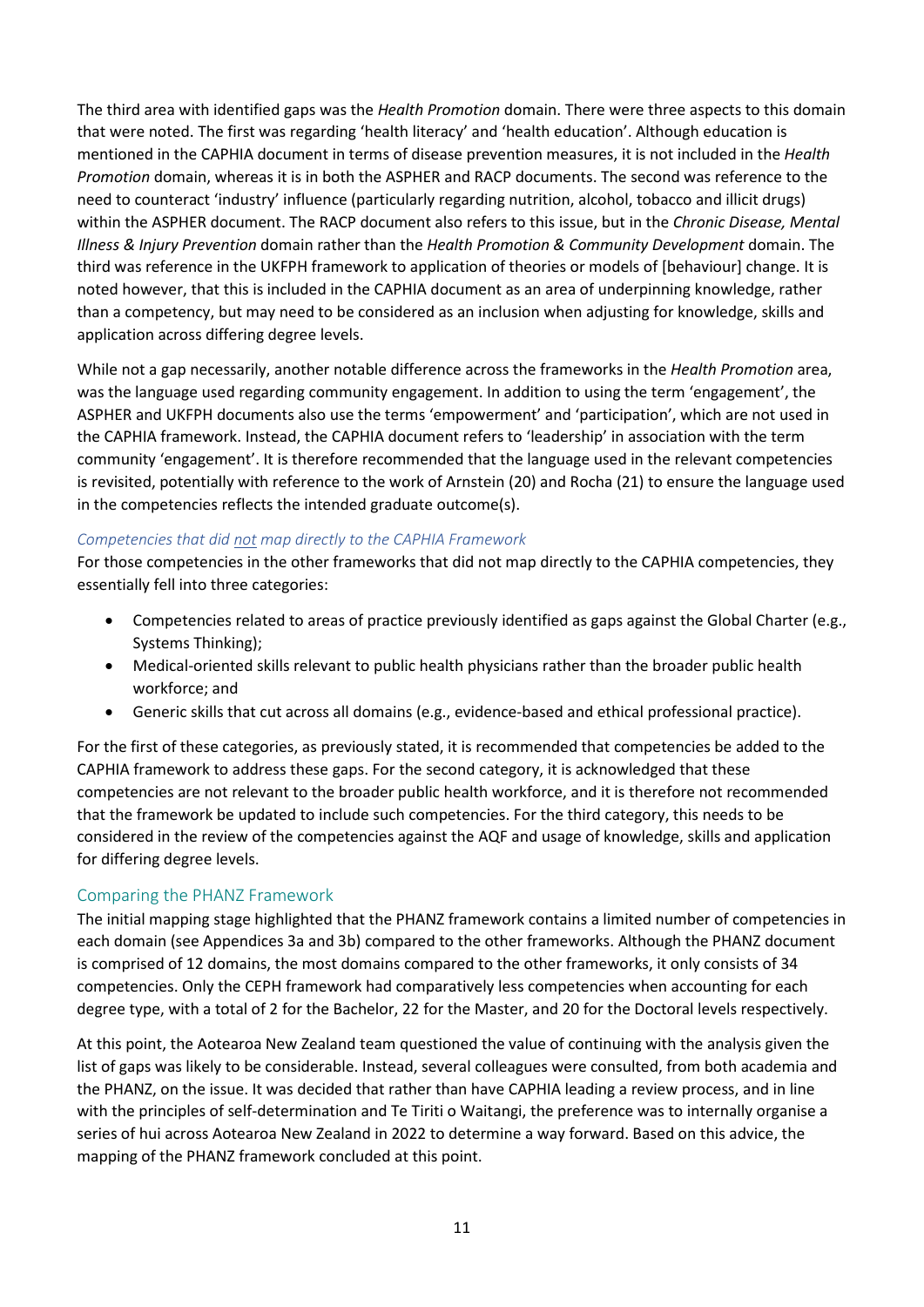The third area with identified gaps was the *Health Promotion* domain. There were three aspects to this domain that were noted. The first was regarding 'health literacy' and 'health education'. Although education is mentioned in the CAPHIA document in terms of disease prevention measures, it is not included in the *Health Promotion* domain, whereas it is in both the ASPHER and RACP documents. The second was reference to the need to counteract 'industry' influence (particularly regarding nutrition, alcohol, tobacco and illicit drugs) within the ASPHER document. The RACP document also refers to this issue, but in the *Chronic Disease, Mental Illness & Injury Prevention* domain rather than the *Health Promotion & Community Development* domain. The third was reference in the UKFPH framework to application of theories or models of [behaviour] change. It is noted however, that this is included in the CAPHIA document as an area of underpinning knowledge, rather than a competency, but may need to be considered as an inclusion when adjusting for knowledge, skills and application across differing degree levels.

While not a gap necessarily, another notable difference across the frameworks in the *Health Promotion* area, was the language used regarding community engagement. In addition to using the term 'engagement', the ASPHER and UKFPH documents also use the terms 'empowerment' and 'participation', which are not used in the CAPHIA framework. Instead, the CAPHIA document refers to 'leadership' in association with the term community 'engagement'. It is therefore recommended that the language used in the relevant competencies is revisited, potentially with reference to the work of Arnstein (20) and Rocha (21) to ensure the language used in the competencies reflects the intended graduate outcome(s).

### *Competencies that did not map directly to the CAPHIA Framework*

For those competencies in the other frameworks that did not map directly to the CAPHIA competencies, they essentially fell into three categories:

- Competencies related to areas of practice previously identified as gaps against the Global Charter (e.g., Systems Thinking);
- Medical-oriented skills relevant to public health physicians rather than the broader public health workforce; and
- Generic skills that cut across all domains (e.g., evidence-based and ethical professional practice).

For the first of these categories, as previously stated, it is recommended that competencies be added to the CAPHIA framework to address these gaps. For the second category, it is acknowledged that these competencies are not relevant to the broader public health workforce, and it is therefore not recommended that the framework be updated to include such competencies. For the third category, this needs to be considered in the review of the competencies against the AQF and usage of knowledge, skills and application for differing degree levels.

## Comparing the PHANZ Framework

The initial mapping stage highlighted that the PHANZ framework contains a limited number of competencies in each domain (see Appendices 3a and 3b) compared to the other frameworks. Although the PHANZ document is comprised of 12 domains, the most domains compared to the other frameworks, it only consists of 34 competencies. Only the CEPH framework had comparatively less competencies when accounting for each degree type, with a total of 2 for the Bachelor, 22 for the Master, and 20 for the Doctoral levels respectively.

At this point, the Aotearoa New Zealand team questioned the value of continuing with the analysis given the list of gaps was likely to be considerable. Instead, several colleagues were consulted, from both academia and the PHANZ, on the issue. It was decided that rather than have CAPHIA leading a review process, and in line with the principles of self-determination and Te Tiriti o Waitangi, the preference was to internally organise a series of hui across Aotearoa New Zealand in 2022 to determine a way forward. Based on this advice, the mapping of the PHANZ framework concluded at this point.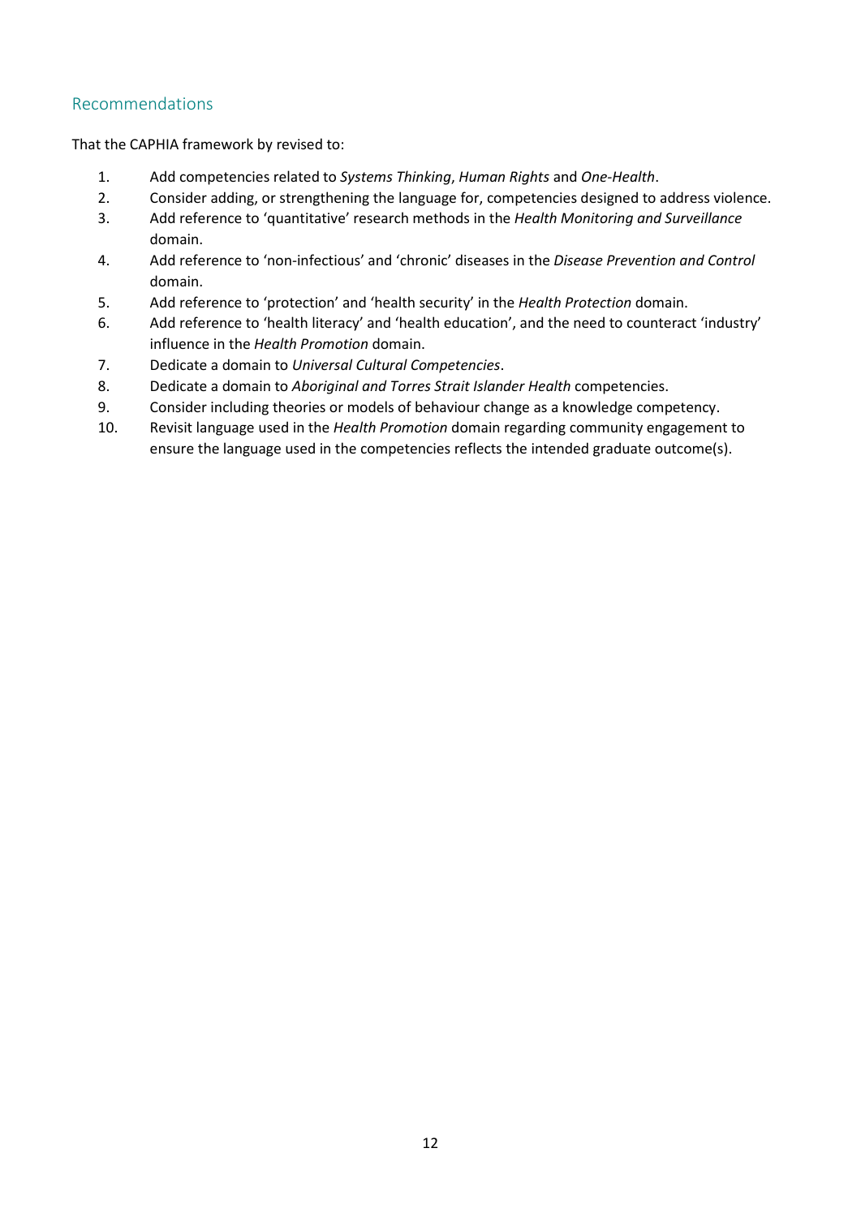## Recommendations

That the CAPHIA framework by revised to:

1. Add competencies related to *Systems Thinking*, *Human Rights* and *One-Health*.
2. Consider adding, or strengthening the language for, competencies designed to address violence.
3. Add reference to 'quantitative' research methods in the *Health Monitoring and Surveillance* domain.
4. Add reference to 'non-infectious' and 'chronic' diseases in the *Disease Prevention and Control* domain.
5. Add reference to 'protection' and 'health security' in the *Health Protection* domain.
6. Add reference to 'health literacy' and 'health education', and the need to counteract 'industry' influence in the *Health Promotion* domain.
7. Dedicate a domain to *Universal Cultural Competencies*.
8. Dedicate a domain to *Aboriginal and Torres Strait Islander Health* competencies.
9. Consider including theories or models of behaviour change as a knowledge competency.
10. Revisit language used in the *Health Promotion* domain regarding community engagement to ensure the language used in the competencies reflects the intended graduate outcome(s).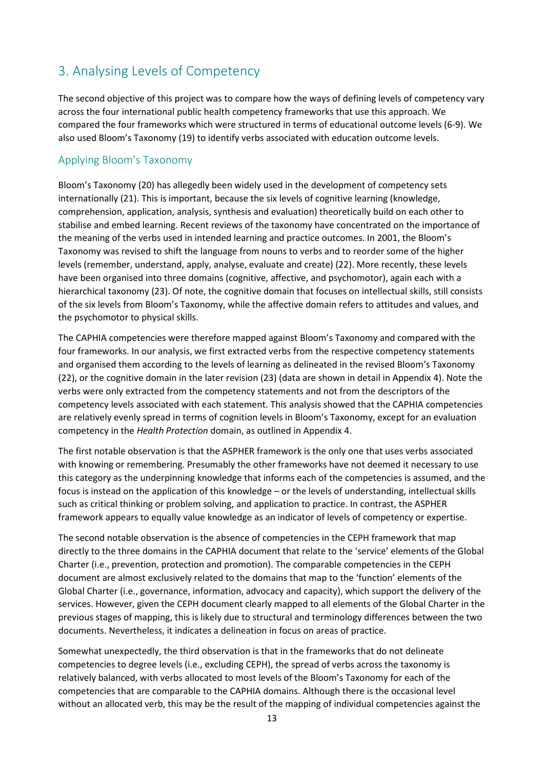## 3. Analysing Levels of Competency

The second objective of this project was to compare how the ways of defining levels of competency vary across the four international public health competency frameworks that use this approach. We compared the four frameworks which were structured in terms of educational outcome levels (6-9). We also used Bloom's Taxonomy (19) to identify verbs associated with education outcome levels.

### Applying Bloom's Taxonomy

Bloom's Taxonomy (20) has allegedly been widely used in the development of competency sets internationally (21). This is important, because the six levels of cognitive learning (knowledge, comprehension, application, analysis, synthesis and evaluation) theoretically build on each other to stabilise and embed learning. Recent reviews of the taxonomy have concentrated on the importance of the meaning of the verbs used in intended learning and practice outcomes. In 2001, the Bloom's Taxonomy was revised to shift the language from nouns to verbs and to reorder some of the higher levels (remember, understand, apply, analyse, evaluate and create) (22). More recently, these levels have been organised into three domains (cognitive, affective, and psychomotor), again each with a hierarchical taxonomy (23). Of note, the cognitive domain that focuses on intellectual skills, still consists of the six levels from Bloom's Taxonomy, while the affective domain refers to attitudes and values, and the psychomotor to physical skills.

The CAPHIA competencies were therefore mapped against Bloom's Taxonomy and compared with the four frameworks. In our analysis, we first extracted verbs from the respective competency statements and organised them according to the levels of learning as delineated in the revised Bloom's Taxonomy (22), or the cognitive domain in the later revision (23) (data are shown in detail in Appendix 4). Note the verbs were only extracted from the competency statements and not from the descriptors of the competency levels associated with each statement. This analysis showed that the CAPHIA competencies are relatively evenly spread in terms of cognition levels in Bloom's Taxonomy, except for an evaluation competency in the *Health Protection* domain, as outlined in Appendix 4.

The first notable observation is that the ASPHER framework is the only one that uses verbs associated with knowing or remembering. Presumably the other frameworks have not deemed it necessary to use this category as the underpinning knowledge that informs each of the competencies is assumed, and the focus is instead on the application of this knowledge – or the levels of understanding, intellectual skills such as critical thinking or problem solving, and application to practice. In contrast, the ASPHER framework appears to equally value knowledge as an indicator of levels of competency or expertise.

The second notable observation is the absence of competencies in the CEPH framework that map directly to the three domains in the CAPHIA document that relate to the 'service' elements of the Global Charter (i.e., prevention, protection and promotion). The comparable competencies in the CEPH document are almost exclusively related to the domains that map to the 'function' elements of the Global Charter (i.e., governance, information, advocacy and capacity), which support the delivery of the services. However, given the CEPH document clearly mapped to all elements of the Global Charter in the previous stages of mapping, this is likely due to structural and terminology differences between the two documents. Nevertheless, it indicates a delineation in focus on areas of practice.

Somewhat unexpectedly, the third observation is that in the frameworks that do not delineate competencies to degree levels (i.e., excluding CEPH), the spread of verbs across the taxonomy is relatively balanced, with verbs allocated to most levels of the Bloom's Taxonomy for each of the competencies that are comparable to the CAPHIA domains. Although there is the occasional level without an allocated verb, this may be the result of the mapping of individual competencies against the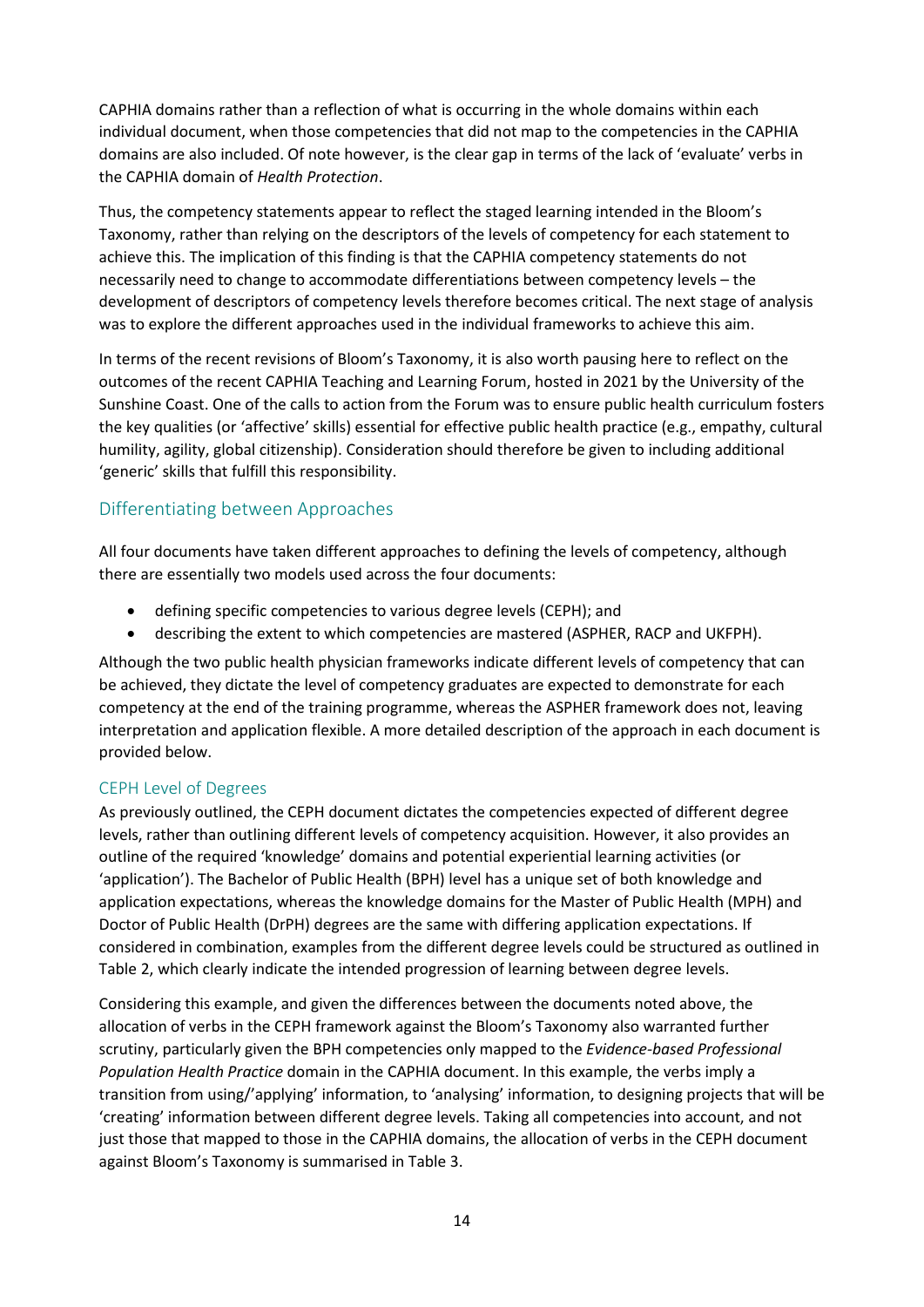CAPHIA domains rather than a reflection of what is occurring in the whole domains within each individual document, when those competencies that did not map to the competencies in the CAPHIA domains are also included. Of note however, is the clear gap in terms of the lack of 'evaluate' verbs in the CAPHIA domain of *Health Protection*.

Thus, the competency statements appear to reflect the staged learning intended in the Bloom's Taxonomy, rather than relying on the descriptors of the levels of competency for each statement to achieve this. The implication of this finding is that the CAPHIA competency statements do not necessarily need to change to accommodate differentiations between competency levels – the development of descriptors of competency levels therefore becomes critical. The next stage of analysis was to explore the different approaches used in the individual frameworks to achieve this aim.

In terms of the recent revisions of Bloom's Taxonomy, it is also worth pausing here to reflect on the outcomes of the recent CAPHIA Teaching and Learning Forum, hosted in 2021 by the University of the Sunshine Coast. One of the calls to action from the Forum was to ensure public health curriculum fosters the key qualities (or 'affective' skills) essential for effective public health practice (e.g., empathy, cultural humility, agility, global citizenship). Consideration should therefore be given to including additional 'generic' skills that fulfill this responsibility.

## Differentiating between Approaches

All four documents have taken different approaches to defining the levels of competency, although there are essentially two models used across the four documents:

- defining specific competencies to various degree levels (CEPH); and
- describing the extent to which competencies are mastered (ASPHER, RACP and UKFPH).

Although the two public health physician frameworks indicate different levels of competency that can be achieved, they dictate the level of competency graduates are expected to demonstrate for each competency at the end of the training programme, whereas the ASPHER framework does not, leaving interpretation and application flexible. A more detailed description of the approach in each document is provided below.

### CEPH Level of Degrees

As previously outlined, the CEPH document dictates the competencies expected of different degree levels, rather than outlining different levels of competency acquisition. However, it also provides an outline of the required 'knowledge' domains and potential experiential learning activities (or 'application'). The Bachelor of Public Health (BPH) level has a unique set of both knowledge and application expectations, whereas the knowledge domains for the Master of Public Health (MPH) and Doctor of Public Health (DrPH) degrees are the same with differing application expectations. If considered in combination, examples from the different degree levels could be structured as outlined in Table 2, which clearly indicate the intended progression of learning between degree levels.

Considering this example, and given the differences between the documents noted above, the allocation of verbs in the CEPH framework against the Bloom's Taxonomy also warranted further scrutiny, particularly given the BPH competencies only mapped to the *Evidence-based Professional Population Health Practice* domain in the CAPHIA document. In this example, the verbs imply a transition from using/'applying' information, to 'analysing' information, to designing projects that will be 'creating' information between different degree levels. Taking all competencies into account, and not just those that mapped to those in the CAPHIA domains, the allocation of verbs in the CEPH document against Bloom's Taxonomy is summarised in Table 3.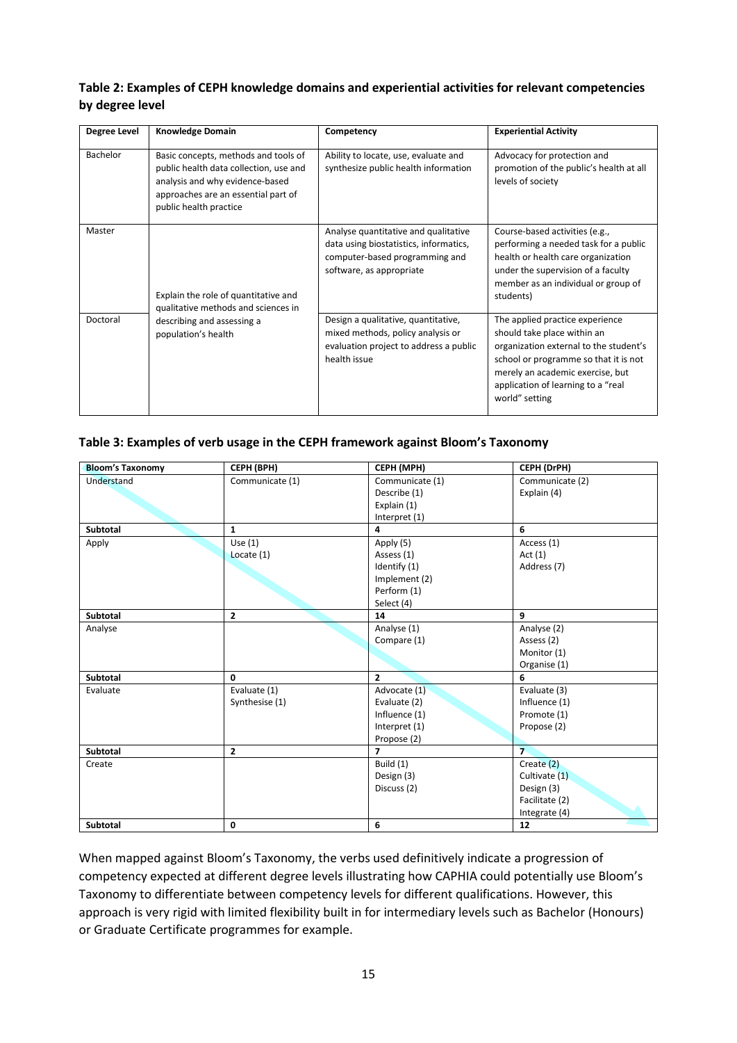**Table 2: Examples of CEPH knowledge domains and experiential activities for relevant competencies by degree level**

| Degree Level | Knowledge Domain | Competency | Experiential Activity |
|---|---|---|---|
| Bachelor | Basic concepts, methods and tools of public health data collection, use and analysis and why evidence-based approaches are an essential part of public health practice | Ability to locate, use, evaluate and synthesize public health information | Advocacy for protection and promotion of the public's health at all levels of society |
| Master | Explain the role of quantitative and qualitative methods and sciences in describing and assessing a population's health | Analyse quantitative and qualitative data using biostatistics, informatics, computer-based programming and software, as appropriate | Course-based activities (e.g., performing a needed task for a public health or health care organization under the supervision of a faculty member as an individual or group of students) |
| Doctoral | | Design a qualitative, quantitative, mixed methods, policy analysis or evaluation project to address a public health issue | The applied practice experience should take place within an organization external to the student's school or programme so that it is not merely an academic exercise, but application of learning to a "real world" setting |

**Table 3: Examples of verb usage in the CEPH framework against Bloom's Taxonomy**

| Bloom's Taxonomy | CEPH (BPH) | CEPH (MPH) | CEPH (DrPH) |
|---|---|---|---|
| Understand | Communicate (1) | Communicate (1)<br>Describe (1)<br>Explain (1)<br>Interpret (1) | Communicate (2)<br>Explain (4) |
| **Subtotal** | **1** | **4** | **6** |
| Apply | Use (1)<br>Locate (1) | Apply (5)<br>Assess (1)<br>Identify (1)<br>Implement (2)<br>Perform (1)<br>Select (4) | Access (1)<br>Act (1)<br>Address (7) |
| **Subtotal** | **2** | **14** | **9** |
| Analyse | | Analyse (1)<br>Compare (1) | Analyse (2)<br>Assess (2)<br>Monitor (1)<br>Organise (1) |
| **Subtotal** | **0** | **2** | **6** |
| Evaluate | Evaluate (1)<br>Synthesise (1) | Advocate (1)<br>Evaluate (2)<br>Influence (1)<br>Interpret (1)<br>Propose (2) | Evaluate (3)<br>Influence (1)<br>Promote (1)<br>Propose (2) |
| **Subtotal** | **2** | **7** | **7** |
| Create | | Build (1)<br>Design (3)<br>Discuss (2) | Create (2)<br>Cultivate (1)<br>Design (3)<br>Facilitate (2)<br>Integrate (4) |
| **Subtotal** | **0** | **6** | **12** |

When mapped against Bloom's Taxonomy, the verbs used definitively indicate a progression of competency expected at different degree levels illustrating how CAPHIA could potentially use Bloom's Taxonomy to differentiate between competency levels for different qualifications. However, this approach is very rigid with limited flexibility built in for intermediary levels such as Bachelor (Honours) or Graduate Certificate programmes for example.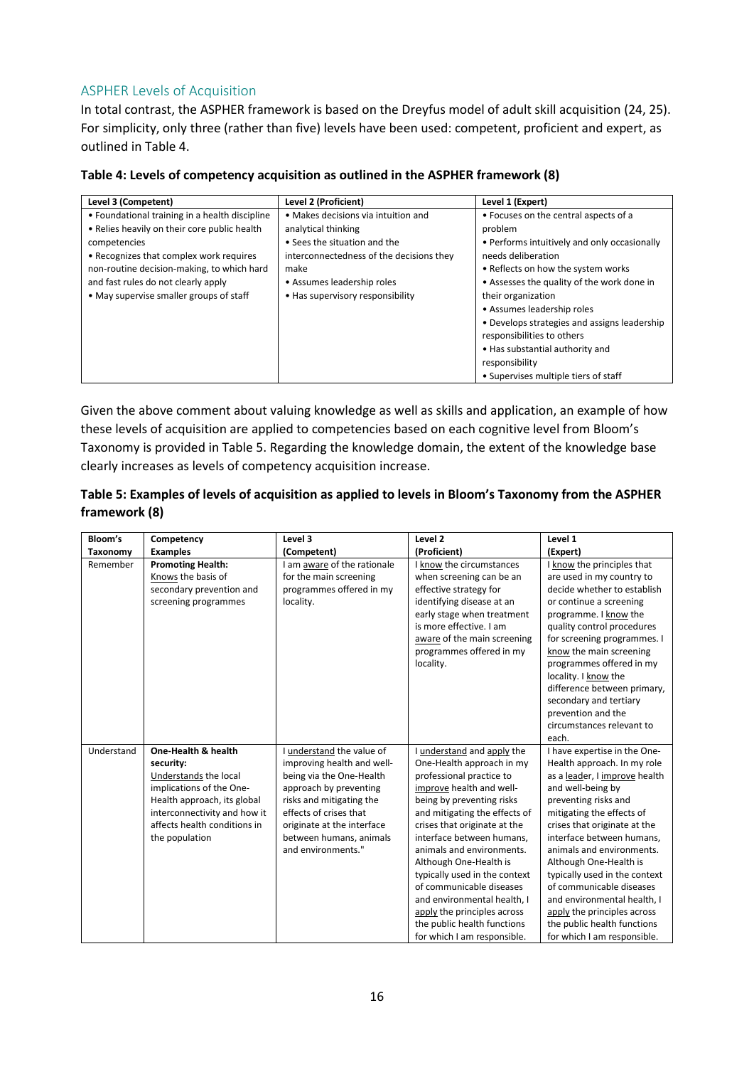## ASPHER Levels of Acquisition

In total contrast, the ASPHER framework is based on the Dreyfus model of adult skill acquisition (24, 25). For simplicity, only three (rather than five) levels have been used: competent, proficient and expert, as outlined in Table 4.

**Table 4: Levels of competency acquisition as outlined in the ASPHER framework (8)**

| Level 3 (Competent) | Level 2 (Proficient) | Level 1 (Expert) |
|---|---|---|
| • Foundational training in a health discipline<br>• Relies heavily on their core public health competencies<br>• Recognizes that complex work requires non-routine decision-making, to which hard and fast rules do not clearly apply<br>• May supervise smaller groups of staff | • Makes decisions via intuition and analytical thinking<br>• Sees the situation and the interconnectedness of the decisions they make<br>• Assumes leadership roles<br>• Has supervisory responsibility | • Focuses on the central aspects of a problem<br>• Performs intuitively and only occasionally needs deliberation<br>• Reflects on how the system works<br>• Assesses the quality of the work done in their organization<br>• Assumes leadership roles<br>• Develops strategies and assigns leadership responsibilities to others<br>• Has substantial authority and responsibility<br>• Supervises multiple tiers of staff |

Given the above comment about valuing knowledge as well as skills and application, an example of how these levels of acquisition are applied to competencies based on each cognitive level from Bloom's Taxonomy is provided in Table 5. Regarding the knowledge domain, the extent of the knowledge base clearly increases as levels of competency acquisition increase.

**Table 5: Examples of levels of acquisition as applied to levels in Bloom's Taxonomy from the ASPHER framework (8)**

| Bloom's Taxonomy | Competency Examples | Level 3 (Competent) | Level 2 (Proficient) | Level 1 (Expert) |
|---|---|---|---|---|
| Remember | **Promoting Health:** Knows the basis of secondary prevention and screening programmes | I am aware of the rationale for the main screening programmes offered in my locality. | I know the circumstances when screening can be an effective strategy for identifying disease at an early stage when treatment is more effective. I am aware of the main screening programmes offered in my locality. | I know the principles that are used in my country to decide whether to establish or continue a screening programme. I know the quality control procedures for screening programmes. I know the main screening programmes offered in my locality. I know the difference between primary, secondary and tertiary prevention and the circumstances relevant to each. |
| Understand | **One-Health & health security:** Understands the local implications of the One-Health approach, its global interconnectivity and how it affects health conditions in the population | I understand the value of improving health and well-being via the One-Health approach by preventing risks and mitigating the effects of crises that originate at the interface between humans, animals and environments." | I understand and apply the One-Health approach in my professional practice to improve health and well-being by preventing risks and mitigating the effects of crises that originate at the interface between humans, animals and environments. Although One-Health is typically used in the context of communicable diseases and environmental health, I apply the principles across the public health functions for which I am responsible. | I have expertise in the One-Health approach. In my role as a leader, I improve health and well-being by preventing risks and mitigating the effects of crises that originate at the interface between humans, animals and environments. Although One-Health is typically used in the context of communicable diseases and environmental health, I apply the principles across the public health functions for which I am responsible. |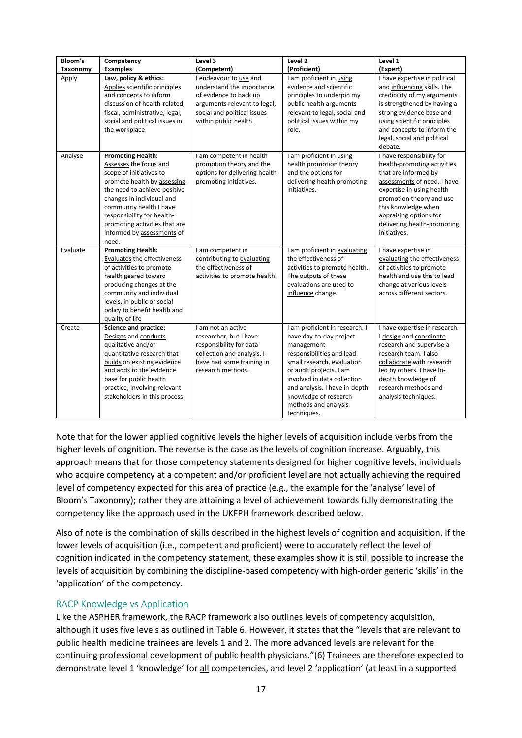| Bloom's Taxonomy | Competency Examples | Level 3 (Competent) | Level 2 (Proficient) | Level 1 (Expert) |
|---|---|---|---|---|
| Apply | **Law, policy & ethics:** Applies scientific principles and concepts to inform discussion of health-related, fiscal, administrative, legal, social and political issues in the workplace | I endeavour to use and understand the importance of evidence to back up arguments relevant to legal, social and political issues within public health. | I am proficient in using evidence and scientific principles to underpin my public health arguments relevant to legal, social and political issues within my role. | I have expertise in political and influencing skills. The credibility of my arguments is strengthened by having a strong evidence base and using scientific principles and concepts to inform the legal, social and political debate. |
| Analyse | **Promoting Health:** Assesses the focus and scope of initiatives to promote health by assessing the need to achieve positive changes in individual and community health I have responsibility for health-promoting activities that are informed by assessments of need. | I am competent in health promotion theory and the options for delivering health promoting initiatives. | I am proficient in using health promotion theory and the options for delivering health promoting initiatives. | I have responsibility for health-promoting activities that are informed by assessments of need. I have expertise in using health promotion theory and use this knowledge when appraising options for delivering health-promoting initiatives. |
| Evaluate | **Promoting Health:** Evaluates the effectiveness of activities to promote health geared toward producing changes at the community and individual levels, in public or social policy to benefit health and quality of life | I am competent in contributing to evaluating the effectiveness of activities to promote health. | I am proficient in evaluating the effectiveness of activities to promote health. The outputs of these evaluations are used to influence change. | I have expertise in evaluating the effectiveness of activities to promote health and use this to lead change at various levels across different sectors. |
| Create | **Science and practice:** Designs and conducts qualitative and/or quantitative research that builds on existing evidence and adds to the evidence base for public health practice, involving relevant stakeholders in this process | I am not an active researcher, but I have responsibility for data collection and analysis. I have had some training in research methods. | I am proficient in research. I have day-to-day project management responsibilities and lead small research, evaluation or audit projects. I am involved in data collection and analysis. I have in-depth knowledge of research methods and analysis techniques. | I have expertise in research. I design and coordinate research and supervise a research team. I also collaborate with research led by others. I have in-depth knowledge of research methods and analysis techniques. |

Note that for the lower applied cognitive levels the higher levels of acquisition include verbs from the higher levels of cognition. The reverse is the case as the levels of cognition increase. Arguably, this approach means that for those competency statements designed for higher cognitive levels, individuals who acquire competency at a competent and/or proficient level are not actually achieving the required level of competency expected for this area of practice (e.g., the example for the 'analyse' level of Bloom's Taxonomy); rather they are attaining a level of achievement towards fully demonstrating the competency like the approach used in the UKFPH framework described below.

Also of note is the combination of skills described in the highest levels of cognition and acquisition. If the lower levels of acquisition (i.e., competent and proficient) were to accurately reflect the level of cognition indicated in the competency statement, these examples show it is still possible to increase the levels of acquisition by combining the discipline-based competency with high-order generic 'skills' in the 'application' of the competency.

### RACP Knowledge vs Application

Like the ASPHER framework, the RACP framework also outlines levels of competency acquisition, although it uses five levels as outlined in Table 6. However, it states that the "levels that are relevant to public health medicine trainees are levels 1 and 2. The more advanced levels are relevant for the continuing professional development of public health physicians."(6) Trainees are therefore expected to demonstrate level 1 'knowledge' for all competencies, and level 2 'application' (at least in a supported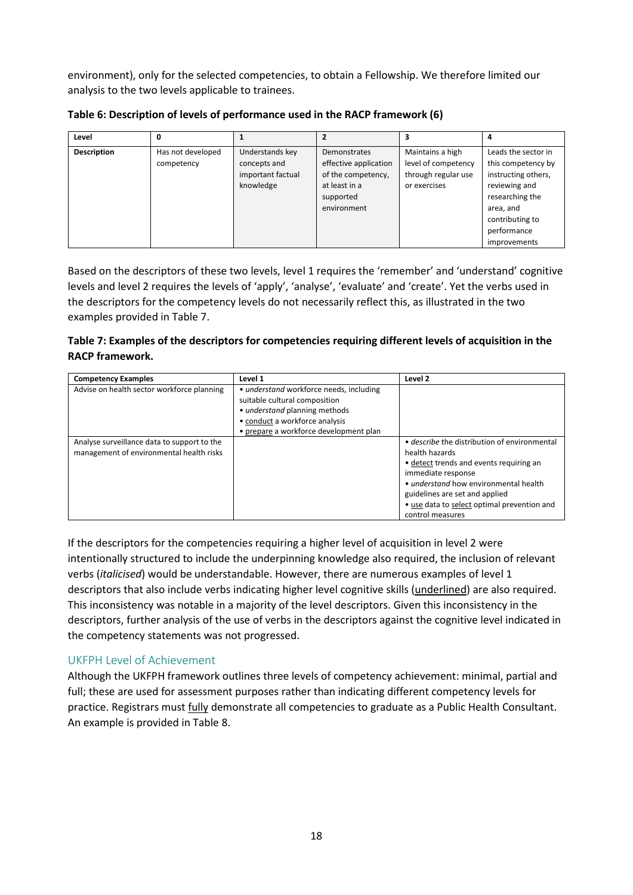environment), only for the selected competencies, to obtain a Fellowship. We therefore limited our analysis to the two levels applicable to trainees.

**Table 6: Description of levels of performance used in the RACP framework (6)**

| Level | 0 | 1 | 2 | 3 | 4 |
|---|---|---|---|---|---|
| Description | Has not developed competency | Understands key concepts and important factual knowledge | Demonstrates effective application of the competency, at least in a supported environment | Maintains a high level of competency through regular use or exercises | Leads the sector in this competency by instructing others, reviewing and researching the area, and contributing to performance improvements |

Based on the descriptors of these two levels, level 1 requires the 'remember' and 'understand' cognitive levels and level 2 requires the levels of 'apply', 'analyse', 'evaluate' and 'create'. Yet the verbs used in the descriptors for the competency levels do not necessarily reflect this, as illustrated in the two examples provided in Table 7.

**Table 7: Examples of the descriptors for competencies requiring different levels of acquisition in the RACP framework.**

| Competency Examples | Level 1 | Level 2 |
|---|---|---|
| Advise on health sector workforce planning | • *understand* workforce needs, including suitable cultural composition<br>• *understand* planning methods<br>• <u>conduct</u> a workforce analysis<br>• <u>prepare</u> a workforce development plan | |
| Analyse surveillance data to support to the management of environmental health risks | | • *describe* the distribution of environmental health hazards<br>• <u>detect</u> trends and events requiring an immediate response<br>• *understand* how environmental health guidelines are set and applied<br>• <u>use</u> data to <u>select</u> optimal prevention and control measures |

If the descriptors for the competencies requiring a higher level of acquisition in level 2 were intentionally structured to include the underpinning knowledge also required, the inclusion of relevant verbs (*italicised*) would be understandable. However, there are numerous examples of level 1 descriptors that also include verbs indicating higher level cognitive skills (<u>underlined</u>) are also required. This inconsistency was notable in a majority of the level descriptors. Given this inconsistency in the descriptors, further analysis of the use of verbs in the descriptors against the cognitive level indicated in the competency statements was not progressed.

### UKFPH Level of Achievement

Although the UKFPH framework outlines three levels of competency achievement: minimal, partial and full; these are used for assessment purposes rather than indicating different competency levels for practice. Registrars must <u>fully</u> demonstrate all competencies to graduate as a Public Health Consultant. An example is provided in Table 8.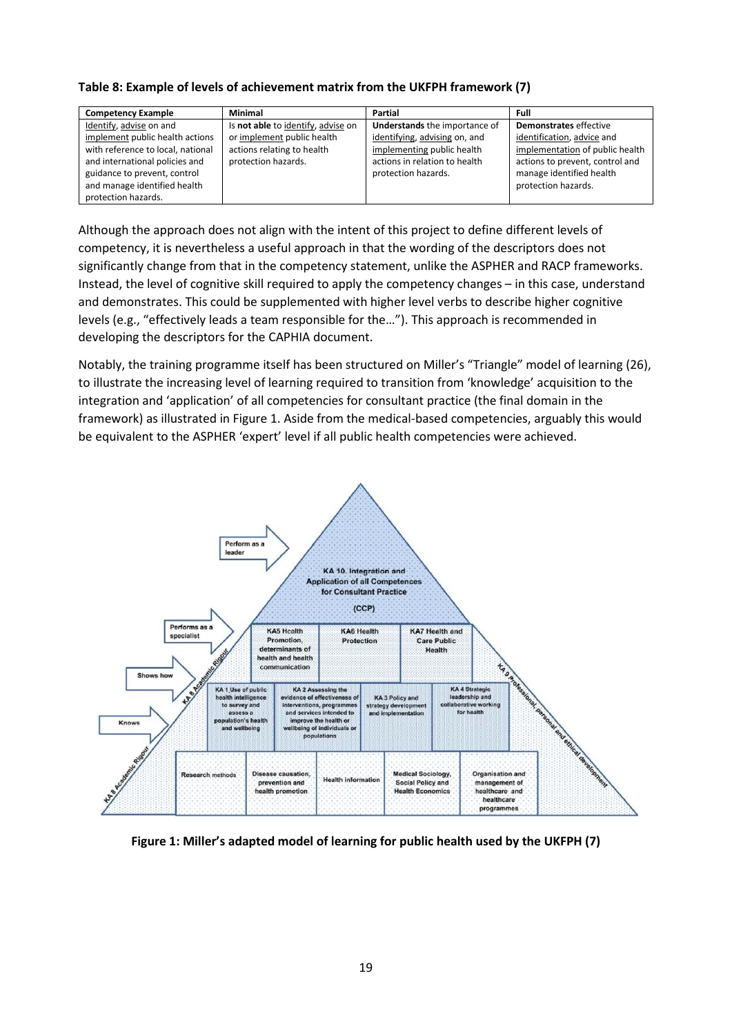**Table 8: Example of levels of achievement matrix from the UKFPH framework (7)**

| Competency Example | Minimal | Partial | Full |
|---|---|---|---|
| Identify, advise on and implement public health actions with reference to local, national and international policies and guidance to prevent, control and manage identified health protection hazards. | Is **not able** to identify, advise on or implement public health actions relating to health protection hazards. | **Understands** the importance of identifying, advising on, and implementing public health actions in relation to health protection hazards. | **Demonstrates** effective identification, advice and implementation of public health actions to prevent, control and manage identified health protection hazards. |

Although the approach does not align with the intent of this project to define different levels of competency, it is nevertheless a useful approach in that the wording of the descriptors does not significantly change from that in the competency statement, unlike the ASPHER and RACP frameworks. Instead, the level of cognitive skill required to apply the competency changes – in this case, understand and demonstrates. This could be supplemented with higher level verbs to describe higher cognitive levels (e.g., "effectively leads a team responsible for the…"). This approach is recommended in developing the descriptors for the CAPHIA document.

Notably, the training programme itself has been structured on Miller's "Triangle" model of learning (26), to illustrate the increasing level of learning required to transition from 'knowledge' acquisition to the integration and 'application' of all competencies for consultant practice (the final domain in the framework) as illustrated in Figure 1. Aside from the medical-based competencies, arguably this would be equivalent to the ASPHER 'expert' level if all public health competencies were achieved.

**Figure 1: Miller's adapted model of learning for public health used by the UKFPH (7)**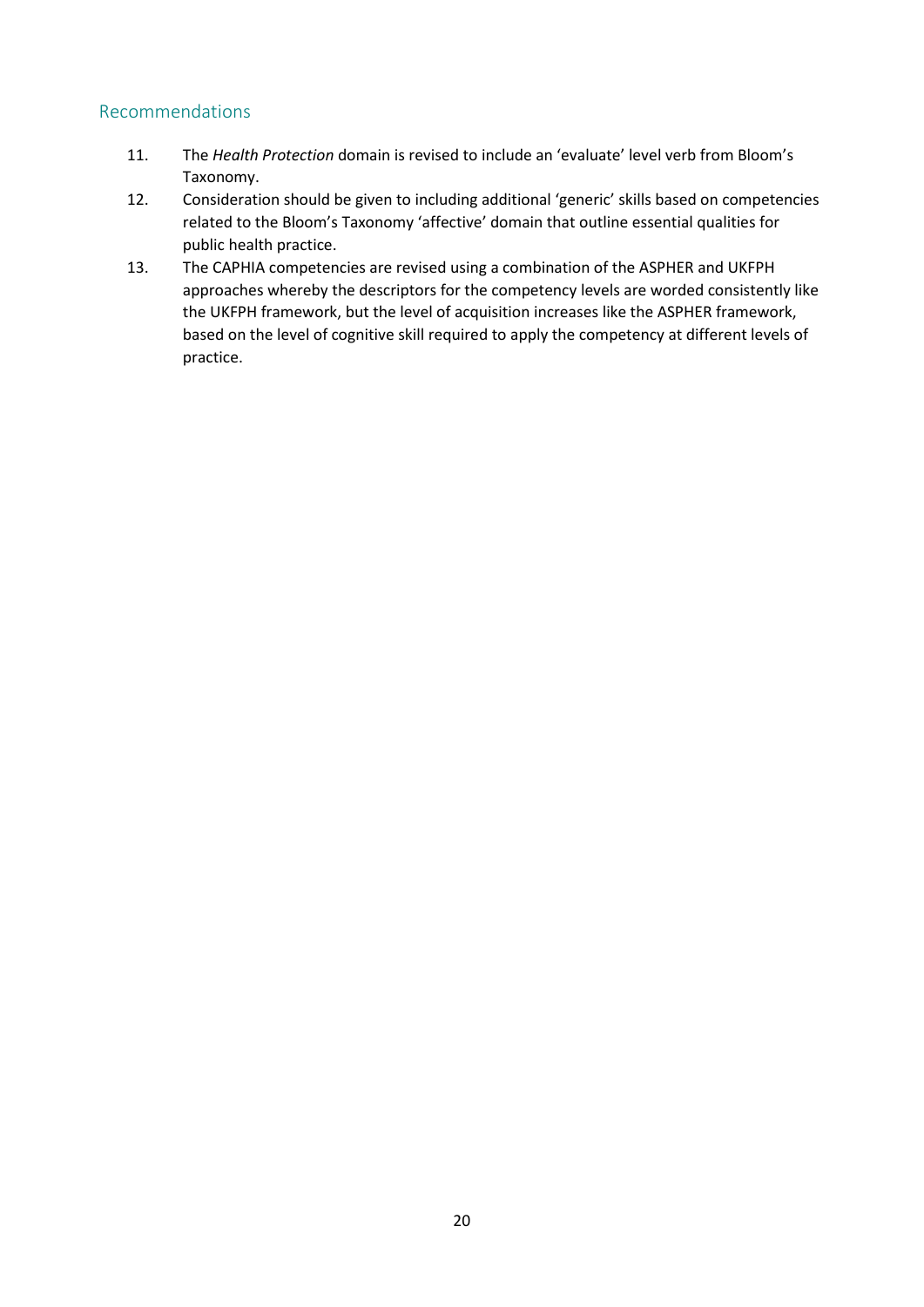## Recommendations

11. The *Health Protection* domain is revised to include an 'evaluate' level verb from Bloom's Taxonomy.
12. Consideration should be given to including additional 'generic' skills based on competencies related to the Bloom's Taxonomy 'affective' domain that outline essential qualities for public health practice.
13. The CAPHIA competencies are revised using a combination of the ASPHER and UKFPH approaches whereby the descriptors for the competency levels are worded consistently like the UKFPH framework, but the level of acquisition increases like the ASPHER framework, based on the level of cognitive skill required to apply the competency at different levels of practice.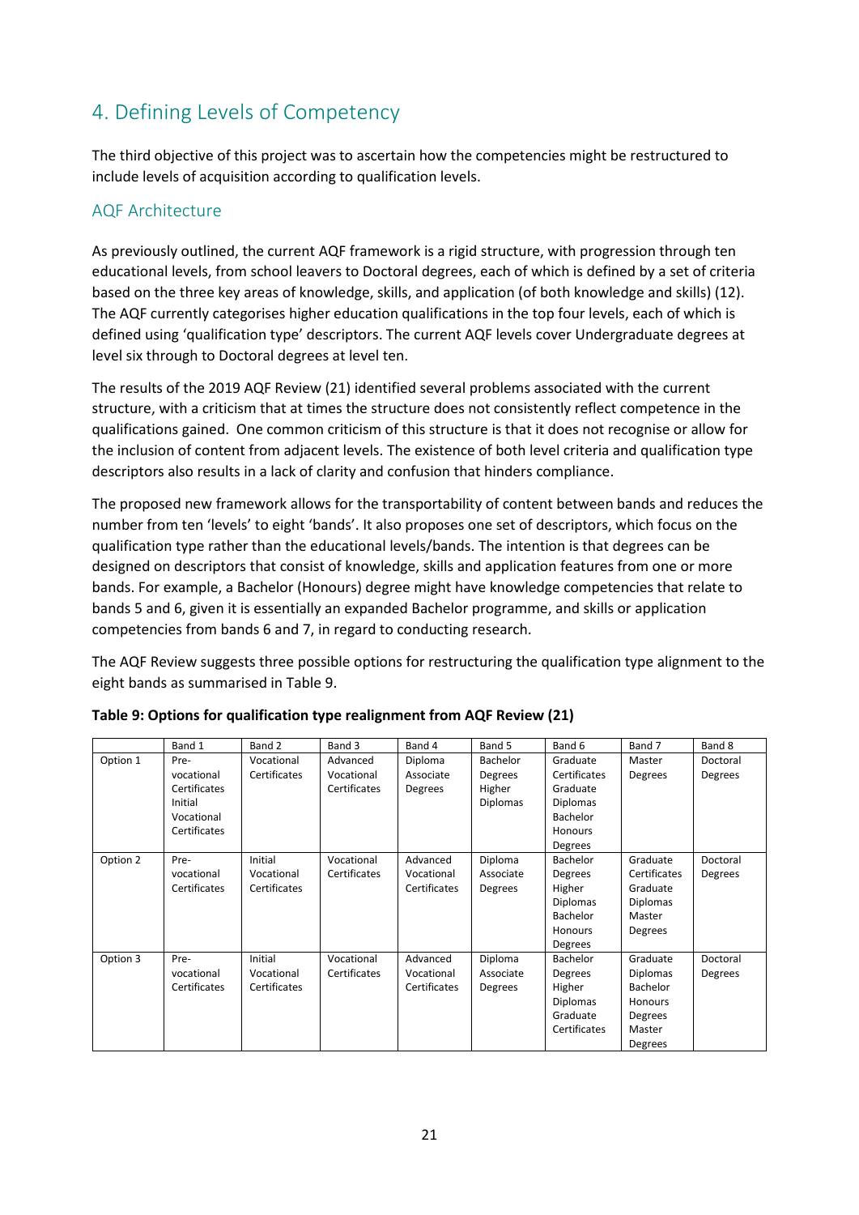## 4. Defining Levels of Competency

The third objective of this project was to ascertain how the competencies might be restructured to include levels of acquisition according to qualification levels.

### AQF Architecture

As previously outlined, the current AQF framework is a rigid structure, with progression through ten educational levels, from school leavers to Doctoral degrees, each of which is defined by a set of criteria based on the three key areas of knowledge, skills, and application (of both knowledge and skills) (12). The AQF currently categorises higher education qualifications in the top four levels, each of which is defined using 'qualification type' descriptors. The current AQF levels cover Undergraduate degrees at level six through to Doctoral degrees at level ten.

The results of the 2019 AQF Review (21) identified several problems associated with the current structure, with a criticism that at times the structure does not consistently reflect competence in the qualifications gained. One common criticism of this structure is that it does not recognise or allow for the inclusion of content from adjacent levels. The existence of both level criteria and qualification type descriptors also results in a lack of clarity and confusion that hinders compliance.

The proposed new framework allows for the transportability of content between bands and reduces the number from ten 'levels' to eight 'bands'. It also proposes one set of descriptors, which focus on the qualification type rather than the educational levels/bands. The intention is that degrees can be designed on descriptors that consist of knowledge, skills and application features from one or more bands. For example, a Bachelor (Honours) degree might have knowledge competencies that relate to bands 5 and 6, given it is essentially an expanded Bachelor programme, and skills or application competencies from bands 6 and 7, in regard to conducting research.

The AQF Review suggests three possible options for restructuring the qualification type alignment to the eight bands as summarised in Table 9.

**Table 9: Options for qualification type realignment from AQF Review (21)**

| | Band 1 | Band 2 | Band 3 | Band 4 | Band 5 | Band 6 | Band 7 | Band 8 |
|---|---|---|---|---|---|---|---|---|
| Option 1 | Pre-vocational Certificates Initial Vocational Certificates | Vocational Certificates | Advanced Vocational Certificates | Diploma Associate Degrees | Bachelor Degrees Higher Diplomas | Graduate Certificates Graduate Diplomas Bachelor Honours Degrees | Master Degrees | Doctoral Degrees |
| Option 2 | Pre-vocational Certificates | Initial Vocational Certificates | Vocational Certificates | Advanced Vocational Certificates | Diploma Associate Degrees | Bachelor Degrees Higher Diplomas Bachelor Honours Degrees | Graduate Certificates Graduate Diplomas Master Degrees | Doctoral Degrees |
| Option 3 | Pre-vocational Certificates | Initial Vocational Certificates | Vocational Certificates | Advanced Vocational Certificates | Diploma Associate Degrees | Bachelor Degrees Higher Diplomas Graduate Certificates | Graduate Diplomas Bachelor Honours Degrees Master Degrees | Doctoral Degrees |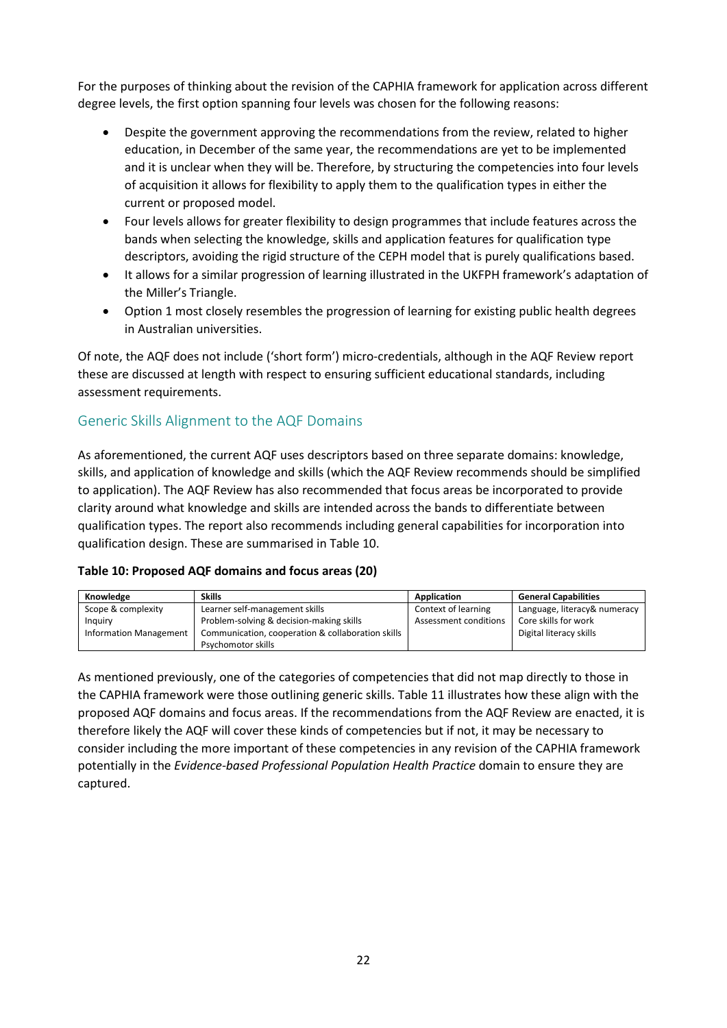For the purposes of thinking about the revision of the CAPHIA framework for application across different degree levels, the first option spanning four levels was chosen for the following reasons:

- Despite the government approving the recommendations from the review, related to higher education, in December of the same year, the recommendations are yet to be implemented and it is unclear when they will be. Therefore, by structuring the competencies into four levels of acquisition it allows for flexibility to apply them to the qualification types in either the current or proposed model.
- Four levels allows for greater flexibility to design programmes that include features across the bands when selecting the knowledge, skills and application features for qualification type descriptors, avoiding the rigid structure of the CEPH model that is purely qualifications based.
- It allows for a similar progression of learning illustrated in the UKFPH framework's adaptation of the Miller's Triangle.
- Option 1 most closely resembles the progression of learning for existing public health degrees in Australian universities.

Of note, the AQF does not include ('short form') micro-credentials, although in the AQF Review report these are discussed at length with respect to ensuring sufficient educational standards, including assessment requirements.

## Generic Skills Alignment to the AQF Domains

As aforementioned, the current AQF uses descriptors based on three separate domains: knowledge, skills, and application of knowledge and skills (which the AQF Review recommends should be simplified to application). The AQF Review has also recommended that focus areas be incorporated to provide clarity around what knowledge and skills are intended across the bands to differentiate between qualification types. The report also recommends including general capabilities for incorporation into qualification design. These are summarised in Table 10.

**Table 10: Proposed AQF domains and focus areas (20)**

| Knowledge | Skills | Application | General Capabilities |
|---|---|---|---|
| Scope & complexity | Learner self-management skills | Context of learning | Language, literacy& numeracy |
| Inquiry | Problem-solving & decision-making skills | Assessment conditions | Core skills for work |
| Information Management | Communication, cooperation & collaboration skills | | Digital literacy skills |
| | Psychomotor skills | | |

As mentioned previously, one of the categories of competencies that did not map directly to those in the CAPHIA framework were those outlining generic skills. Table 11 illustrates how these align with the proposed AQF domains and focus areas. If the recommendations from the AQF Review are enacted, it is therefore likely the AQF will cover these kinds of competencies but if not, it may be necessary to consider including the more important of these competencies in any revision of the CAPHIA framework potentially in the *Evidence-based Professional Population Health Practice* domain to ensure they are captured.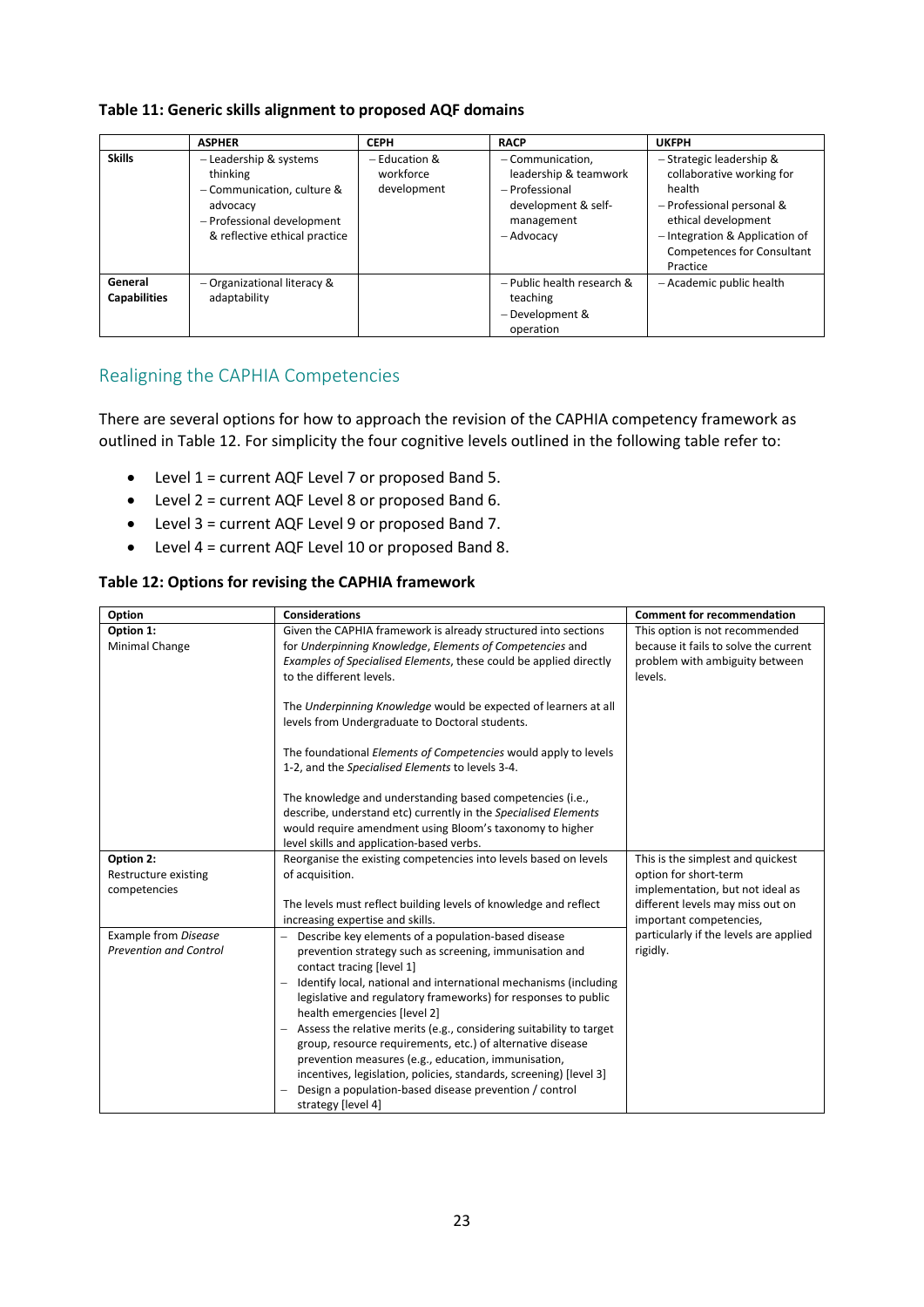**Table 11: Generic skills alignment to proposed AQF domains**

| | ASPHER | CEPH | RACP | UKFPH |
|---|---|---|---|---|
| **Skills** | – Leadership & systems thinking<br>– Communication, culture & advocacy<br>– Professional development & reflective ethical practice | – Education & workforce development | – Communication, leadership & teamwork<br>– Professional development & self-management<br>– Advocacy | – Strategic leadership & collaborative working for health<br>– Professional personal & ethical development<br>– Integration & Application of Competences for Consultant Practice |
| **General Capabilities** | – Organizational literacy & adaptability | | – Public health research & teaching<br>– Development & operation | – Academic public health |

## Realigning the CAPHIA Competencies

There are several options for how to approach the revision of the CAPHIA competency framework as outlined in Table 12. For simplicity the four cognitive levels outlined in the following table refer to:

- Level 1 = current AQF Level 7 or proposed Band 5.
- Level 2 = current AQF Level 8 or proposed Band 6.
- Level 3 = current AQF Level 9 or proposed Band 7.
- Level 4 = current AQF Level 10 or proposed Band 8.

**Table 12: Options for revising the CAPHIA framework**

| Option | Considerations | Comment for recommendation |
|---|---|---|
| **Option 1:**<br>Minimal Change | Given the CAPHIA framework is already structured into sections for *Underpinning Knowledge*, *Elements of Competencies* and *Examples of Specialised Elements*, these could be applied directly to the different levels.<br><br>The *Underpinning Knowledge* would be expected of learners at all levels from Undergraduate to Doctoral students.<br><br>The foundational *Elements of Competencies* would apply to levels 1-2, and the *Specialised Elements* to levels 3-4.<br><br>The knowledge and understanding based competencies (i.e., describe, understand etc) currently in the *Specialised Elements* would require amendment using Bloom's taxonomy to higher level skills and application-based verbs. | This option is not recommended because it fails to solve the current problem with ambiguity between levels. |
| **Option 2:**<br>Restructure existing competencies | Reorganise the existing competencies into levels based on levels of acquisition.<br><br>The levels must reflect building levels of knowledge and reflect increasing expertise and skills. | This is the simplest and quickest option for short-term implementation, but not ideal as different levels may miss out on important competencies, particularly if the levels are applied rigidly. |
| Example from *Disease Prevention and Control* | – Describe key elements of a population-based disease prevention strategy such as screening, immunisation and contact tracing [level 1]<br>– Identify local, national and international mechanisms (including legislative and regulatory frameworks) for responses to public health emergencies [level 2]<br>– Assess the relative merits (e.g., considering suitability to target group, resource requirements, etc.) of alternative disease prevention measures (e.g., education, immunisation, incentives, legislation, policies, standards, screening) [level 3]<br>– Design a population-based disease prevention / control strategy [level 4] | |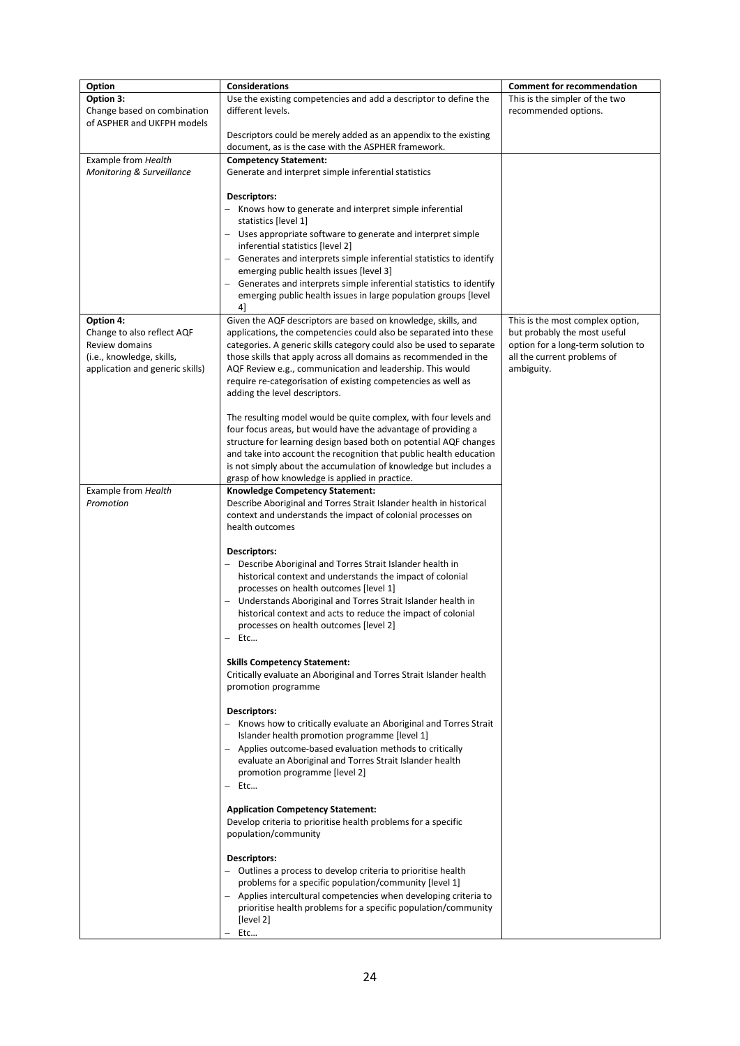| Option | Considerations | Comment for recommendation |
|---|---|---|
| **Option 3:**<br>Change based on combination of ASPHER and UKFPH models | Use the existing competencies and add a descriptor to define the different levels.<br><br>Descriptors could be merely added as an appendix to the existing document, as is the case with the ASPHER framework. | This is the simpler of the two recommended options. |
| Example from *Health Monitoring & Surveillance* | **Competency Statement:**<br>Generate and interpret simple inferential statistics<br><br>**Descriptors:**<br>– Knows how to generate and interpret simple inferential statistics [level 1]<br>– Uses appropriate software to generate and interpret simple inferential statistics [level 2]<br>– Generates and interprets simple inferential statistics to identify emerging public health issues [level 3]<br>– Generates and interprets simple inferential statistics to identify emerging public health issues in large population groups [level 4] | |
| **Option 4:**<br>Change to also reflect AQF Review domains (i.e., knowledge, skills, application and generic skills) | Given the AQF descriptors are based on knowledge, skills, and applications, the competencies could also be separated into these categories. A generic skills category could also be used to separate those skills that apply across all domains as recommended in the AQF Review e.g., communication and leadership. This would require re-categorisation of existing competencies as well as adding the level descriptors.<br><br>The resulting model would be quite complex, with four levels and four focus areas, but would have the advantage of providing a structure for learning design based both on potential AQF changes and take into account the recognition that public health education is not simply about the accumulation of knowledge but includes a grasp of how knowledge is applied in practice. | This is the most complex option, but probably the most useful option for a long-term solution to all the current problems of ambiguity. |
| Example from *Health Promotion* | **Knowledge Competency Statement:**<br>Describe Aboriginal and Torres Strait Islander health in historical context and understands the impact of colonial processes on health outcomes<br><br>**Descriptors:**<br>– Describe Aboriginal and Torres Strait Islander health in historical context and understands the impact of colonial processes on health outcomes [level 1]<br>– Understands Aboriginal and Torres Strait Islander health in historical context and acts to reduce the impact of colonial processes on health outcomes [level 2]<br>– Etc…<br><br>**Skills Competency Statement:**<br>Critically evaluate an Aboriginal and Torres Strait Islander health promotion programme<br><br>**Descriptors:**<br>– Knows how to critically evaluate an Aboriginal and Torres Strait Islander health promotion programme [level 1]<br>– Applies outcome-based evaluation methods to critically evaluate an Aboriginal and Torres Strait Islander health promotion programme [level 2]<br>– Etc…<br><br>**Application Competency Statement:**<br>Develop criteria to prioritise health problems for a specific population/community<br><br>**Descriptors:**<br>– Outlines a process to develop criteria to prioritise health problems for a specific population/community [level 1]<br>– Applies intercultural competencies when developing criteria to prioritise health problems for a specific population/community [level 2]<br>– Etc… | |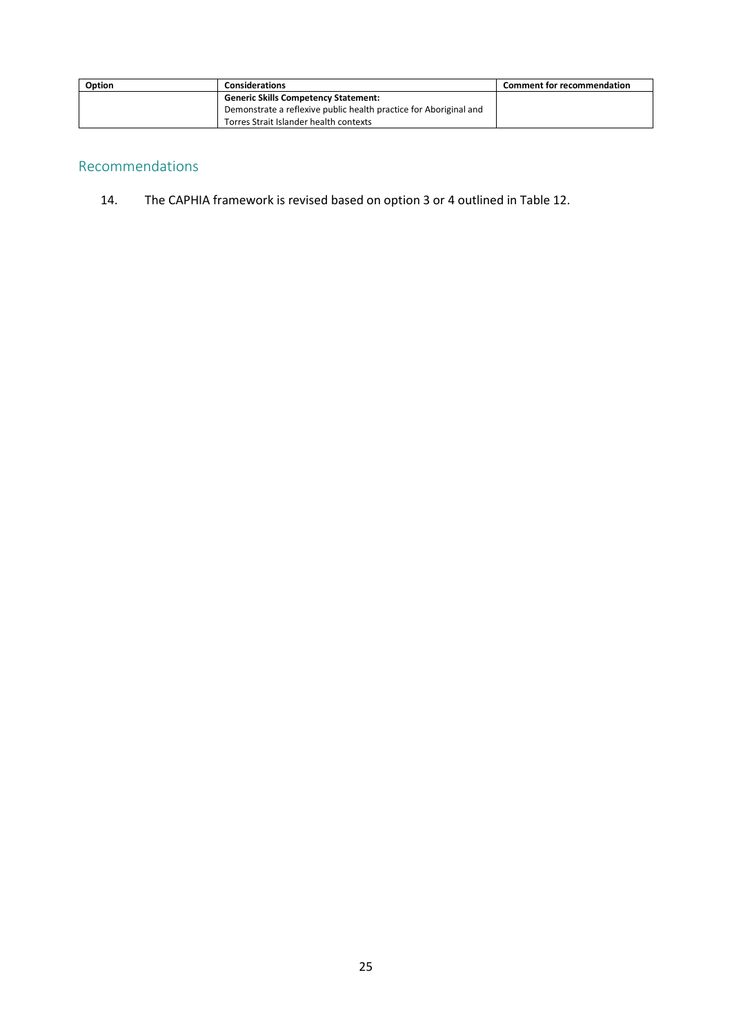| Option | Considerations | Comment for recommendation |
| --- | --- | --- |
| | **Generic Skills Competency Statement:** Demonstrate a reflexive public health practice for Aboriginal and Torres Strait Islander health contexts | |

## Recommendations

14. The CAPHIA framework is revised based on option 3 or 4 outlined in Table 12.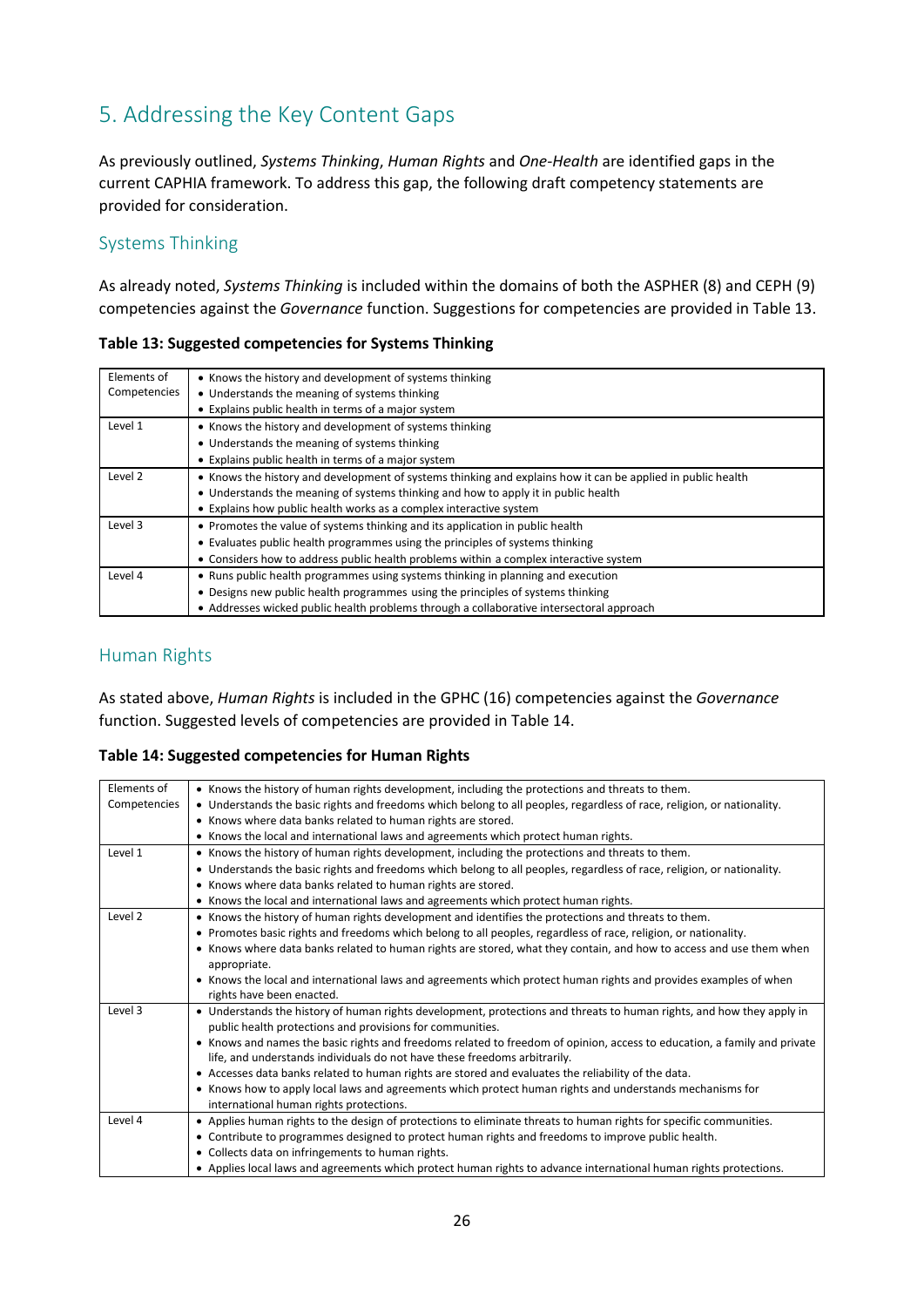## 5. Addressing the Key Content Gaps

As previously outlined, *Systems Thinking*, *Human Rights* and *One-Health* are identified gaps in the current CAPHIA framework. To address this gap, the following draft competency statements are provided for consideration.

### Systems Thinking

As already noted, *Systems Thinking* is included within the domains of both the ASPHER (8) and CEPH (9) competencies against the *Governance* function. Suggestions for competencies are provided in Table 13.

**Table 13: Suggested competencies for Systems Thinking**

| | |
|---|---|
| Elements of Competencies | • Knows the history and development of systems thinking<br>• Understands the meaning of systems thinking<br>• Explains public health in terms of a major system |
| Level 1 | • Knows the history and development of systems thinking<br>• Understands the meaning of systems thinking<br>• Explains public health in terms of a major system |
| Level 2 | • Knows the history and development of systems thinking and explains how it can be applied in public health<br>• Understands the meaning of systems thinking and how to apply it in public health<br>• Explains how public health works as a complex interactive system |
| Level 3 | • Promotes the value of systems thinking and its application in public health<br>• Evaluates public health programmes using the principles of systems thinking<br>• Considers how to address public health problems within a complex interactive system |
| Level 4 | • Runs public health programmes using systems thinking in planning and execution<br>• Designs new public health programmes using the principles of systems thinking<br>• Addresses wicked public health problems through a collaborative intersectoral approach |

### Human Rights

As stated above, *Human Rights* is included in the GPHC (16) competencies against the *Governance* function. Suggested levels of competencies are provided in Table 14.

**Table 14: Suggested competencies for Human Rights**

| | |
|---|---|
| Elements of Competencies | • Knows the history of human rights development, including the protections and threats to them.<br>• Understands the basic rights and freedoms which belong to all peoples, regardless of race, religion, or nationality.<br>• Knows where data banks related to human rights are stored.<br>• Knows the local and international laws and agreements which protect human rights. |
| Level 1 | • Knows the history of human rights development, including the protections and threats to them.<br>• Understands the basic rights and freedoms which belong to all peoples, regardless of race, religion, or nationality.<br>• Knows where data banks related to human rights are stored.<br>• Knows the local and international laws and agreements which protect human rights. |
| Level 2 | • Knows the history of human rights development and identifies the protections and threats to them.<br>• Promotes basic rights and freedoms which belong to all peoples, regardless of race, religion, or nationality.<br>• Knows where data banks related to human rights are stored, what they contain, and how to access and use them when appropriate.<br>• Knows the local and international laws and agreements which protect human rights and provides examples of when rights have been enacted. |
| Level 3 | • Understands the history of human rights development, protections and threats to human rights, and how they apply in public health protections and provisions for communities.<br>• Knows and names the basic rights and freedoms related to freedom of opinion, access to education, a family and private life, and understands individuals do not have these freedoms arbitrarily.<br>• Accesses data banks related to human rights are stored and evaluates the reliability of the data.<br>• Knows how to apply local laws and agreements which protect human rights and understands mechanisms for international human rights protections. |
| Level 4 | • Applies human rights to the design of protections to eliminate threats to human rights for specific communities.<br>• Contribute to programmes designed to protect human rights and freedoms to improve public health.<br>• Collects data on infringements to human rights.<br>• Applies local laws and agreements which protect human rights to advance international human rights protections. |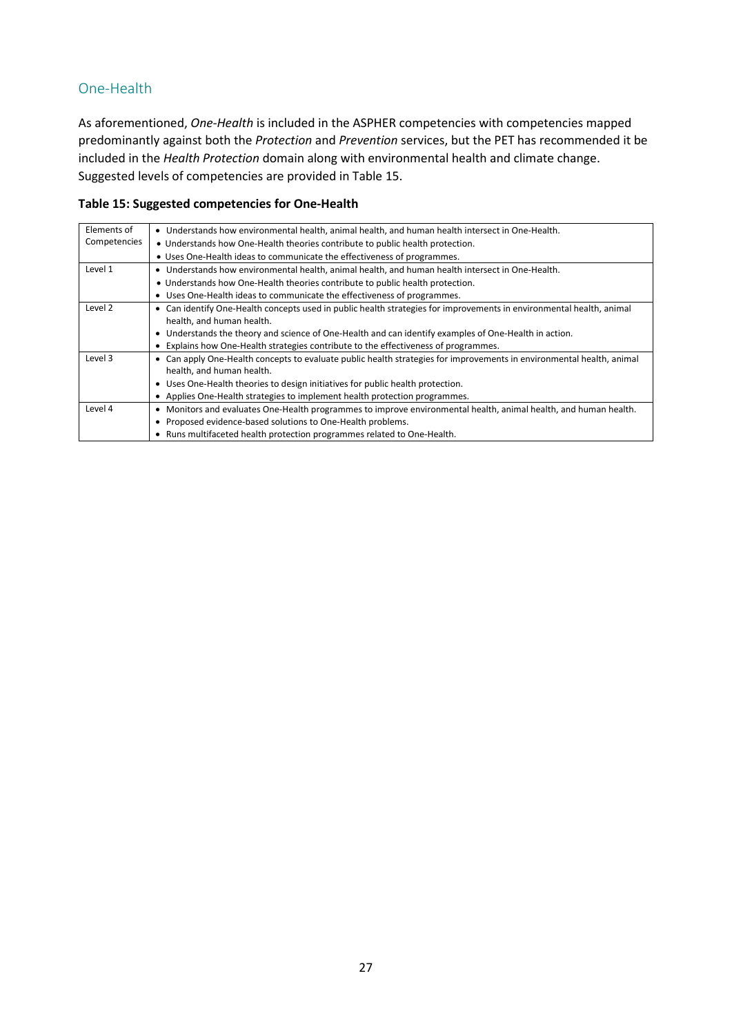## One-Health

As aforementioned, *One-Health* is included in the ASPHER competencies with competencies mapped predominantly against both the *Protection* and *Prevention* services, but the PET has recommended it be included in the *Health Protection* domain along with environmental health and climate change. Suggested levels of competencies are provided in Table 15.

**Table 15: Suggested competencies for One-Health**

| Elements of Competencies | • Understands how environmental health, animal health, and human health intersect in One-Health.<br>• Understands how One-Health theories contribute to public health protection.<br>• Uses One-Health ideas to communicate the effectiveness of programmes. |
|---|---|
| Level 1 | • Understands how environmental health, animal health, and human health intersect in One-Health.<br>• Understands how One-Health theories contribute to public health protection.<br>• Uses One-Health ideas to communicate the effectiveness of programmes. |
| Level 2 | • Can identify One-Health concepts used in public health strategies for improvements in environmental health, animal health, and human health.<br>• Understands the theory and science of One-Health and can identify examples of One-Health in action.<br>• Explains how One-Health strategies contribute to the effectiveness of programmes. |
| Level 3 | • Can apply One-Health concepts to evaluate public health strategies for improvements in environmental health, animal health, and human health.<br>• Uses One-Health theories to design initiatives for public health protection.<br>• Applies One-Health strategies to implement health protection programmes. |
| Level 4 | • Monitors and evaluates One-Health programmes to improve environmental health, animal health, and human health.<br>• Proposed evidence-based solutions to One-Health problems.<br>• Runs multifaceted health protection programmes related to One-Health. |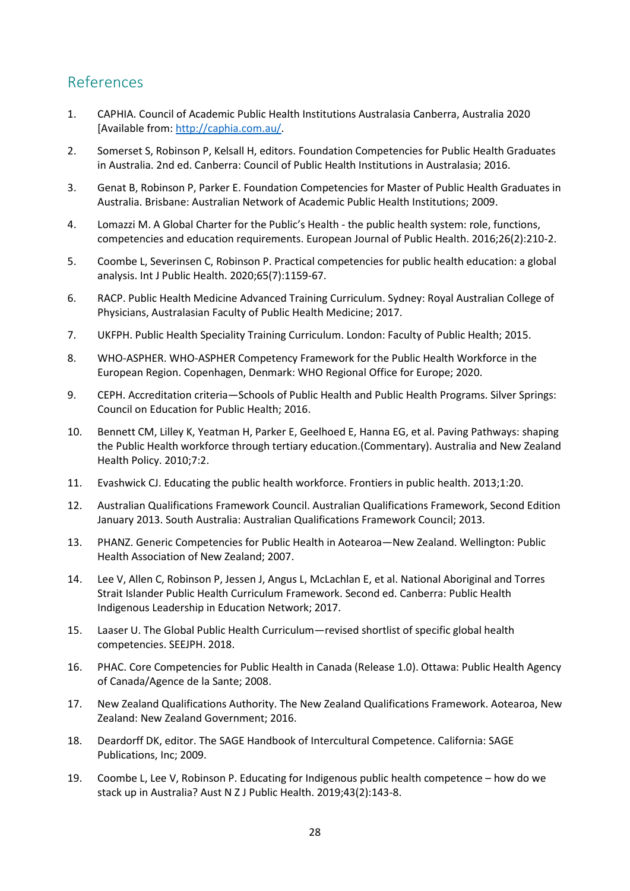## References

1. CAPHIA. Council of Academic Public Health Institutions Australasia Canberra, Australia 2020 [Available from: http://caphia.com.au/.
2. Somerset S, Robinson P, Kelsall H, editors. Foundation Competencies for Public Health Graduates in Australia. 2nd ed. Canberra: Council of Public Health Institutions in Australasia; 2016.
3. Genat B, Robinson P, Parker E. Foundation Competencies for Master of Public Health Graduates in Australia. Brisbane: Australian Network of Academic Public Health Institutions; 2009.
4. Lomazzi M. A Global Charter for the Public's Health - the public health system: role, functions, competencies and education requirements. European Journal of Public Health. 2016;26(2):210-2.
5. Coombe L, Severinsen C, Robinson P. Practical competencies for public health education: a global analysis. Int J Public Health. 2020;65(7):1159-67.
6. RACP. Public Health Medicine Advanced Training Curriculum. Sydney: Royal Australian College of Physicians, Australasian Faculty of Public Health Medicine; 2017.
7. UKFPH. Public Health Speciality Training Curriculum. London: Faculty of Public Health; 2015.
8. WHO-ASPHER. WHO-ASPHER Competency Framework for the Public Health Workforce in the European Region. Copenhagen, Denmark: WHO Regional Office for Europe; 2020.
9. CEPH. Accreditation criteria—Schools of Public Health and Public Health Programs. Silver Springs: Council on Education for Public Health; 2016.
10. Bennett CM, Lilley K, Yeatman H, Parker E, Geelhoed E, Hanna EG, et al. Paving Pathways: shaping the Public Health workforce through tertiary education.(Commentary). Australia and New Zealand Health Policy. 2010;7:2.
11. Evashwick CJ. Educating the public health workforce. Frontiers in public health. 2013;1:20.
12. Australian Qualifications Framework Council. Australian Qualifications Framework, Second Edition January 2013. South Australia: Australian Qualifications Framework Council; 2013.
13. PHANZ. Generic Competencies for Public Health in Aotearoa—New Zealand. Wellington: Public Health Association of New Zealand; 2007.
14. Lee V, Allen C, Robinson P, Jessen J, Angus L, McLachlan E, et al. National Aboriginal and Torres Strait Islander Public Health Curriculum Framework. Second ed. Canberra: Public Health Indigenous Leadership in Education Network; 2017.
15. Laaser U. The Global Public Health Curriculum—revised shortlist of specific global health competencies. SEEJPH. 2018.
16. PHAC. Core Competencies for Public Health in Canada (Release 1.0). Ottawa: Public Health Agency of Canada/Agence de la Sante; 2008.
17. New Zealand Qualifications Authority. The New Zealand Qualifications Framework. Aotearoa, New Zealand: New Zealand Government; 2016.
18. Deardorff DK, editor. The SAGE Handbook of Intercultural Competence. California: SAGE Publications, Inc; 2009.
19. Coombe L, Lee V, Robinson P. Educating for Indigenous public health competence – how do we stack up in Australia? Aust N Z J Public Health. 2019;43(2):143-8.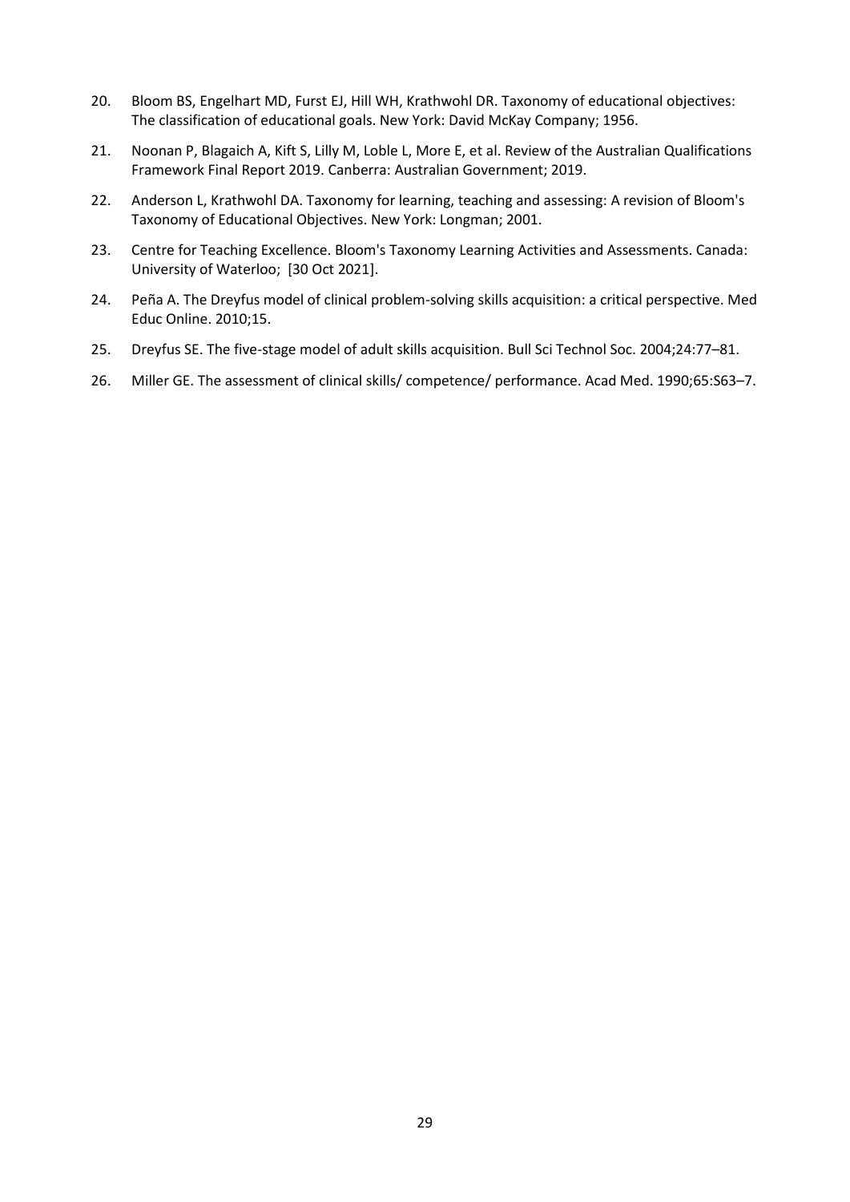20. Bloom BS, Engelhart MD, Furst EJ, Hill WH, Krathwohl DR. Taxonomy of educational objectives: The classification of educational goals. New York: David McKay Company; 1956.
21. Noonan P, Blagaich A, Kift S, Lilly M, Loble L, More E, et al. Review of the Australian Qualifications Framework Final Report 2019. Canberra: Australian Government; 2019.
22. Anderson L, Krathwohl DA. Taxonomy for learning, teaching and assessing: A revision of Bloom's Taxonomy of Educational Objectives. New York: Longman; 2001.
23. Centre for Teaching Excellence. Bloom's Taxonomy Learning Activities and Assessments. Canada: University of Waterloo; [30 Oct 2021].
24. Peña A. The Dreyfus model of clinical problem-solving skills acquisition: a critical perspective. Med Educ Online. 2010;15.
25. Dreyfus SE. The five-stage model of adult skills acquisition. Bull Sci Technol Soc. 2004;24:77–81.
26. Miller GE. The assessment of clinical skills/ competence/ performance. Acad Med. 1990;65:S63–7.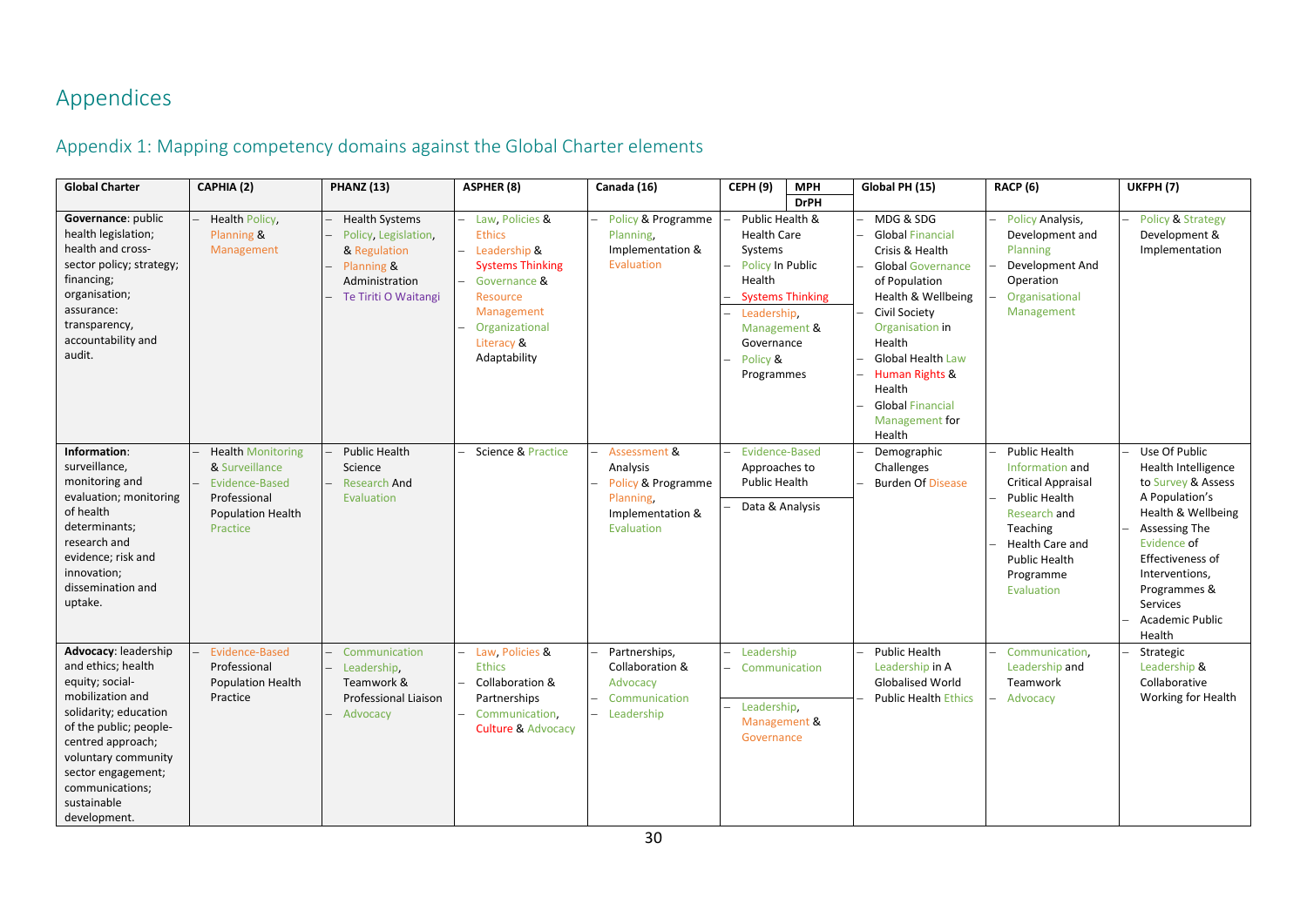# Appendices

## Appendix 1: Mapping competency domains against the Global Charter elements

| Global Charter | CAPHIA (2) | PHANZ (13) | ASPHER (8) | Canada (16) | CEPH (9) MPH / DrPH | Global PH (15) | RACP (6) | UKFPH (7) |
|---|---|---|---|---|---|---|---|---|
| **Governance**: public health legislation; health and cross-sector policy; strategy; financing; organisation; assurance: transparency, accountability and audit. | – Health Policy, Planning & Management | – Health Systems<br>– Policy, Legislation, & Regulation<br>– Planning & Administration<br>– Te Tiriti O Waitangi | – Law, Policies & Ethics<br>– Leadership & Systems Thinking<br>– Governance & Resource Management<br>– Organizational Literacy & Adaptability | – Policy & Programme Planning, Implementation & Evaluation | MPH:<br>– Public Health & Health Care Systems<br>– Policy In Public Health<br>– Systems Thinking<br>DrPH:<br>– Leadership, Management & Governance<br>– Policy & Programmes | – MDG & SDG<br>– Global Financial Crisis & Health<br>– Global Governance of Population Health & Wellbeing<br>– Civil Society Organisation in Health<br>– Global Health Law<br>– Human Rights & Health<br>– Global Financial Management for Health | – Policy Analysis, Development and Planning<br>– Development And Operation<br>– Organisational Management | – Policy & Strategy Development & Implementation |
| **Information**: surveillance, monitoring and evaluation; monitoring of health determinants; research and evidence; risk and innovation; dissemination and uptake. | – Health Monitoring & Surveillance<br>– Evidence-Based Professional Population Health Practice | – Public Health Science<br>– Research And Evaluation | – Science & Practice | – Assessment & Analysis<br>– Policy & Programme Planning, Implementation & Evaluation | MPH:<br>– Evidence-Based Approaches to Public Health<br>DrPH:<br>– Data & Analysis | – Demographic Challenges<br>– Burden Of Disease | – Public Health Information and Critical Appraisal<br>– Public Health Research and Teaching<br>– Health Care and Public Health Programme Evaluation | – Use Of Public Health Intelligence to Survey & Assess A Population's Health & Wellbeing<br>– Assessing The Evidence of Effectiveness of Interventions, Programmes & Services<br>– Academic Public Health |
| **Advocacy**: leadership and ethics; health equity; social-mobilization and solidarity; education of the public; people-centred approach; voluntary community sector engagement; communications; sustainable development. | – Evidence-Based Professional Population Health Practice | – Communication<br>– Leadership, Teamwork & Professional Liaison<br>– Advocacy | – Law, Policies & Ethics<br>– Collaboration & Partnerships<br>– Communication, Culture & Advocacy | – Partnerships, Collaboration & Advocacy<br>– Communication<br>– Leadership | MPH:<br>– Leadership<br>– Communication<br>DrPH:<br>– Leadership, Management & Governance | – Public Health Leadership in A Globalised World<br>– Public Health Ethics | – Communication, Leadership and Teamwork<br>– Advocacy | – Strategic Leadership & Collaborative Working for Health |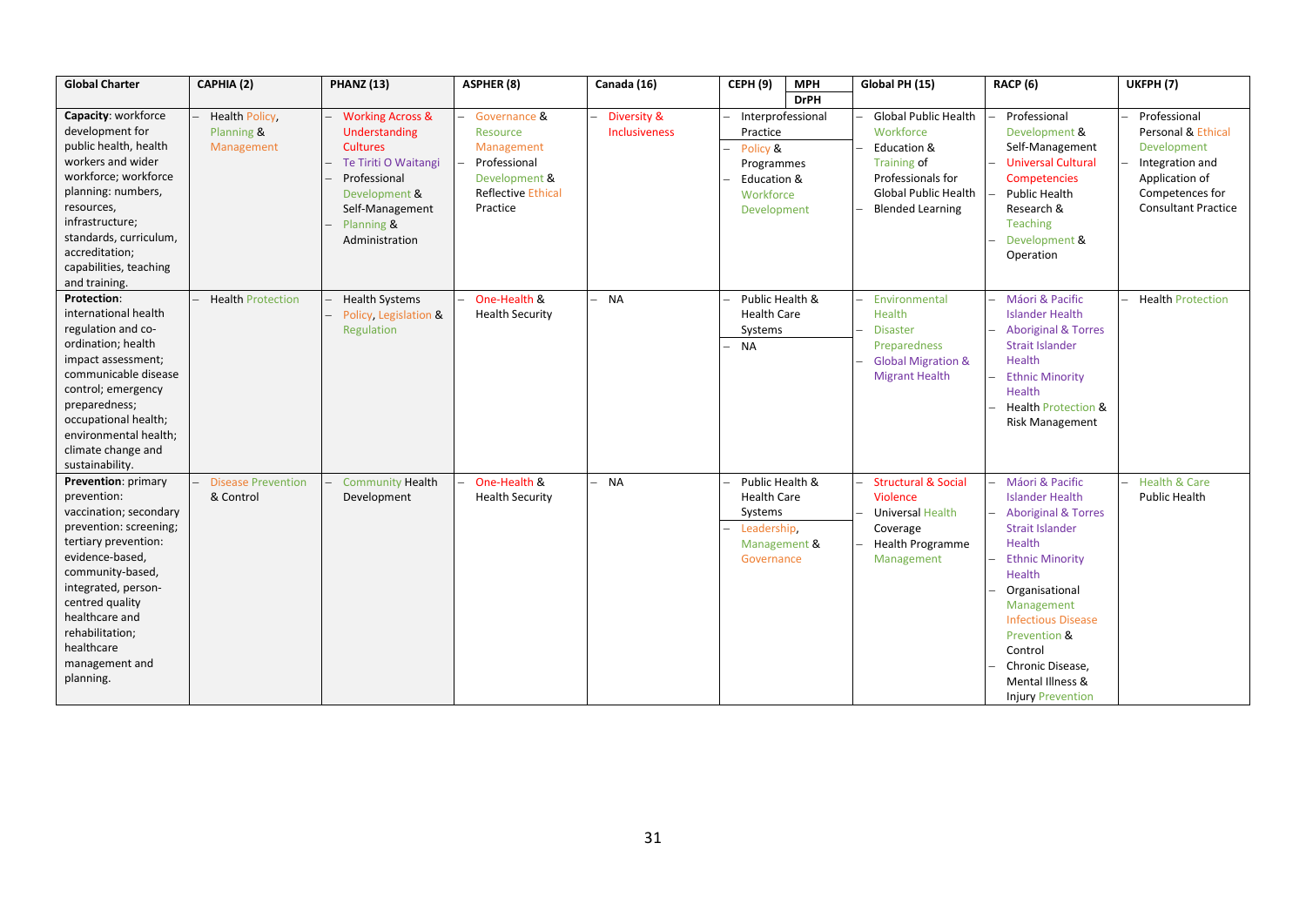| Global Charter | CAPHIA (2) | PHANZ (13) | ASPHER (8) | Canada (16) | CEPH (9) MPH / DrPH | Global PH (15) | RACP (6) | UKFPH (7) |
|---|---|---|---|---|---|---|---|---|
| **Capacity**: workforce development for public health, health workers and wider workforce; workforce planning: numbers, resources, infrastructure; standards, curriculum, accreditation; capabilities, teaching and training. | – Health Policy, Planning & Management | – Working Across & Understanding Cultures<br>– Te Tiriti O Waitangi<br>– Professional Development & Self-Management<br>– Planning & Administration | – Governance & Resource Management<br>– Professional Development & Reflective Ethical Practice | – Diversity & Inclusiveness | MPH: – Interprofessional Practice<br>DrPH: – Policy & Programmes<br>– Education & Workforce Development | – Global Public Health Workforce<br>– Education & Training of Professionals for Global Public Health<br>– Blended Learning | – Professional Development & Self-Management<br>– Universal Cultural Competencies<br>– Public Health Research & Teaching<br>– Development & Operation | – Professional Personal & Ethical Development<br>– Integration and Application of Competences for Consultant Practice |
| **Protection**: international health regulation and co-ordination; health impact assessment; communicable disease control; emergency preparedness; occupational health; environmental health; climate change and sustainability. | – Health Protection | – Health Systems<br>– Policy, Legislation & Regulation | – One-Health & Health Security | – NA | MPH: – Public Health & Health Care Systems<br>DrPH: – NA | – Environmental Health<br>– Disaster Preparedness<br>– Global Migration & Migrant Health | – Máori & Pacific Islander Health<br>– Aboriginal & Torres Strait Islander Health<br>– Ethnic Minority Health<br>– Health Protection & Risk Management | – Health Protection |
| **Prevention**: primary prevention: vaccination; secondary prevention: screening; tertiary prevention: evidence-based, community-based, integrated, person-centred quality healthcare and rehabilitation; healthcare management and planning. | – Disease Prevention & Control | – Community Health Development | – One-Health & Health Security | – NA | MPH: – Public Health & Health Care Systems<br>DrPH: – Leadership, Management & Governance | – Structural & Social Violence<br>– Universal Health Coverage<br>– Health Programme Management | – Máori & Pacific Islander Health<br>– Aboriginal & Torres Strait Islander Health<br>– Ethnic Minority Health<br>– Organisational Management<br>Infectious Disease Prevention & Control<br>– Chronic Disease, Mental Illness & Injury Prevention | – Health & Care Public Health |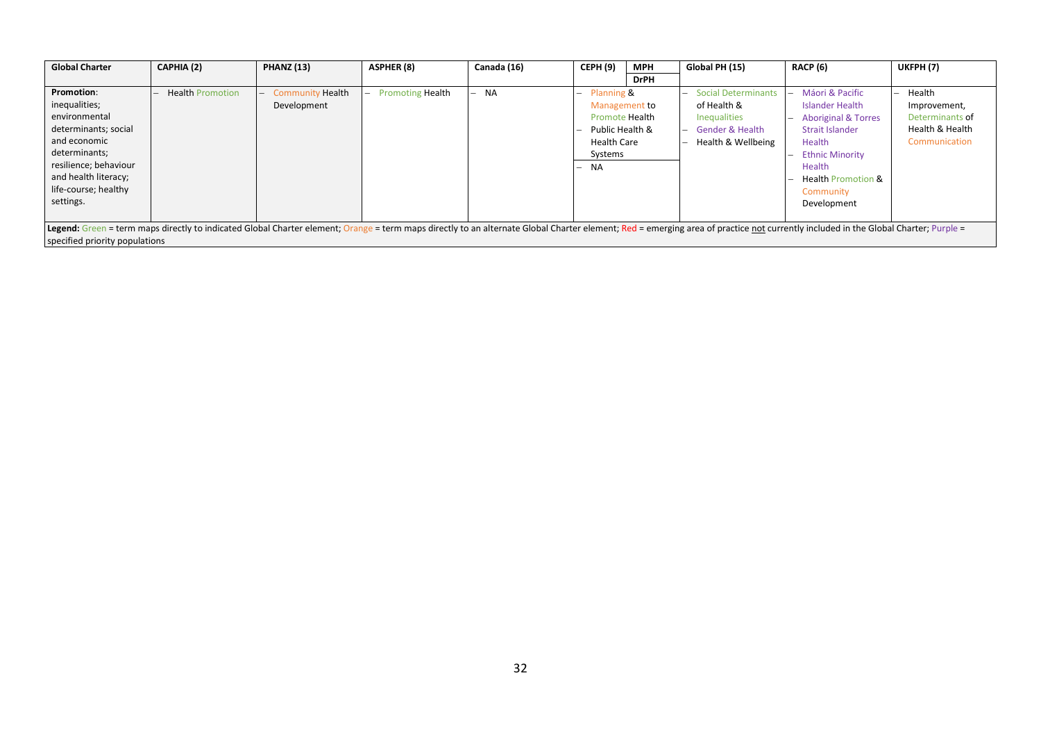| Global Charter | CAPHIA (2) | PHANZ (13) | ASPHER (8) | Canada (16) | CEPH (9) MPH | CEPH (9) DrPH | Global PH (15) | RACP (6) | UKFPH (7) |
|---|---|---|---|---|---|---|---|---|---|
| **Promotion**: inequalities; environmental determinants; social and economic determinants; resilience; behaviour and health literacy; life-course; healthy settings. | – Health Promotion | – Community Health Development | – Promoting Health | – NA | – Planning & Management to Promote Health<br>– Public Health & Health Care Systems | – NA | – Social Determinants of Health & Inequalities<br>– Gender & Health<br>– Health & Wellbeing | – Máori & Pacific Islander Health<br>– Aboriginal & Torres Strait Islander Health<br>– Ethnic Minority Health<br>– Health Promotion & Community Development | – Health Improvement, Determinants of Health & Health Communication |

**Legend:** Green = term maps directly to indicated Global Charter element; Orange = term maps directly to an alternate Global Charter element; Red = emerging area of practice not currently included in the Global Charter; Purple = specified priority populations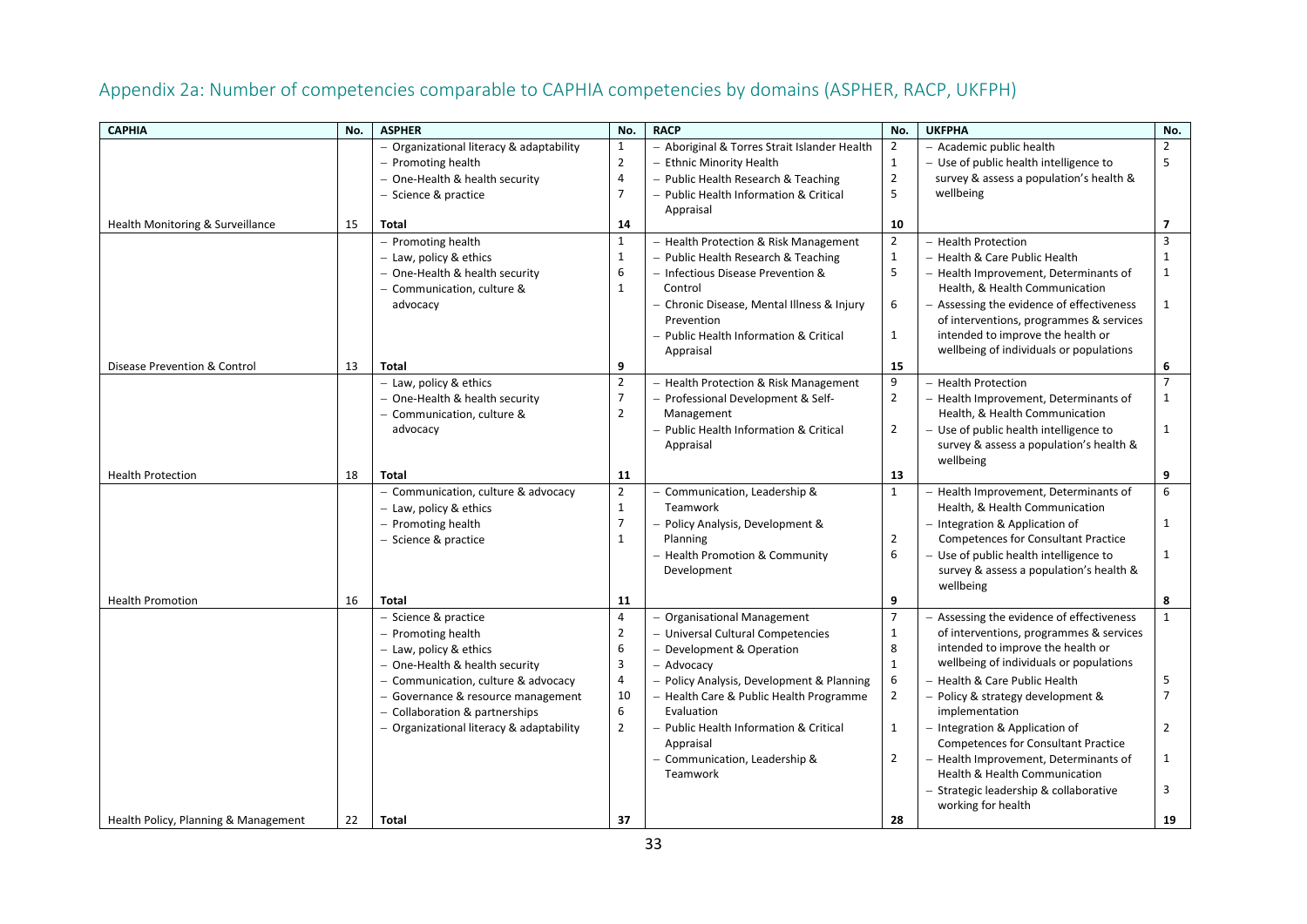## Appendix 2a: Number of competencies comparable to CAPHIA competencies by domains (ASPHER, RACP, UKFPH)

| CAPHIA | No. | ASPHER | No. | RACP | No. | UKFPHA | No. |
|---|---|---|---|---|---|---|---|
| | | – Organizational literacy & adaptability | 1 | – Aboriginal & Torres Strait Islander Health | 2 | – Academic public health | 2 |
| | | – Promoting health | 2 | – Ethnic Minority Health | 1 | – Use of public health intelligence to survey & assess a population's health & wellbeing | 5 |
| | | – One-Health & health security | 4 | – Public Health Research & Teaching | 2 | | |
| | | – Science & practice | 7 | – Public Health Information & Critical Appraisal | 5 | | |
| Health Monitoring & Surveillance | 15 | **Total** | **14** | | **10** | | **7** |
| | | – Promoting health | 1 | – Health Protection & Risk Management | 2 | – Health Protection | 3 |
| | | – Law, policy & ethics | 1 | – Public Health Research & Teaching | 1 | – Health & Care Public Health | 1 |
| | | – One-Health & health security | 6 | – Infectious Disease Prevention & Control | 5 | – Health Improvement, Determinants of Health, & Health Communication | 1 |
| | | – Communication, culture & advocacy | 1 | – Chronic Disease, Mental Illness & Injury Prevention | 6 | – Assessing the evidence of effectiveness of interventions, programmes & services intended to improve the health or wellbeing of individuals or populations | 1 |
| | | | | – Public Health Information & Critical Appraisal | 1 | | |
| Disease Prevention & Control | 13 | **Total** | **9** | | **15** | | **6** |
| | | – Law, policy & ethics | 2 | – Health Protection & Risk Management | 9 | – Health Protection | 7 |
| | | – One-Health & health security | 7 | – Professional Development & Self-Management | 2 | – Health Improvement, Determinants of Health, & Health Communication | 1 |
| | | – Communication, culture & advocacy | 2 | – Public Health Information & Critical Appraisal | 2 | – Use of public health intelligence to survey & assess a population's health & wellbeing | 1 |
| Health Protection | 18 | **Total** | **11** | | **13** | | **9** |
| | | – Communication, culture & advocacy | 2 | – Communication, Leadership & Teamwork | 1 | – Health Improvement, Determinants of Health, & Health Communication | 6 |
| | | – Law, policy & ethics | 1 | – Policy Analysis, Development & Planning | 2 | – Integration & Application of Competences for Consultant Practice | 1 |
| | | – Promoting health | 7 | – Health Promotion & Community Development | 6 | – Use of public health intelligence to survey & assess a population's health & wellbeing | 1 |
| | | – Science & practice | 1 | | | | |
| Health Promotion | 16 | **Total** | **11** | | **9** | | **8** |
| | | – Science & practice | 4 | – Organisational Management | 7 | – Assessing the evidence of effectiveness of interventions, programmes & services intended to improve the health or wellbeing of individuals or populations | 1 |
| | | – Promoting health | 2 | – Universal Cultural Competencies | 1 | – Health & Care Public Health | 5 |
| | | – Law, policy & ethics | 6 | – Development & Operation | 8 | – Policy & strategy development & implementation | 7 |
| | | – One-Health & health security | 3 | – Advocacy | 1 | – Integration & Application of Competences for Consultant Practice | 2 |
| | | – Communication, culture & advocacy | 4 | – Policy Analysis, Development & Planning | 6 | – Health Improvement, Determinants of Health & Health Communication | 1 |
| | | – Governance & resource management | 10 | – Health Care & Public Health Programme Evaluation | 2 | – Strategic leadership & collaborative working for health | 3 |
| | | – Collaboration & partnerships | 6 | – Public Health Information & Critical Appraisal | 1 | | |
| | | – Organizational literacy & adaptability | 2 | – Communication, Leadership & Teamwork | 2 | | |
| Health Policy, Planning & Management | 22 | **Total** | **37** | | **28** | | **19** |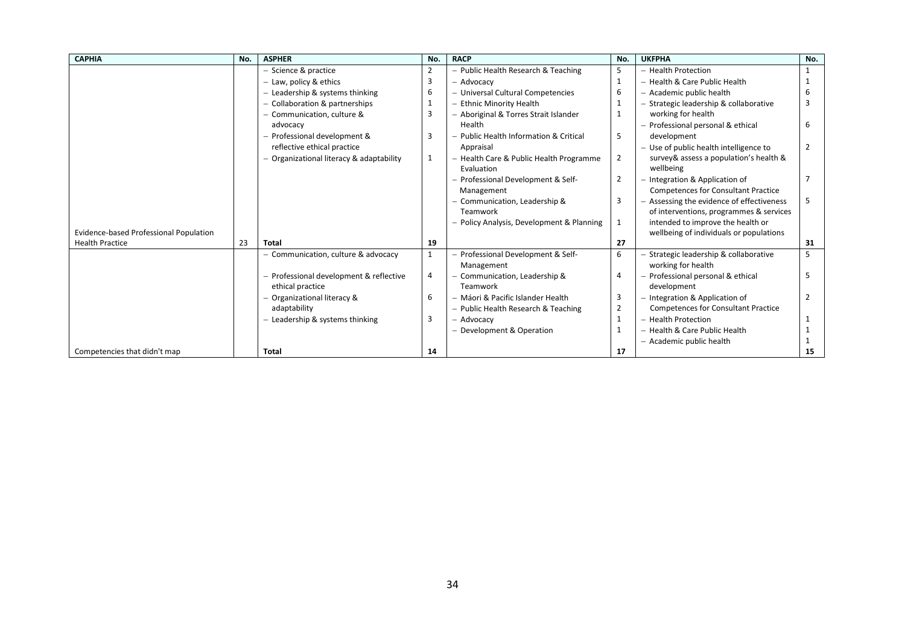| CAPHIA | No. | ASPHER | No. | RACP | No. | UKFPHA | No. |
|---|---|---|---|---|---|---|---|
| | | – Science & practice | 2 | – Public Health Research & Teaching | 5 | – Health Protection | 1 |
| | | – Law, policy & ethics | 3 | – Advocacy | 1 | – Health & Care Public Health | 1 |
| | | – Leadership & systems thinking | 6 | – Universal Cultural Competencies | 6 | – Academic public health | 6 |
| | | – Collaboration & partnerships | 1 | – Ethnic Minority Health | 1 | – Strategic leadership & collaborative working for health | 3 |
| | | – Communication, culture & advocacy | 3 | – Aboriginal & Torres Strait Islander Health | 1 | – Professional personal & ethical development | 6 |
| | | – Professional development & reflective ethical practice | 3 | – Public Health Information & Critical Appraisal | 5 | – Use of public health intelligence to survey& assess a population's health & wellbeing | 2 |
| | | – Organizational literacy & adaptability | 1 | – Health Care & Public Health Programme Evaluation | 2 | | |
| | | | | – Professional Development & Self-Management | 2 | – Integration & Application of Competences for Consultant Practice | 7 |
| | | | | – Communication, Leadership & Teamwork | 3 | – Assessing the evidence of effectiveness of interventions, programmes & services intended to improve the health or wellbeing of individuals or populations | 5 |
| | | | | – Policy Analysis, Development & Planning | 1 | | |
| Evidence-based Professional Population Health Practice | 23 | **Total** | **19** | | **27** | | **31** |
| | | – Communication, culture & advocacy | 1 | – Professional Development & Self-Management | 6 | – Strategic leadership & collaborative working for health | 5 |
| | | – Professional development & reflective ethical practice | 4 | – Communication, Leadership & Teamwork | 4 | – Professional personal & ethical development | 5 |
| | | – Organizational literacy & adaptability | 6 | – Máori & Pacific Islander Health | 3 | – Integration & Application of Competences for Consultant Practice | 2 |
| | | | | – Public Health Research & Teaching | 2 | | |
| | | – Leadership & systems thinking | 3 | – Advocacy | 1 | – Health Protection | 1 |
| | | | | – Development & Operation | 1 | – Health & Care Public Health | 1 |
| | | | | | | – Academic public health | 1 |
| Competencies that didn't map | | **Total** | **14** | | **17** | | **15** |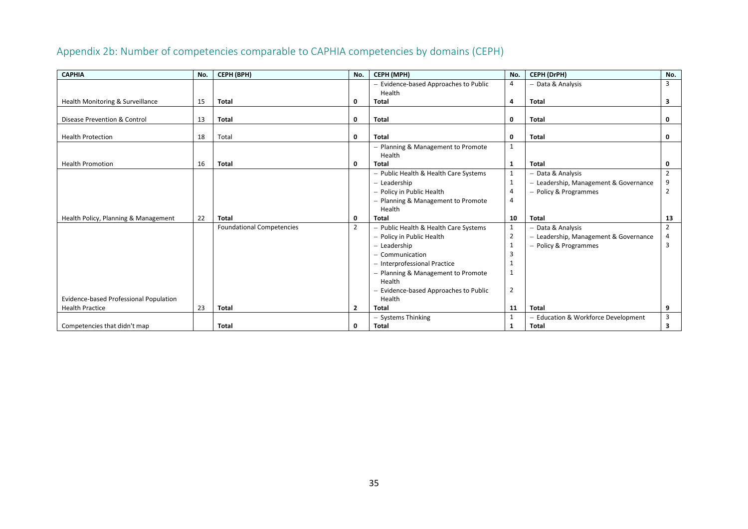## Appendix 2b: Number of competencies comparable to CAPHIA competencies by domains (CEPH)

| CAPHIA | No. | CEPH (BPH) | No. | CEPH (MPH) | No. | CEPH (DrPH) | No. |
|---|---|---|---|---|---|---|---|
| | | | | – Evidence-based Approaches to Public Health | 4 | – Data & Analysis | 3 |
| Health Monitoring & Surveillance | 15 | **Total** | **0** | **Total** | **4** | **Total** | **3** |
| Disease Prevention & Control | 13 | **Total** | **0** | **Total** | **0** | **Total** | **0** |
| Health Protection | 18 | Total | **0** | **Total** | **0** | **Total** | **0** |
| | | | | – Planning & Management to Promote Health | 1 | | |
| Health Promotion | 16 | **Total** | **0** | **Total** | **1** | **Total** | **0** |
| | | | | – Public Health & Health Care Systems | 1 | – Data & Analysis | 2 |
| | | | | – Leadership | 1 | – Leadership, Management & Governance | 9 |
| | | | | – Policy in Public Health | 4 | – Policy & Programmes | 2 |
| | | | | – Planning & Management to Promote Health | 4 | | |
| Health Policy, Planning & Management | 22 | **Total** | **0** | **Total** | **10** | **Total** | **13** |
| | | Foundational Competencies | 2 | – Public Health & Health Care Systems | 1 | – Data & Analysis | 2 |
| | | | | – Policy in Public Health | 2 | – Leadership, Management & Governance | 4 |
| | | | | – Leadership | 1 | – Policy & Programmes | 3 |
| | | | | – Communication | 3 | | |
| | | | | – Interprofessional Practice | 1 | | |
| | | | | – Planning & Management to Promote Health | 1 | | |
| | | | | – Evidence-based Approaches to Public Health | 2 | | |
| Evidence-based Professional Population Health Practice | 23 | **Total** | **2** | **Total** | **11** | **Total** | **9** |
| | | | | – Systems Thinking | 1 | – Education & Workforce Development | 3 |
| Competencies that didn't map | | **Total** | **0** | **Total** | **1** | **Total** | **3** |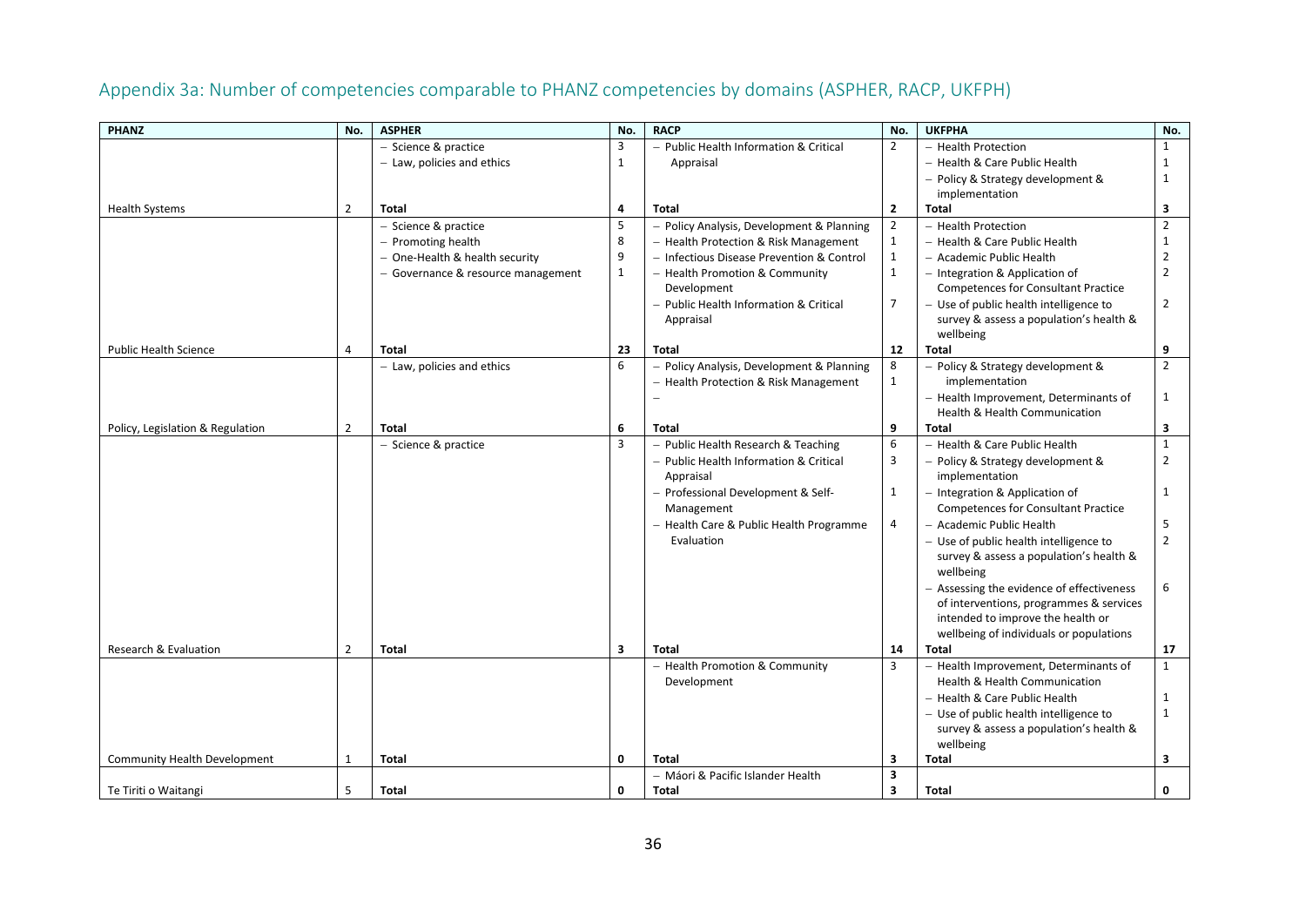## Appendix 3a: Number of competencies comparable to PHANZ competencies by domains (ASPHER, RACP, UKFPH)

| PHANZ | No. | ASPHER | No. | RACP | No. | UKFPHA | No. |
|---|---|---|---|---|---|---|---|
| | | – Science & practice | 3 | – Public Health Information & Critical Appraisal | 2 | – Health Protection | 1 |
| | | – Law, policies and ethics | 1 | | | – Health & Care Public Health | 1 |
| | | | | | | – Policy & Strategy development & implementation | 1 |
| Health Systems | 2 | **Total** | **4** | **Total** | **2** | **Total** | **3** |
| | | – Science & practice | 5 | – Policy Analysis, Development & Planning | 2 | – Health Protection | 2 |
| | | – Promoting health | 8 | – Health Protection & Risk Management | 1 | – Health & Care Public Health | 1 |
| | | – One-Health & health security | 9 | – Infectious Disease Prevention & Control | 1 | – Academic Public Health | 2 |
| | | – Governance & resource management | 1 | – Health Promotion & Community Development | 1 | – Integration & Application of Competences for Consultant Practice | 2 |
| | | | | – Public Health Information & Critical Appraisal | 7 | – Use of public health intelligence to survey & assess a population's health & wellbeing | 2 |
| Public Health Science | 4 | **Total** | **23** | **Total** | **12** | **Total** | **9** |
| | | – Law, policies and ethics | 6 | – Policy Analysis, Development & Planning | 8 | – Policy & Strategy development & implementation | 2 |
| | | | | – Health Protection & Risk Management | 1 | – Health Improvement, Determinants of Health & Health Communication | 1 |
| | | | | – | | | |
| Policy, Legislation & Regulation | 2 | **Total** | **6** | **Total** | **9** | **Total** | **3** |
| | | – Science & practice | 3 | – Public Health Research & Teaching | 6 | – Health & Care Public Health | 1 |
| | | | | – Public Health Information & Critical Appraisal | 3 | – Policy & Strategy development & implementation | 2 |
| | | | | – Professional Development & Self-Management | 1 | – Integration & Application of Competences for Consultant Practice | 1 |
| | | | | – Health Care & Public Health Programme Evaluation | 4 | – Academic Public Health | 5 |
| | | | | | | – Use of public health intelligence to survey & assess a population's health & wellbeing | 2 |
| | | | | | | – Assessing the evidence of effectiveness of interventions, programmes & services intended to improve the health or wellbeing of individuals or populations | 6 |
| Research & Evaluation | 2 | **Total** | **3** | **Total** | **14** | **Total** | **17** |
| | | | | – Health Promotion & Community Development | 3 | – Health Improvement, Determinants of Health & Health Communication | 1 |
| | | | | | | – Health & Care Public Health | 1 |
| | | | | | | – Use of public health intelligence to survey & assess a population's health & wellbeing | 1 |
| Community Health Development | 1 | **Total** | **0** | **Total** | **3** | **Total** | **3** |
| | | | | – Máori & Pacific Islander Health | **3** | | |
| Te Tiriti o Waitangi | 5 | **Total** | **0** | **Total** | **3** | **Total** | **0** |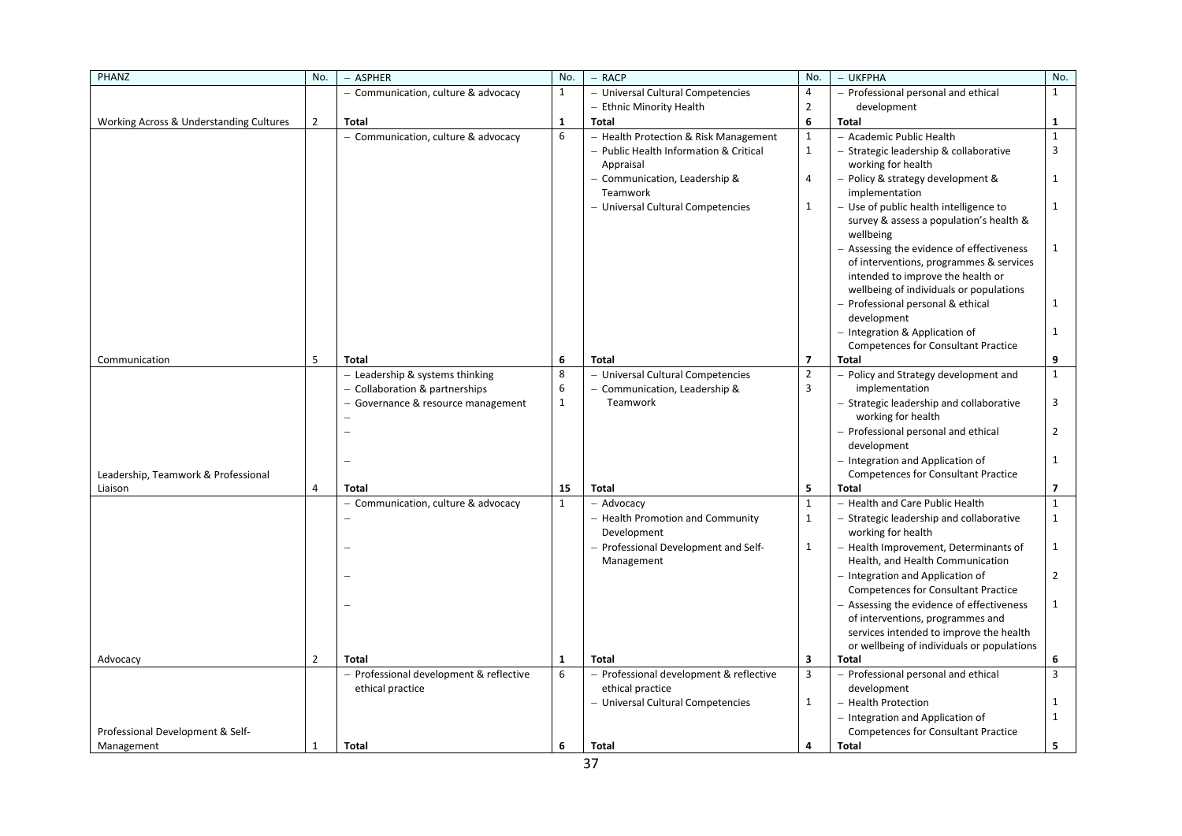| PHANZ | No. | – ASPHER | No. | – RACP | No. | – UKFPHA | No. |
|---|---|---|---|---|---|---|---|
| | | – Communication, culture & advocacy | 1 | – Universal Cultural Competencies | 4 | – Professional personal and ethical development | 1 |
| | | | | – Ethnic Minority Health | 2 | | |
| Working Across & Understanding Cultures | 2 | **Total** | **1** | **Total** | **6** | **Total** | **1** |
| | | – Communication, culture & advocacy | 6 | – Health Protection & Risk Management | 1 | – Academic Public Health | 1 |
| | | | | – Public Health Information & Critical Appraisal | 1 | – Strategic leadership & collaborative working for health | 3 |
| | | | | – Communication, Leadership & Teamwork | 4 | – Policy & strategy development & implementation | 1 |
| | | | | – Universal Cultural Competencies | 1 | – Use of public health intelligence to survey & assess a population's health & wellbeing | 1 |
| | | | | | | – Assessing the evidence of effectiveness of interventions, programmes & services intended to improve the health or wellbeing of individuals or populations | 1 |
| | | | | | | – Professional personal & ethical development | 1 |
| | | | | | | – Integration & Application of Competences for Consultant Practice | 1 |
| Communication | 5 | **Total** | **6** | **Total** | **7** | **Total** | **9** |
| | | – Leadership & systems thinking | 8 | – Universal Cultural Competencies | 2 | – Policy and Strategy development and implementation | 1 |
| | | – Collaboration & partnerships | 6 | – Communication, Leadership & Teamwork | 3 | – Strategic leadership and collaborative working for health | 3 |
| | | – Governance & resource management | 1 | | | – Professional personal and ethical development | 2 |
| | | – | | | | – Integration and Application of Competences for Consultant Practice | 1 |
| Leadership, Teamwork & Professional Liaison | 4 | **Total** | **15** | **Total** | **5** | **Total** | **7** |
| | | – Communication, culture & advocacy | 1 | – Advocacy | 1 | – Health and Care Public Health | 1 |
| | | – | | – Health Promotion and Community Development | 1 | – Strategic leadership and collaborative working for health | 1 |
| | | – | | – Professional Development and Self-Management | 1 | – Health Improvement, Determinants of Health, and Health Communication | 1 |
| | | – | | | | – Integration and Application of Competences for Consultant Practice | 2 |
| | | – | | | | – Assessing the evidence of effectiveness of interventions, programmes and services intended to improve the health or wellbeing of individuals or populations | 1 |
| Advocacy | 2 | **Total** | **1** | **Total** | **3** | **Total** | **6** |
| | | – Professional development & reflective ethical practice | 6 | – Professional development & reflective ethical practice | 3 | – Professional personal and ethical development | 3 |
| | | | | – Universal Cultural Competencies | 1 | – Health Protection | 1 |
| | | | | | | – Integration and Application of Competences for Consultant Practice | 1 |
| Professional Development & Self-Management | 1 | **Total** | **6** | **Total** | **4** | **Total** | **5** |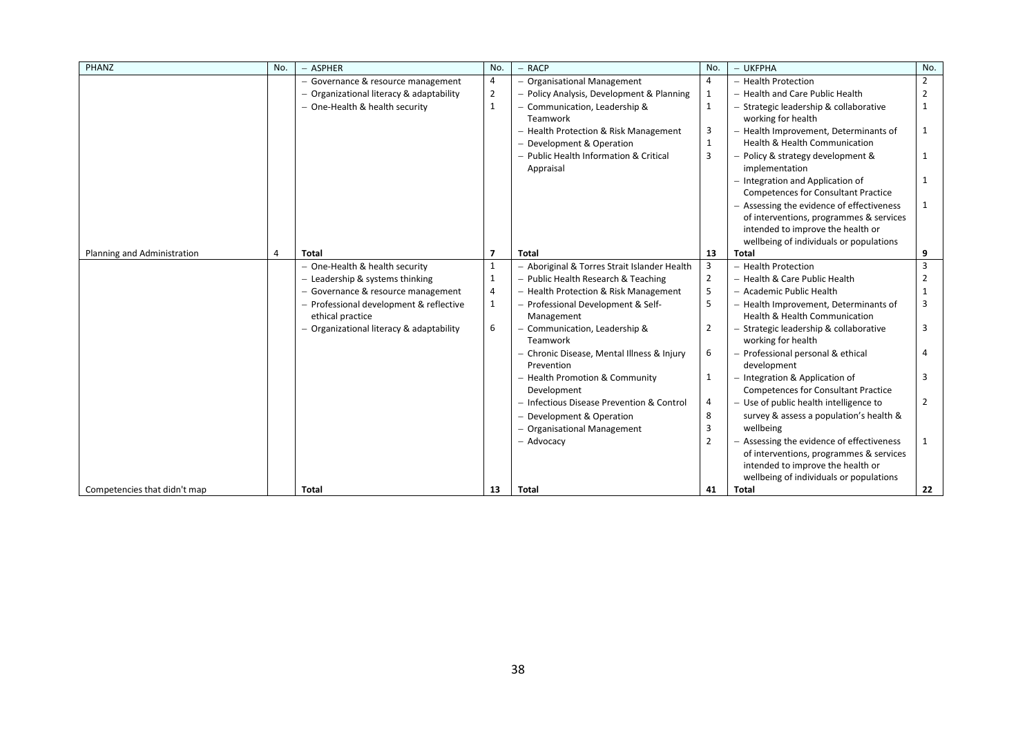| PHANZ | No. | – ASPHER | No. | – RACP | No. | – UKFPHA | No. |
|---|---|---|---|---|---|---|---|
| | | – Governance & resource management | 4 | – Organisational Management | 4 | – Health Protection | 2 |
| | | – Organizational literacy & adaptability | 2 | – Policy Analysis, Development & Planning | 1 | – Health and Care Public Health | 2 |
| | | – One-Health & health security | 1 | – Communication, Leadership & Teamwork | 1 | – Strategic leadership & collaborative working for health | 1 |
| | | | | – Health Protection & Risk Management | 3 | – Health Improvement, Determinants of Health & Health Communication | 1 |
| | | | | – Development & Operation | 1 | | |
| | | | | – Public Health Information & Critical Appraisal | 3 | – Policy & strategy development & implementation | 1 |
| | | | | | | – Integration and Application of Competences for Consultant Practice | 1 |
| | | | | | | – Assessing the evidence of effectiveness of interventions, programmes & services intended to improve the health or wellbeing of individuals or populations | 1 |
| Planning and Administration | 4 | **Total** | **7** | **Total** | **13** | **Total** | **9** |
| | | – One-Health & health security | 1 | – Aboriginal & Torres Strait Islander Health | 3 | – Health Protection | 3 |
| | | – Leadership & systems thinking | 1 | – Public Health Research & Teaching | 2 | – Health & Care Public Health | 2 |
| | | – Governance & resource management | 4 | – Health Protection & Risk Management | 5 | – Academic Public Health | 1 |
| | | – Professional development & reflective ethical practice | 1 | – Professional Development & Self-Management | 5 | – Health Improvement, Determinants of Health & Health Communication | 3 |
| | | – Organizational literacy & adaptability | 6 | – Communication, Leadership & Teamwork | 2 | – Strategic leadership & collaborative working for health | 3 |
| | | | | – Chronic Disease, Mental Illness & Injury Prevention | 6 | – Professional personal & ethical development | 4 |
| | | | | – Health Promotion & Community Development | 1 | – Integration & Application of Competences for Consultant Practice | 3 |
| | | | | – Infectious Disease Prevention & Control | 4 | – Use of public health intelligence to survey & assess a population's health & wellbeing | 2 |
| | | | | – Development & Operation | 8 | | |
| | | | | – Organisational Management | 3 | | |
| | | | | – Advocacy | 2 | – Assessing the evidence of effectiveness of interventions, programmes & services intended to improve the health or wellbeing of individuals or populations | 1 |
| Competencies that didn't map | | **Total** | **13** | **Total** | **41** | **Total** | **22** |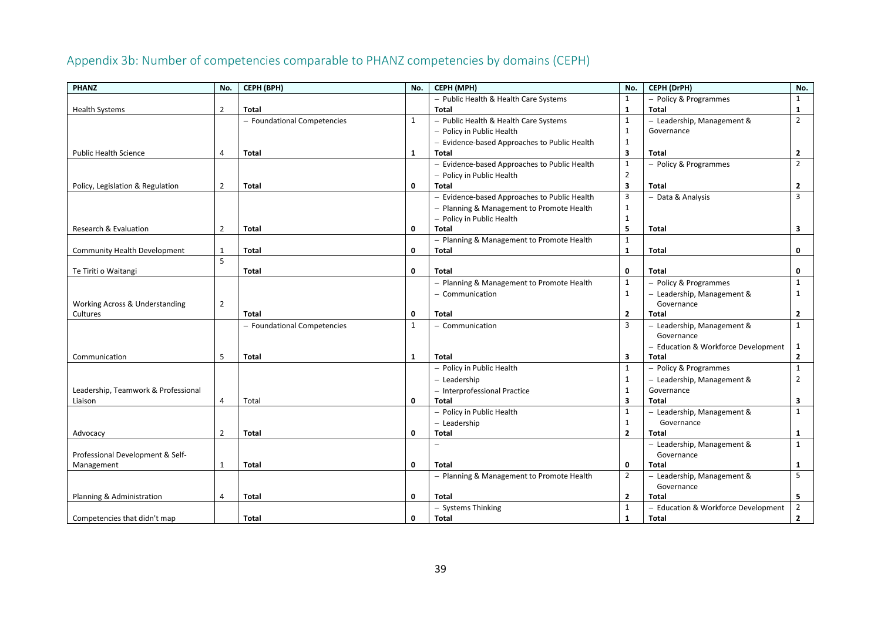## Appendix 3b: Number of competencies comparable to PHANZ competencies by domains (CEPH)

| PHANZ | No. | CEPH (BPH) | No. | CEPH (MPH) | No. | CEPH (DrPH) | No. |
|---|---|---|---|---|---|---|---|
| | | | | – Public Health & Health Care Systems | 1 | – Policy & Programmes | 1 |
| Health Systems | 2 | **Total** | | **Total** | **1** | **Total** | **1** |
| | | – Foundational Competencies | 1 | – Public Health & Health Care Systems | 1 | – Leadership, Management & Governance | 2 |
| | | | | – Policy in Public Health | 1 | | |
| | | | | – Evidence-based Approaches to Public Health | 1 | | |
| Public Health Science | 4 | **Total** | **1** | **Total** | **3** | **Total** | **2** |
| | | | | – Evidence-based Approaches to Public Health | 1 | – Policy & Programmes | 2 |
| | | | | – Policy in Public Health | 2 | | |
| Policy, Legislation & Regulation | 2 | **Total** | **0** | **Total** | **3** | **Total** | **2** |
| | | | | – Evidence-based Approaches to Public Health | 3 | – Data & Analysis | 3 |
| | | | | – Planning & Management to Promote Health | 1 | | |
| | | | | – Policy in Public Health | 1 | | |
| Research & Evaluation | 2 | **Total** | **0** | **Total** | **5** | **Total** | **3** |
| | | | | – Planning & Management to Promote Health | 1 | | |
| Community Health Development | 1 | **Total** | **0** | **Total** | **1** | **Total** | **0** |
| Te Tiriti o Waitangi | 5 | **Total** | **0** | **Total** | **0** | **Total** | **0** |
| | | | | – Planning & Management to Promote Health | 1 | – Policy & Programmes | 1 |
| | | | | – Communication | 1 | – Leadership, Management & Governance | 1 |
| Working Across & Understanding Cultures | 2 | **Total** | **0** | **Total** | **2** | **Total** | **2** |
| | | – Foundational Competencies | 1 | – Communication | 3 | – Leadership, Management & Governance | 1 |
| | | | | | | – Education & Workforce Development | 1 |
| Communication | 5 | **Total** | **1** | **Total** | **3** | **Total** | **2** |
| | | | | – Policy in Public Health | 1 | – Policy & Programmes | 1 |
| | | | | – Leadership | 1 | – Leadership, Management & Governance | 2 |
| | | | | – Interprofessional Practice | 1 | | |
| Leadership, Teamwork & Professional Liaison | 4 | Total | **0** | **Total** | **3** | **Total** | **3** |
| | | | | – Policy in Public Health | 1 | – Leadership, Management & Governance | 1 |
| | | | | – Leadership | 1 | | |
| Advocacy | 2 | **Total** | **0** | **Total** | **2** | **Total** | **1** |
| | | | | – | | – Leadership, Management & Governance | 1 |
| Professional Development & Self-Management | 1 | **Total** | **0** | **Total** | **0** | **Total** | **1** |
| | | | | – Planning & Management to Promote Health | 2 | – Leadership, Management & Governance | 5 |
| Planning & Administration | 4 | **Total** | **0** | **Total** | **2** | **Total** | **5** |
| | | | | – Systems Thinking | 1 | – Education & Workforce Development | 2 |
| Competencies that didn't map | | **Total** | **0** | **Total** | **1** | **Total** | **2** |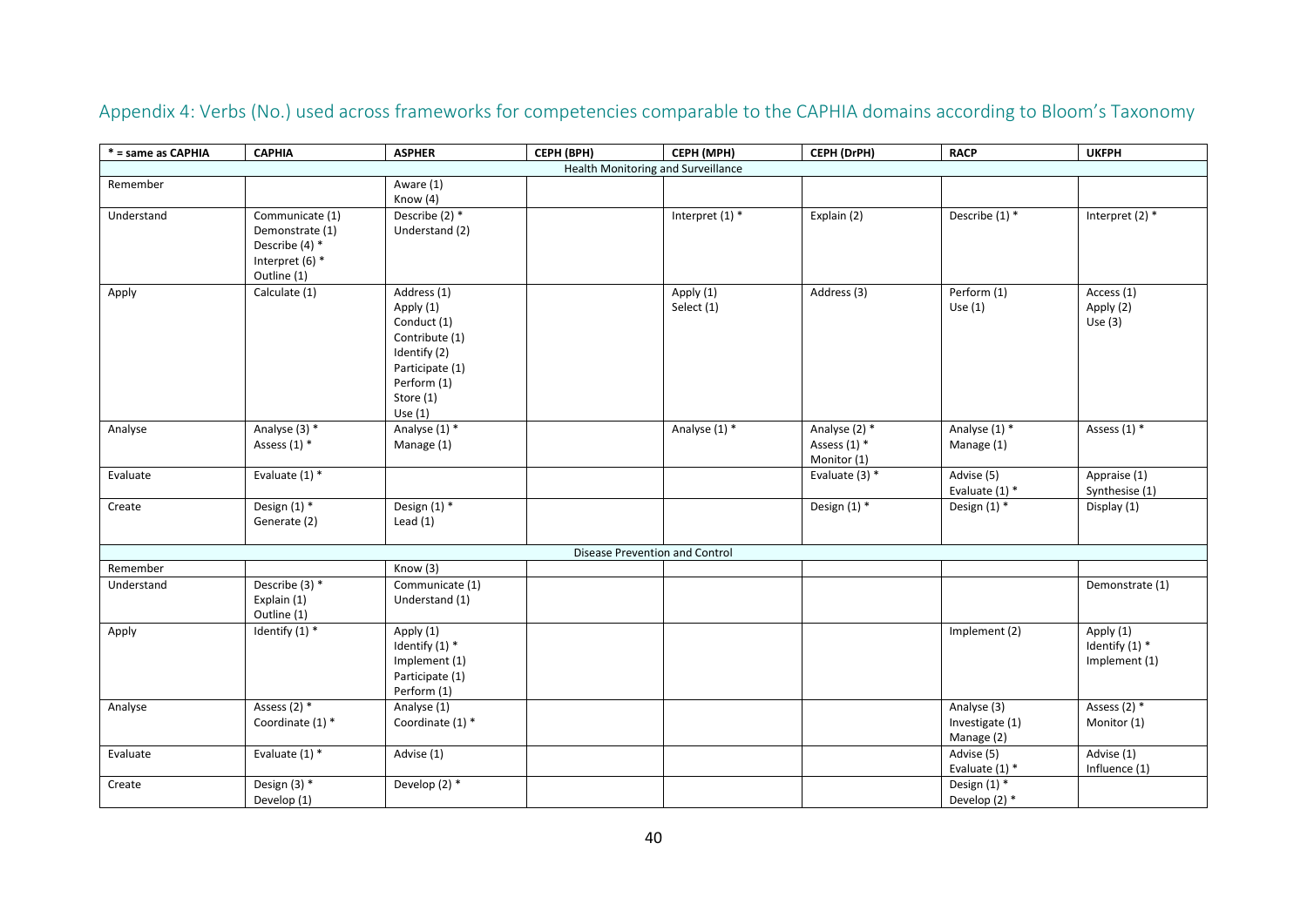## Appendix 4: Verbs (No.) used across frameworks for competencies comparable to the CAPHIA domains according to Bloom's Taxonomy

| * = same as CAPHIA | CAPHIA | ASPHER | CEPH (BPH) | CEPH (MPH) | CEPH (DrPH) | RACP | UKFPH |
|---|---|---|---|---|---|---|---|
| Health Monitoring and Surveillance | | | | | | | |
| Remember | | Aware (1)<br>Know (4) | | | | | |
| Understand | Communicate (1)<br>Demonstrate (1)<br>Describe (4) *<br>Interpret (6) *<br>Outline (1) | Describe (2) *<br>Understand (2) | | Interpret (1) * | Explain (2) | Describe (1) * | Interpret (2) * |
| Apply | Calculate (1) | Address (1)<br>Apply (1)<br>Conduct (1)<br>Contribute (1)<br>Identify (2)<br>Participate (1)<br>Perform (1)<br>Store (1)<br>Use (1) | | Apply (1)<br>Select (1) | Address (3) | Perform (1)<br>Use (1) | Access (1)<br>Apply (2)<br>Use (3) |
| Analyse | Analyse (3) *<br>Assess (1) * | Analyse (1) *<br>Manage (1) | | Analyse (1) * | Analyse (2) *<br>Assess (1) *<br>Monitor (1) | Analyse (1) *<br>Manage (1) | Assess (1) * |
| Evaluate | Evaluate (1) * | | | | Evaluate (3) * | Advise (5)<br>Evaluate (1) * | Appraise (1)<br>Synthesise (1) |
| Create | Design (1) *<br>Generate (2) | Design (1) *<br>Lead (1) | | | Design (1) * | Design (1) * | Display (1) |
| Disease Prevention and Control | | | | | | | |
| Remember | | Know (3) | | | | | |
| Understand | Describe (3) *<br>Explain (1)<br>Outline (1) | Communicate (1)<br>Understand (1) | | | | | Demonstrate (1) |
| Apply | Identify (1) * | Apply (1)<br>Identify (1) *<br>Implement (1)<br>Participate (1)<br>Perform (1) | | | | Implement (2) | Apply (1)<br>Identify (1) *<br>Implement (1) |
| Analyse | Assess (2) *<br>Coordinate (1) * | Analyse (1)<br>Coordinate (1) * | | | | Analyse (3)<br>Investigate (1)<br>Manage (2) | Assess (2) *<br>Monitor (1) |
| Evaluate | Evaluate (1) * | Advise (1) | | | | Advise (5)<br>Evaluate (1) * | Advise (1)<br>Influence (1) |
| Create | Design (3) *<br>Develop (1) | Develop (2) * | | | | Design (1) *<br>Develop (2) * | |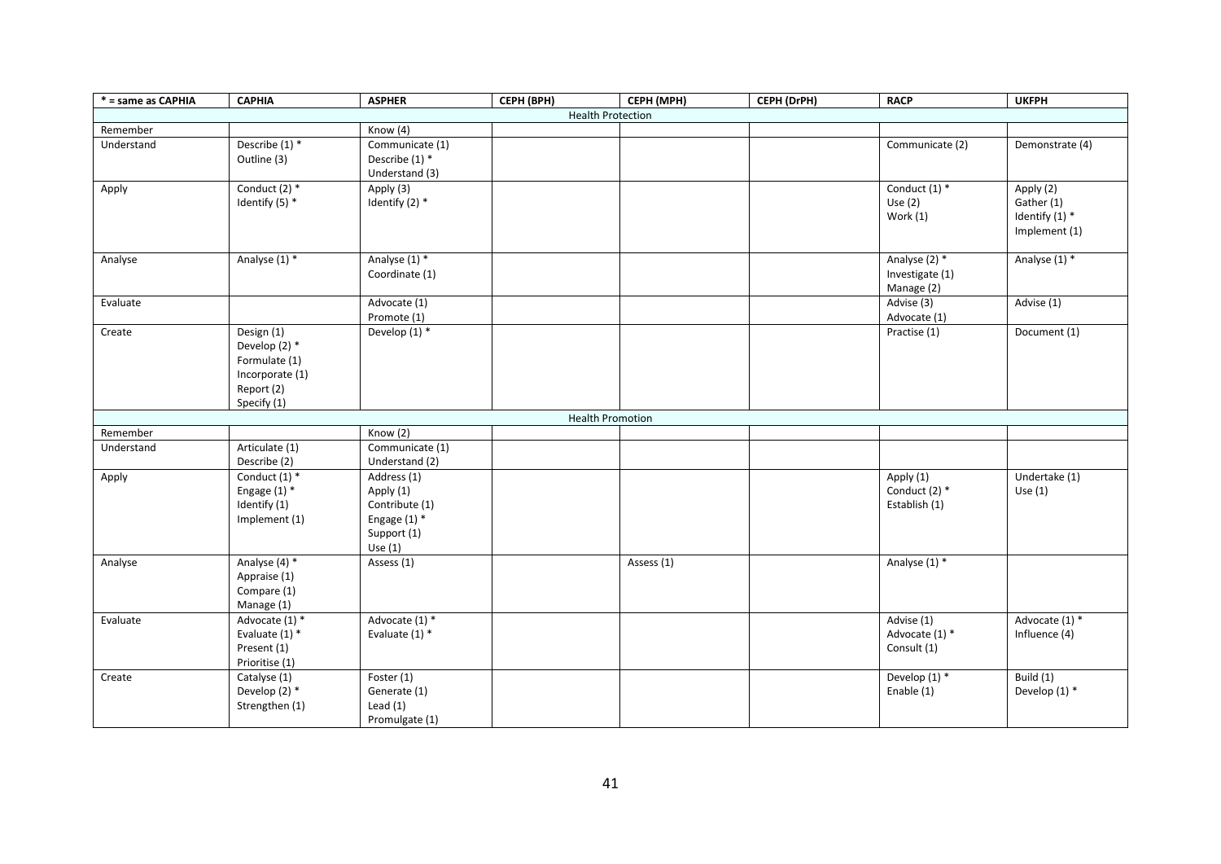| * = same as CAPHIA | CAPHIA | ASPHER | CEPH (BPH) | CEPH (MPH) | CEPH (DrPH) | RACP | UKFPH |
|---|---|---|---|---|---|---|---|
| Health Protection | | | | | | | |
| Remember | | Know (4) | | | | | |
| Understand | Describe (1) *<br>Outline (3) | Communicate (1)<br>Describe (1) *<br>Understand (3) | | | | Communicate (2) | Demonstrate (4) |
| Apply | Conduct (2) *<br>Identify (5) * | Apply (3)<br>Identify (2) * | | | | Conduct (1) *<br>Use (2)<br>Work (1) | Apply (2)<br>Gather (1)<br>Identify (1) *<br>Implement (1) |
| Analyse | Analyse (1) * | Analyse (1) *<br>Coordinate (1) | | | | Analyse (2) *<br>Investigate (1)<br>Manage (2) | Analyse (1) * |
| Evaluate | | Advocate (1)<br>Promote (1) | | | | Advise (3)<br>Advocate (1) | Advise (1) |
| Create | Design (1)<br>Develop (2) *<br>Formulate (1)<br>Incorporate (1)<br>Report (2)<br>Specify (1) | Develop (1) * | | | | Practise (1) | Document (1) |
| Health Promotion | | | | | | | |
| Remember | | Know (2) | | | | | |
| Understand | Articulate (1)<br>Describe (2) | Communicate (1)<br>Understand (2) | | | | | |
| Apply | Conduct (1) *<br>Engage (1) *<br>Identify (1)<br>Implement (1) | Address (1)<br>Apply (1)<br>Contribute (1)<br>Engage (1) *<br>Support (1)<br>Use (1) | | | | Apply (1)<br>Conduct (2) *<br>Establish (1) | Undertake (1)<br>Use (1) |
| Analyse | Analyse (4) *<br>Appraise (1)<br>Compare (1)<br>Manage (1) | Assess (1) | | Assess (1) | | Analyse (1) * | |
| Evaluate | Advocate (1) *<br>Evaluate (1) *<br>Present (1)<br>Prioritise (1) | Advocate (1) *<br>Evaluate (1) * | | | | Advise (1)<br>Advocate (1) *<br>Consult (1) | Advocate (1) *<br>Influence (4) |
| Create | Catalyse (1)<br>Develop (2) *<br>Strengthen (1) | Foster (1)<br>Generate (1)<br>Lead (1)<br>Promulgate (1) | | | | Develop (1) *<br>Enable (1) | Build (1)<br>Develop (1) * |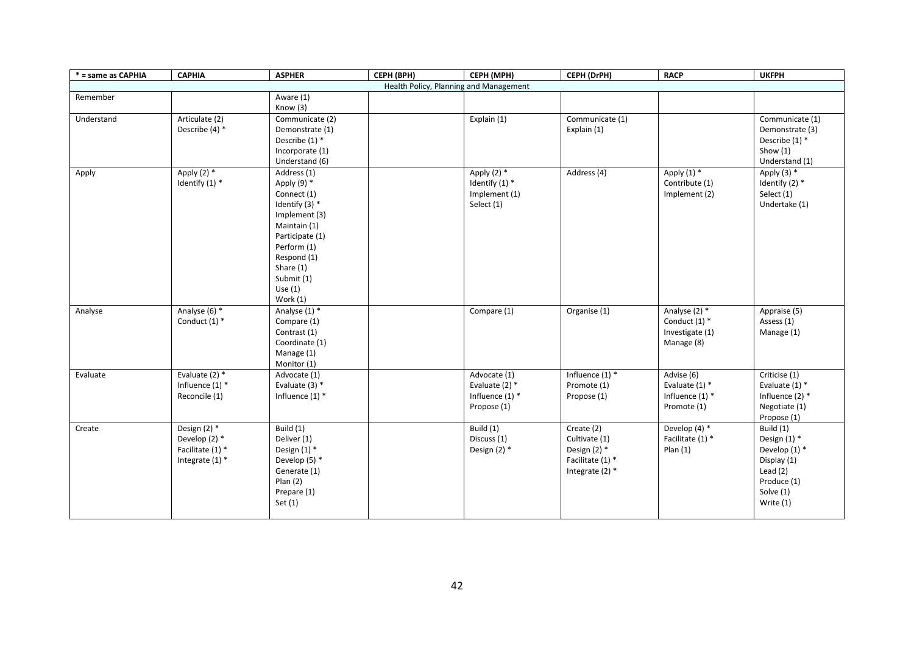| * = same as CAPHIA | CAPHIA | ASPHER | CEPH (BPH) | CEPH (MPH) | CEPH (DrPH) | RACP | UKFPH |
|---|---|---|---|---|---|---|---|
| Health Policy, Planning and Management | | | | | | | |
| Remember | | Aware (1)<br>Know (3) | | | | | |
| Understand | Articulate (2)<br>Describe (4) * | Communicate (2)<br>Demonstrate (1)<br>Describe (1) *<br>Incorporate (1)<br>Understand (6) | | Explain (1) | Communicate (1)<br>Explain (1) | | Communicate (1)<br>Demonstrate (3)<br>Describe (1) *<br>Show (1)<br>Understand (1) |
| Apply | Apply (2) *<br>Identify (1) * | Address (1)<br>Apply (9) *<br>Connect (1)<br>Identify (3) *<br>Implement (3)<br>Maintain (1)<br>Participate (1)<br>Perform (1)<br>Respond (1)<br>Share (1)<br>Submit (1)<br>Use (1)<br>Work (1) | | Apply (2) *<br>Identify (1) *<br>Implement (1)<br>Select (1) | Address (4) | Apply (1) *<br>Contribute (1)<br>Implement (2) | Apply (3) *<br>Identify (2) *<br>Select (1)<br>Undertake (1) |
| Analyse | Analyse (6) *<br>Conduct (1) * | Analyse (1) *<br>Compare (1)<br>Contrast (1)<br>Coordinate (1)<br>Manage (1)<br>Monitor (1) | | Compare (1) | Organise (1) | Analyse (2) *<br>Conduct (1) *<br>Investigate (1)<br>Manage (8) | Appraise (5)<br>Assess (1)<br>Manage (1) |
| Evaluate | Evaluate (2) *<br>Influence (1) *<br>Reconcile (1) | Advocate (1)<br>Evaluate (3) *<br>Influence (1) * | | Advocate (1)<br>Evaluate (2) *<br>Influence (1) *<br>Propose (1) | Influence (1) *<br>Promote (1)<br>Propose (1) | Advise (6)<br>Evaluate (1) *<br>Influence (1) *<br>Promote (1) | Criticise (1)<br>Evaluate (1) *<br>Influence (2) *<br>Negotiate (1)<br>Propose (1) |
| Create | Design (2) *<br>Develop (2) *<br>Facilitate (1) *<br>Integrate (1) * | Build (1)<br>Deliver (1)<br>Design (1) *<br>Develop (5) *<br>Generate (1)<br>Plan (2)<br>Prepare (1)<br>Set (1) | | Build (1)<br>Discuss (1)<br>Design (2) * | Create (2)<br>Cultivate (1)<br>Design (2) *<br>Facilitate (1) *<br>Integrate (2) * | Develop (4) *<br>Facilitate (1) *<br>Plan (1) | Build (1)<br>Design (1) *<br>Develop (1) *<br>Display (1)<br>Lead (2)<br>Produce (1)<br>Solve (1)<br>Write (1) |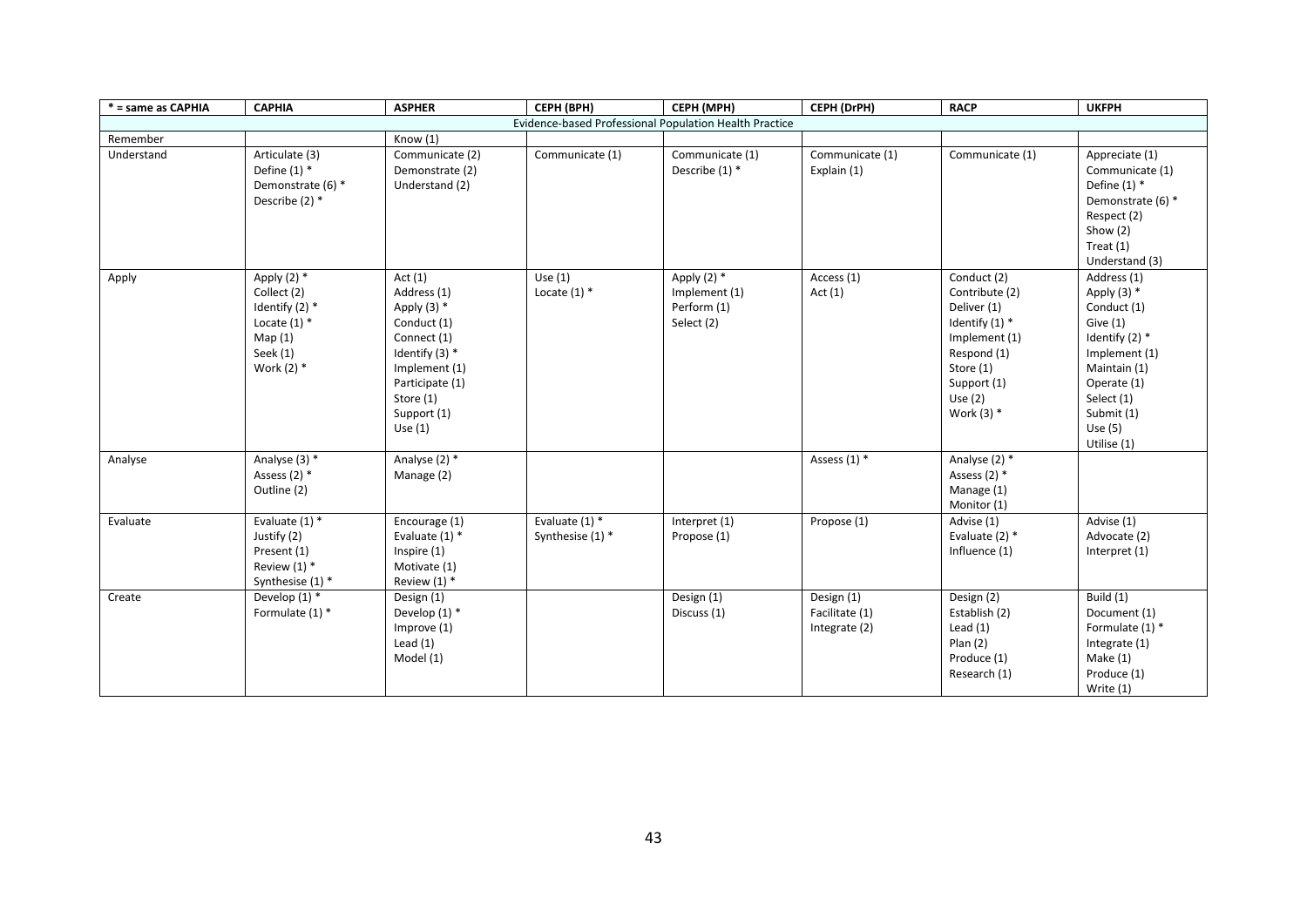| * = same as CAPHIA | CAPHIA | ASPHER | CEPH (BPH) | CEPH (MPH) | CEPH (DrPH) | RACP | UKFPH |
|---|---|---|---|---|---|---|---|
| Evidence-based Professional Population Health Practice | | | | | | | |
| Remember | | Know (1) | | | | | |
| Understand | Articulate (3)<br>Define (1) *<br>Demonstrate (6) *<br>Describe (2) * | Communicate (2)<br>Demonstrate (2)<br>Understand (2) | Communicate (1) | Communicate (1)<br>Describe (1) * | Communicate (1)<br>Explain (1) | Communicate (1) | Appreciate (1)<br>Communicate (1)<br>Define (1) *<br>Demonstrate (6) *<br>Respect (2)<br>Show (2)<br>Treat (1)<br>Understand (3) |
| Apply | Apply (2) *<br>Collect (2)<br>Identify (2) *<br>Locate (1) *<br>Map (1)<br>Seek (1)<br>Work (2) * | Act (1)<br>Address (1)<br>Apply (3) *<br>Conduct (1)<br>Connect (1)<br>Identify (3) *<br>Implement (1)<br>Participate (1)<br>Store (1)<br>Support (1)<br>Use (1) | Use (1)<br>Locate (1) * | Apply (2) *<br>Implement (1)<br>Perform (1)<br>Select (2) | Access (1)<br>Act (1) | Conduct (2)<br>Contribute (2)<br>Deliver (1)<br>Identify (1) *<br>Implement (1)<br>Respond (1)<br>Store (1)<br>Support (1)<br>Use (2)<br>Work (3) * | Address (1)<br>Apply (3) *<br>Conduct (1)<br>Give (1)<br>Identify (2) *<br>Implement (1)<br>Maintain (1)<br>Operate (1)<br>Select (1)<br>Submit (1)<br>Use (5)<br>Utilise (1) |
| Analyse | Analyse (3) *<br>Assess (2) *<br>Outline (2) | Analyse (2) *<br>Manage (2) | | | Assess (1) * | Analyse (2) *<br>Assess (2) *<br>Manage (1)<br>Monitor (1) | |
| Evaluate | Evaluate (1) *<br>Justify (2)<br>Present (1)<br>Review (1) *<br>Synthesise (1) * | Encourage (1)<br>Evaluate (1) *<br>Inspire (1)<br>Motivate (1)<br>Review (1) * | Evaluate (1) *<br>Synthesise (1) * | Interpret (1)<br>Propose (1) | Propose (1) | Advise (1)<br>Evaluate (2) *<br>Influence (1) | Advise (1)<br>Advocate (2)<br>Interpret (1) |
| Create | Develop (1) *<br>Formulate (1) * | Design (1)<br>Develop (1) *<br>Improve (1)<br>Lead (1)<br>Model (1) | | Design (1)<br>Discuss (1) | Design (1)<br>Facilitate (1)<br>Integrate (2) | Design (2)<br>Establish (2)<br>Lead (1)<br>Plan (2)<br>Produce (1)<br>Research (1) | Build (1)<br>Document (1)<br>Formulate (1) *<br>Integrate (1)<br>Make (1)<br>Produce (1)<br>Write (1) |